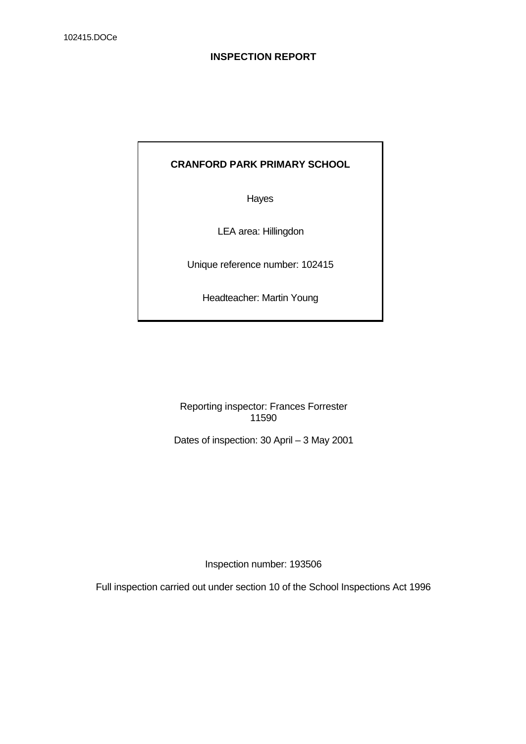102415.DOCe

# INSPECTION REPORT

**CRANFORD PARK PRIMARY SCHOOL**

Hayes

LEA area: Hillingdon

Unique reference number: 102415

Headteacher: Martin Young

Reporting inspector: Frances Forrester
11590

Dates of inspection: 30 April – 3 May 2001

Inspection number: 193506

Full inspection carried out under section 10 of the School Inspections Act 1996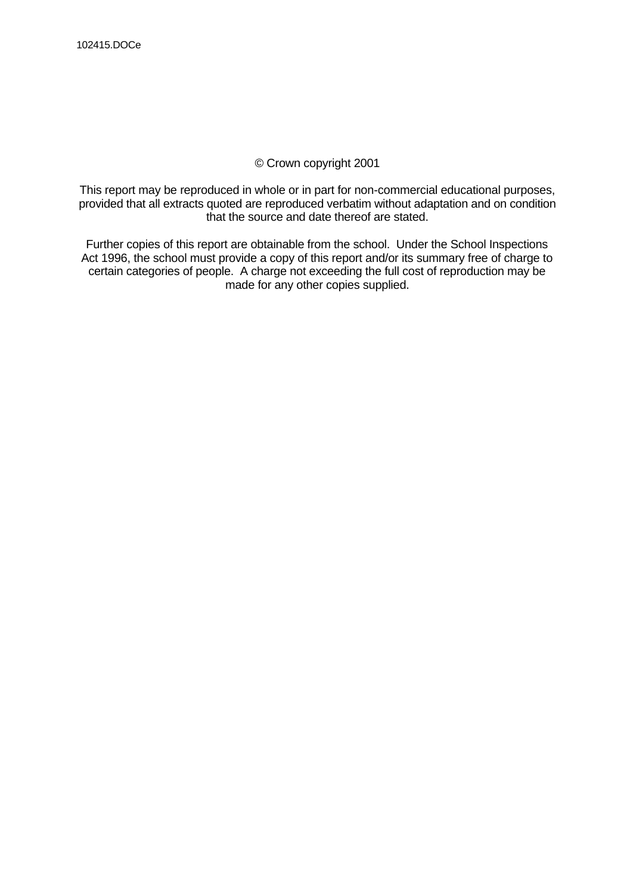102415.DOCe

© Crown copyright 2001

This report may be reproduced in whole or in part for non-commercial educational purposes, provided that all extracts quoted are reproduced verbatim without adaptation and on condition that the source and date thereof are stated.

Further copies of this report are obtainable from the school. Under the School Inspections Act 1996, the school must provide a copy of this report and/or its summary free of charge to certain categories of people. A charge not exceeding the full cost of reproduction may be made for any other copies supplied.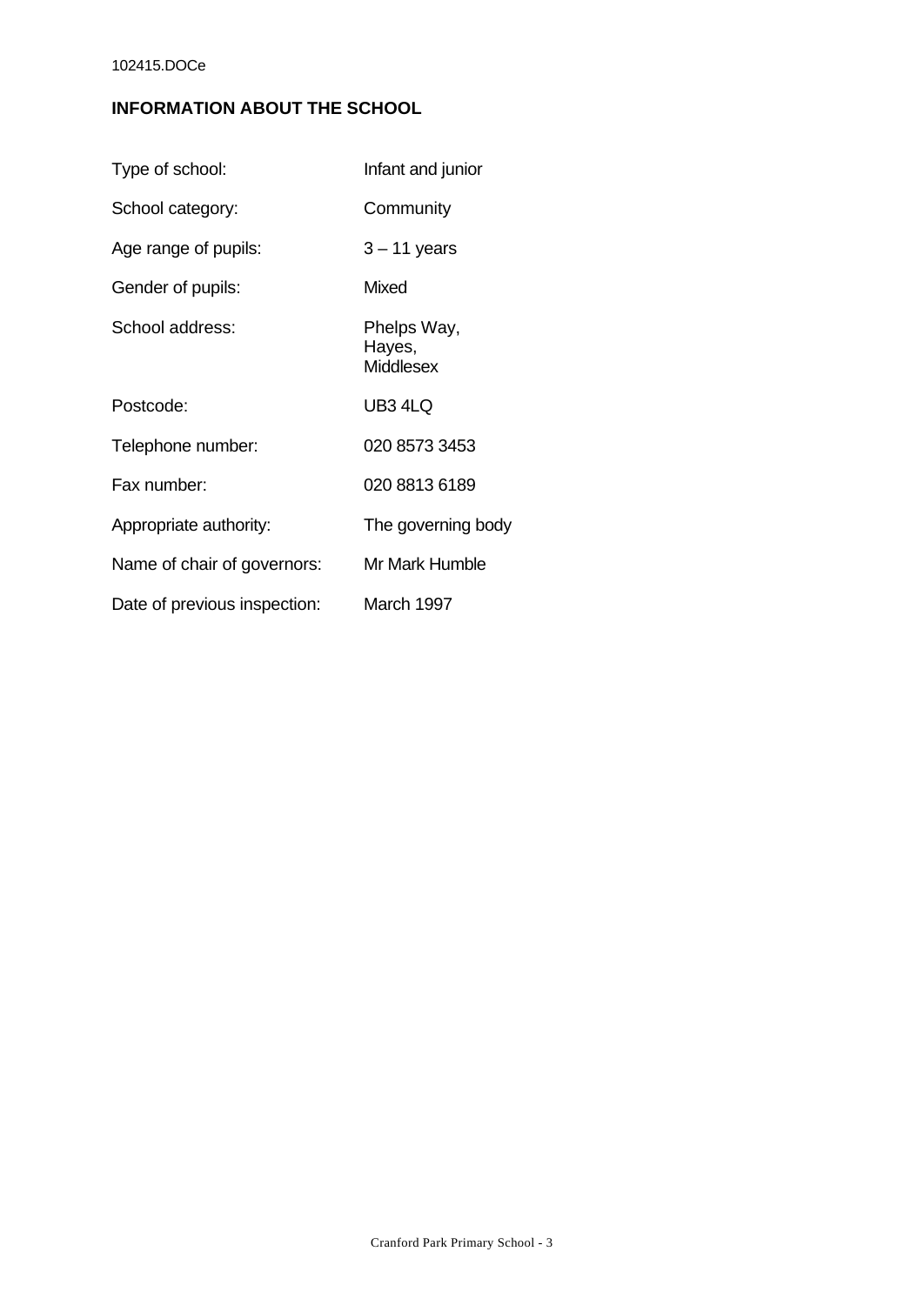## INFORMATION ABOUT THE SCHOOL

| | |
|---|---|
| Type of school: | Infant and junior |
| School category: | Community |
| Age range of pupils: | 3 – 11 years |
| Gender of pupils: | Mixed |
| School address: | Phelps Way, Hayes, Middlesex |
| Postcode: | UB3 4LQ |
| Telephone number: | 020 8573 3453 |
| Fax number: | 020 8813 6189 |
| Appropriate authority: | The governing body |
| Name of chair of governors: | Mr Mark Humble |
| Date of previous inspection: | March 1997 |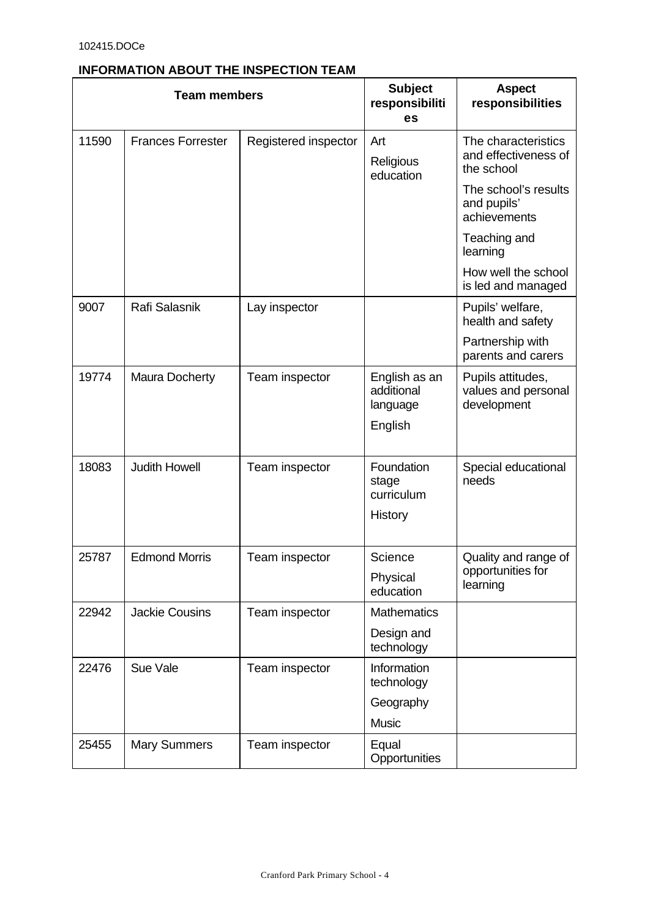## INFORMATION ABOUT THE INSPECTION TEAM

| Team members | | | Subject responsibilities | Aspect responsibilities |
|---|---|---|---|---|
| 11590 | Frances Forrester | Registered inspector | Art<br>Religious education | The characteristics and effectiveness of the school<br>The school's results and pupils' achievements<br>Teaching and learning<br>How well the school is led and managed |
| 9007 | Rafi Salasnik | Lay inspector | | Pupils' welfare, health and safety<br>Partnership with parents and carers |
| 19774 | Maura Docherty | Team inspector | English as an additional language<br>English | Pupils attitudes, values and personal development |
| 18083 | Judith Howell | Team inspector | Foundation stage curriculum<br>History | Special educational needs |
| 25787 | Edmond Morris | Team inspector | Science<br>Physical education | Quality and range of opportunities for learning |
| 22942 | Jackie Cousins | Team inspector | Mathematics<br>Design and technology | |
| 22476 | Sue Vale | Team inspector | Information technology<br>Geography<br>Music | |
| 25455 | Mary Summers | Team inspector | Equal Opportunities | |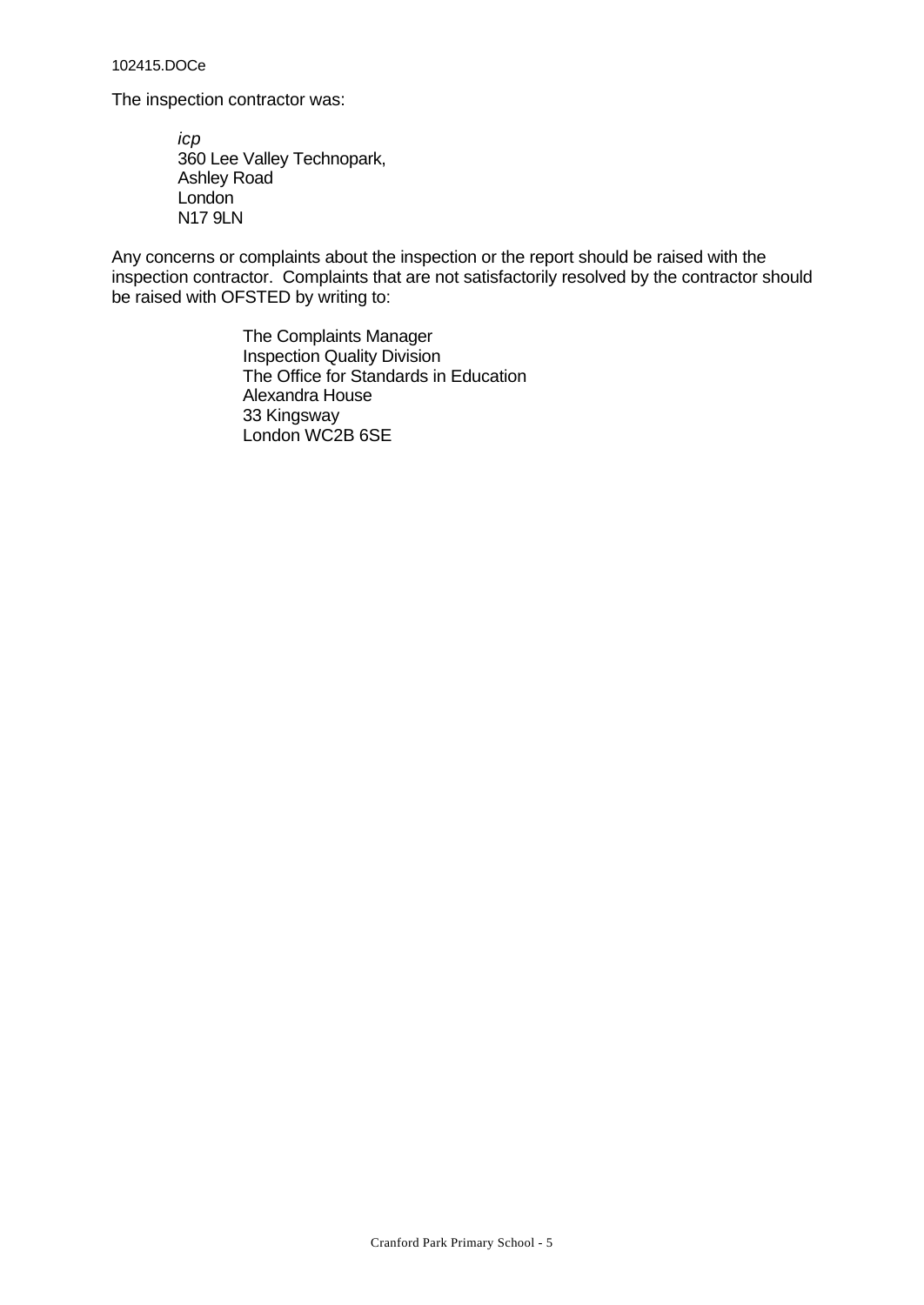The inspection contractor was:

*icp*
360 Lee Valley Technopark,
Ashley Road
London
N17 9LN

Any concerns or complaints about the inspection or the report should be raised with the inspection contractor. Complaints that are not satisfactorily resolved by the contractor should be raised with OFSTED by writing to:

The Complaints Manager
Inspection Quality Division
The Office for Standards in Education
Alexandra House
33 Kingsway
London WC2B 6SE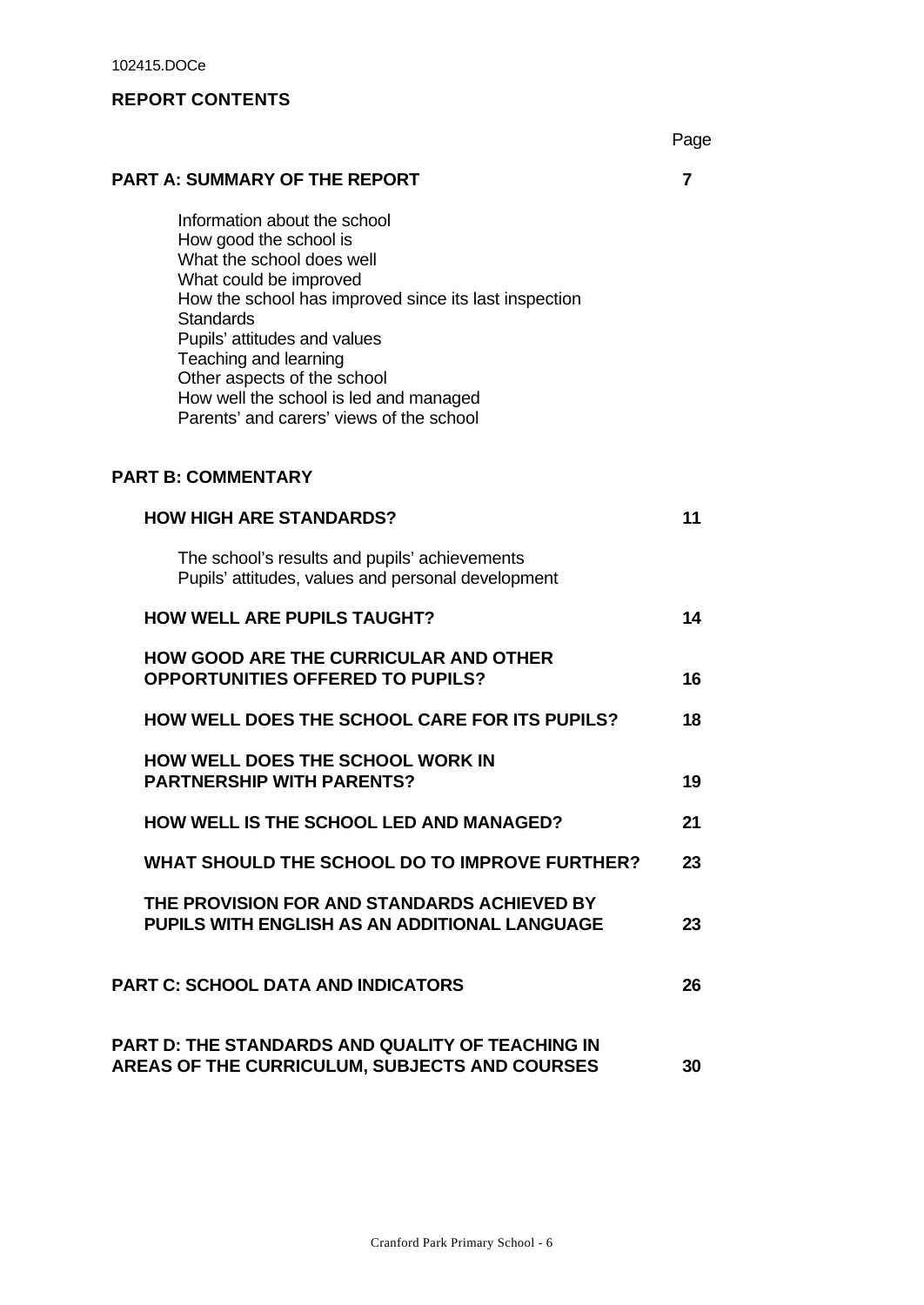102415.DOCe

## REPORT CONTENTS

| | Page |
|---|---|
| **PART A: SUMMARY OF THE REPORT** | **7** |
| Information about the school<br>How good the school is<br>What the school does well<br>What could be improved<br>How the school has improved since its last inspection<br>Standards<br>Pupils' attitudes and values<br>Teaching and learning<br>Other aspects of the school<br>How well the school is led and managed<br>Parents' and carers' views of the school | |
| **PART B: COMMENTARY** | |
| **HOW HIGH ARE STANDARDS?** | **11** |
| The school's results and pupils' achievements<br>Pupils' attitudes, values and personal development | |
| **HOW WELL ARE PUPILS TAUGHT?** | **14** |
| **HOW GOOD ARE THE CURRICULAR AND OTHER OPPORTUNITIES OFFERED TO PUPILS?** | **16** |
| **HOW WELL DOES THE SCHOOL CARE FOR ITS PUPILS?** | **18** |
| **HOW WELL DOES THE SCHOOL WORK IN PARTNERSHIP WITH PARENTS?** | **19** |
| **HOW WELL IS THE SCHOOL LED AND MANAGED?** | **21** |
| **WHAT SHOULD THE SCHOOL DO TO IMPROVE FURTHER?** | **23** |
| **THE PROVISION FOR AND STANDARDS ACHIEVED BY PUPILS WITH ENGLISH AS AN ADDITIONAL LANGUAGE** | **23** |
| **PART C: SCHOOL DATA AND INDICATORS** | **26** |
| **PART D: THE STANDARDS AND QUALITY OF TEACHING IN AREAS OF THE CURRICULUM, SUBJECTS AND COURSES** | **30** |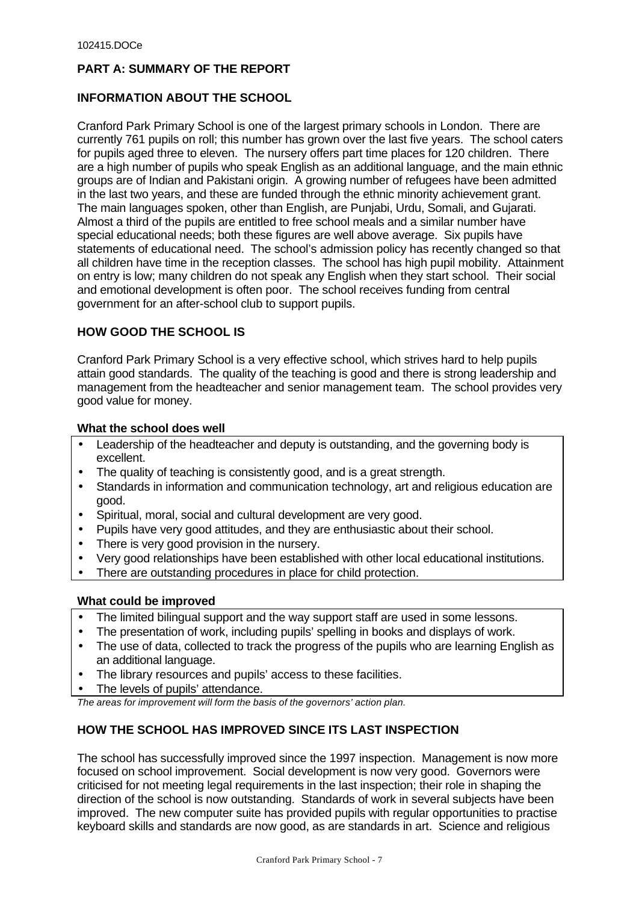## PART A: SUMMARY OF THE REPORT

### INFORMATION ABOUT THE SCHOOL

Cranford Park Primary School is one of the largest primary schools in London. There are currently 761 pupils on roll; this number has grown over the last five years. The school caters for pupils aged three to eleven. The nursery offers part time places for 120 children. There are a high number of pupils who speak English as an additional language, and the main ethnic groups are of Indian and Pakistani origin. A growing number of refugees have been admitted in the last two years, and these are funded through the ethnic minority achievement grant. The main languages spoken, other than English, are Punjabi, Urdu, Somali, and Gujarati. Almost a third of the pupils are entitled to free school meals and a similar number have special educational needs; both these figures are well above average. Six pupils have statements of educational need. The school's admission policy has recently changed so that all children have time in the reception classes. The school has high pupil mobility. Attainment on entry is low; many children do not speak any English when they start school. Their social and emotional development is often poor. The school receives funding from central government for an after-school club to support pupils.

### HOW GOOD THE SCHOOL IS

Cranford Park Primary School is a very effective school, which strives hard to help pupils attain good standards. The quality of the teaching is good and there is strong leadership and management from the headteacher and senior management team. The school provides very good value for money.

**What the school does well**

- Leadership of the headteacher and deputy is outstanding, and the governing body is excellent.
- The quality of teaching is consistently good, and is a great strength.
- Standards in information and communication technology, art and religious education are good.
- Spiritual, moral, social and cultural development are very good.
- Pupils have very good attitudes, and they are enthusiastic about their school.
- There is very good provision in the nursery.
- Very good relationships have been established with other local educational institutions.
- There are outstanding procedures in place for child protection.

**What could be improved**

- The limited bilingual support and the way support staff are used in some lessons.
- The presentation of work, including pupils' spelling in books and displays of work.
- The use of data, collected to track the progress of the pupils who are learning English as an additional language.
- The library resources and pupils' access to these facilities.
- The levels of pupils' attendance.

*The areas for improvement will form the basis of the governors' action plan.*

### HOW THE SCHOOL HAS IMPROVED SINCE ITS LAST INSPECTION

The school has successfully improved since the 1997 inspection. Management is now more focused on school improvement. Social development is now very good. Governors were criticised for not meeting legal requirements in the last inspection; their role in shaping the direction of the school is now outstanding. Standards of work in several subjects have been improved. The new computer suite has provided pupils with regular opportunities to practise keyboard skills and standards are now good, as are standards in art. Science and religious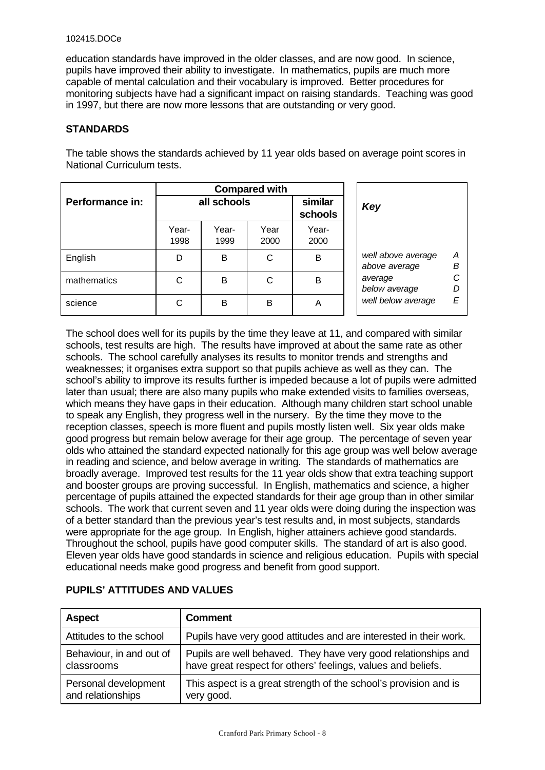education standards have improved in the older classes, and are now good. In science, pupils have improved their ability to investigate. In mathematics, pupils are much more capable of mental calculation and their vocabulary is improved. Better procedures for monitoring subjects have had a significant impact on raising standards. Teaching was good in 1997, but there are now more lessons that are outstanding or very good.

## STANDARDS

The table shows the standards achieved by 11 year olds based on average point scores in National Curriculum tests.

| Performance in: | Compared with | | | |
|---|---|---|---|---|
| | all schools | | | similar schools |
| | Year-1998 | Year-1999 | Year 2000 | Year-2000 |
| English | D | B | C | B |
| mathematics | C | B | C | B |
| science | C | B | B | A |

| *Key* | |
|---|---|
| *well above average* | *A* |
| *above average* | *B* |
| *average* | *C* |
| *below average* | *D* |
| *well below average* | *E* |

The school does well for its pupils by the time they leave at 11, and compared with similar schools, test results are high. The results have improved at about the same rate as other schools. The school carefully analyses its results to monitor trends and strengths and weaknesses; it organises extra support so that pupils achieve as well as they can. The school's ability to improve its results further is impeded because a lot of pupils were admitted later than usual; there are also many pupils who make extended visits to families overseas, which means they have gaps in their education. Although many children start school unable to speak any English, they progress well in the nursery. By the time they move to the reception classes, speech is more fluent and pupils mostly listen well. Six year olds make good progress but remain below average for their age group. The percentage of seven year olds who attained the standard expected nationally for this age group was well below average in reading and science, and below average in writing. The standards of mathematics are broadly average. Improved test results for the 11 year olds show that extra teaching support and booster groups are proving successful. In English, mathematics and science, a higher percentage of pupils attained the expected standards for their age group than in other similar schools. The work that current seven and 11 year olds were doing during the inspection was of a better standard than the previous year's test results and, in most subjects, standards were appropriate for the age group. In English, higher attainers achieve good standards. Throughout the school, pupils have good computer skills. The standard of art is also good. Eleven year olds have good standards in science and religious education. Pupils with special educational needs make good progress and benefit from good support.

## PUPILS' ATTITUDES AND VALUES

| Aspect | Comment |
|---|---|
| Attitudes to the school | Pupils have very good attitudes and are interested in their work. |
| Behaviour, in and out of classrooms | Pupils are well behaved. They have very good relationships and have great respect for others' feelings, values and beliefs. |
| Personal development and relationships | This aspect is a great strength of the school's provision and is very good. |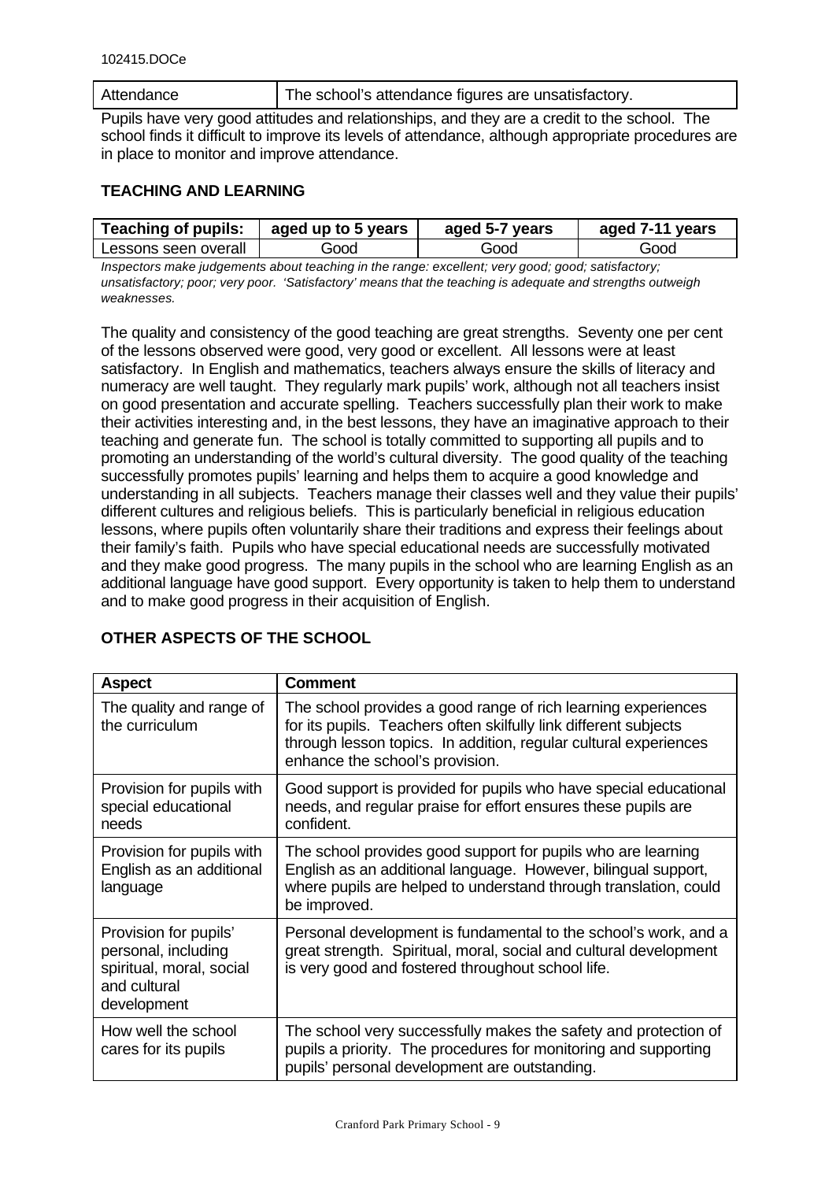| Attendance | The school's attendance figures are unsatisfactory. |
|---|---|

Pupils have very good attitudes and relationships, and they are a credit to the school. The school finds it difficult to improve its levels of attendance, although appropriate procedures are in place to monitor and improve attendance.

**TEACHING AND LEARNING**

| Teaching of pupils: | aged up to 5 years | aged 5-7 years | aged 7-11 years |
|---|---|---|---|
| Lessons seen overall | Good | Good | Good |

*Inspectors make judgements about teaching in the range: excellent; very good; good; satisfactory; unsatisfactory; poor; very poor. 'Satisfactory' means that the teaching is adequate and strengths outweigh weaknesses.*

The quality and consistency of the good teaching are great strengths. Seventy one per cent of the lessons observed were good, very good or excellent. All lessons were at least satisfactory. In English and mathematics, teachers always ensure the skills of literacy and numeracy are well taught. They regularly mark pupils' work, although not all teachers insist on good presentation and accurate spelling. Teachers successfully plan their work to make their activities interesting and, in the best lessons, they have an imaginative approach to their teaching and generate fun. The school is totally committed to supporting all pupils and to promoting an understanding of the world's cultural diversity. The good quality of the teaching successfully promotes pupils' learning and helps them to acquire a good knowledge and understanding in all subjects. Teachers manage their classes well and they value their pupils' different cultures and religious beliefs. This is particularly beneficial in religious education lessons, where pupils often voluntarily share their traditions and express their feelings about their family's faith. Pupils who have special educational needs are successfully motivated and they make good progress. The many pupils in the school who are learning English as an additional language have good support. Every opportunity is taken to help them to understand and to make good progress in their acquisition of English.

**OTHER ASPECTS OF THE SCHOOL**

| Aspect | Comment |
|---|---|
| The quality and range of the curriculum | The school provides a good range of rich learning experiences for its pupils. Teachers often skilfully link different subjects through lesson topics. In addition, regular cultural experiences enhance the school's provision. |
| Provision for pupils with special educational needs | Good support is provided for pupils who have special educational needs, and regular praise for effort ensures these pupils are confident. |
| Provision for pupils with English as an additional language | The school provides good support for pupils who are learning English as an additional language. However, bilingual support, where pupils are helped to understand through translation, could be improved. |
| Provision for pupils' personal, including spiritual, moral, social and cultural development | Personal development is fundamental to the school's work, and a great strength. Spiritual, moral, social and cultural development is very good and fostered throughout school life. |
| How well the school cares for its pupils | The school very successfully makes the safety and protection of pupils a priority. The procedures for monitoring and supporting pupils' personal development are outstanding. |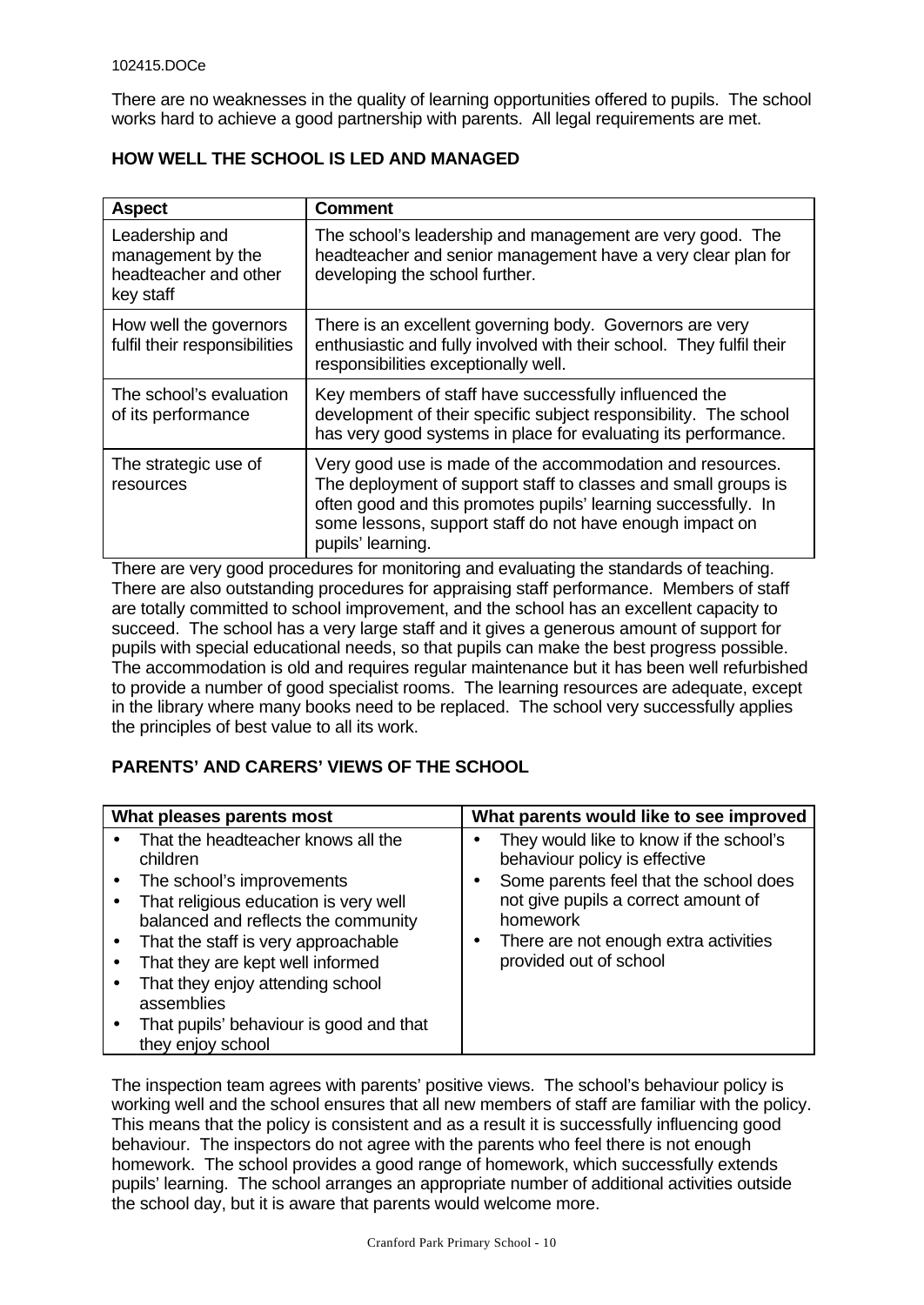There are no weaknesses in the quality of learning opportunities offered to pupils. The school works hard to achieve a good partnership with parents. All legal requirements are met.

**HOW WELL THE SCHOOL IS LED AND MANAGED**

| Aspect | Comment |
|---|---|
| Leadership and management by the headteacher and other key staff | The school's leadership and management are very good. The headteacher and senior management have a very clear plan for developing the school further. |
| How well the governors fulfil their responsibilities | There is an excellent governing body. Governors are very enthusiastic and fully involved with their school. They fulfil their responsibilities exceptionally well. |
| The school's evaluation of its performance | Key members of staff have successfully influenced the development of their specific subject responsibility. The school has very good systems in place for evaluating its performance. |
| The strategic use of resources | Very good use is made of the accommodation and resources. The deployment of support staff to classes and small groups is often good and this promotes pupils' learning successfully. In some lessons, support staff do not have enough impact on pupils' learning. |

There are very good procedures for monitoring and evaluating the standards of teaching. There are also outstanding procedures for appraising staff performance. Members of staff are totally committed to school improvement, and the school has an excellent capacity to succeed. The school has a very large staff and it gives a generous amount of support for pupils with special educational needs, so that pupils can make the best progress possible. The accommodation is old and requires regular maintenance but it has been well refurbished to provide a number of good specialist rooms. The learning resources are adequate, except in the library where many books need to be replaced. The school very successfully applies the principles of best value to all its work.

**PARENTS' AND CARERS' VIEWS OF THE SCHOOL**

| What pleases parents most | What parents would like to see improved |
|---|---|
| • That the headteacher knows all the children<br>• The school's improvements<br>• That religious education is very well balanced and reflects the community<br>• That the staff is very approachable<br>• That they are kept well informed<br>• That they enjoy attending school assemblies<br>• That pupils' behaviour is good and that they enjoy school | • They would like to know if the school's behaviour policy is effective<br>• Some parents feel that the school does not give pupils a correct amount of homework<br>• There are not enough extra activities provided out of school |

The inspection team agrees with parents' positive views. The school's behaviour policy is working well and the school ensures that all new members of staff are familiar with the policy. This means that the policy is consistent and as a result it is successfully influencing good behaviour. The inspectors do not agree with the parents who feel there is not enough homework. The school provides a good range of homework, which successfully extends pupils' learning. The school arranges an appropriate number of additional activities outside the school day, but it is aware that parents would welcome more.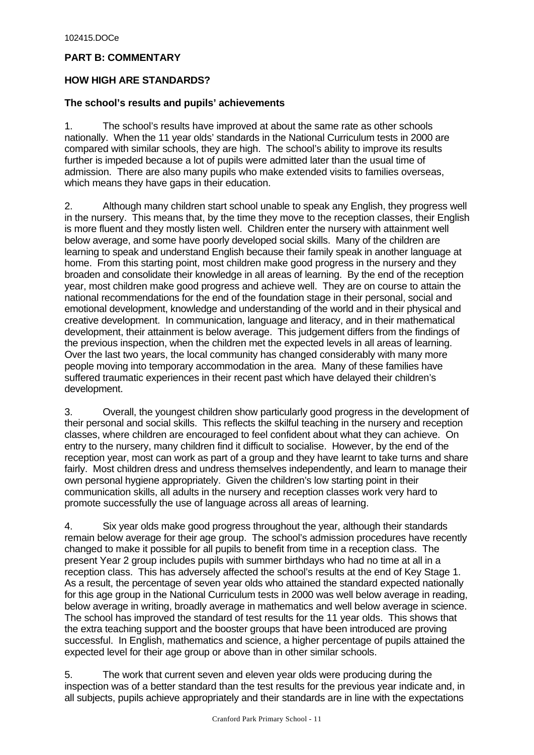## PART B: COMMENTARY

## HOW HIGH ARE STANDARDS?

### The school's results and pupils' achievements

1. The school's results have improved at about the same rate as other schools nationally. When the 11 year olds' standards in the National Curriculum tests in 2000 are compared with similar schools, they are high. The school's ability to improve its results further is impeded because a lot of pupils were admitted later than the usual time of admission. There are also many pupils who make extended visits to families overseas, which means they have gaps in their education.

2. Although many children start school unable to speak any English, they progress well in the nursery. This means that, by the time they move to the reception classes, their English is more fluent and they mostly listen well. Children enter the nursery with attainment well below average, and some have poorly developed social skills. Many of the children are learning to speak and understand English because their family speak in another language at home. From this starting point, most children make good progress in the nursery and they broaden and consolidate their knowledge in all areas of learning. By the end of the reception year, most children make good progress and achieve well. They are on course to attain the national recommendations for the end of the foundation stage in their personal, social and emotional development, knowledge and understanding of the world and in their physical and creative development. In communication, language and literacy, and in their mathematical development, their attainment is below average. This judgement differs from the findings of the previous inspection, when the children met the expected levels in all areas of learning. Over the last two years, the local community has changed considerably with many more people moving into temporary accommodation in the area. Many of these families have suffered traumatic experiences in their recent past which have delayed their children's development.

3. Overall, the youngest children show particularly good progress in the development of their personal and social skills. This reflects the skilful teaching in the nursery and reception classes, where children are encouraged to feel confident about what they can achieve. On entry to the nursery, many children find it difficult to socialise. However, by the end of the reception year, most can work as part of a group and they have learnt to take turns and share fairly. Most children dress and undress themselves independently, and learn to manage their own personal hygiene appropriately. Given the children's low starting point in their communication skills, all adults in the nursery and reception classes work very hard to promote successfully the use of language across all areas of learning.

4. Six year olds make good progress throughout the year, although their standards remain below average for their age group. The school's admission procedures have recently changed to make it possible for all pupils to benefit from time in a reception class. The present Year 2 group includes pupils with summer birthdays who had no time at all in a reception class. This has adversely affected the school's results at the end of Key Stage 1. As a result, the percentage of seven year olds who attained the standard expected nationally for this age group in the National Curriculum tests in 2000 was well below average in reading, below average in writing, broadly average in mathematics and well below average in science. The school has improved the standard of test results for the 11 year olds. This shows that the extra teaching support and the booster groups that have been introduced are proving successful. In English, mathematics and science, a higher percentage of pupils attained the expected level for their age group or above than in other similar schools.

5. The work that current seven and eleven year olds were producing during the inspection was of a better standard than the test results for the previous year indicate and, in all subjects, pupils achieve appropriately and their standards are in line with the expectations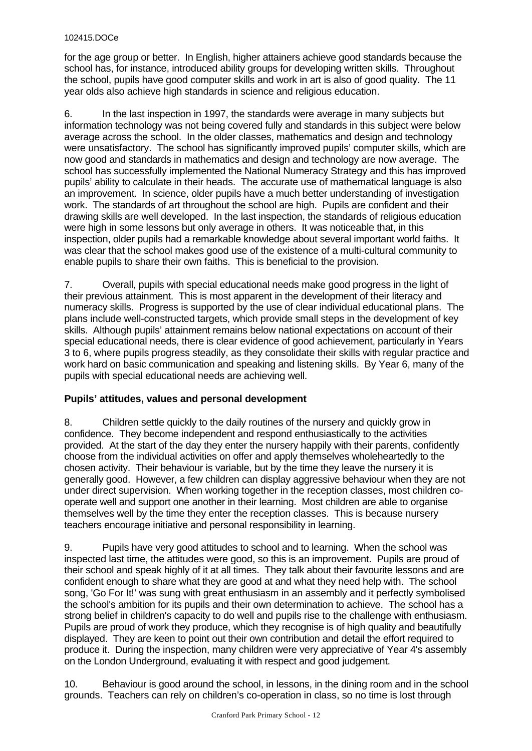for the age group or better. In English, higher attainers achieve good standards because the school has, for instance, introduced ability groups for developing written skills. Throughout the school, pupils have good computer skills and work in art is also of good quality. The 11 year olds also achieve high standards in science and religious education.

6. In the last inspection in 1997, the standards were average in many subjects but information technology was not being covered fully and standards in this subject were below average across the school. In the older classes, mathematics and design and technology were unsatisfactory. The school has significantly improved pupils' computer skills, which are now good and standards in mathematics and design and technology are now average. The school has successfully implemented the National Numeracy Strategy and this has improved pupils' ability to calculate in their heads. The accurate use of mathematical language is also an improvement. In science, older pupils have a much better understanding of investigation work. The standards of art throughout the school are high. Pupils are confident and their drawing skills are well developed. In the last inspection, the standards of religious education were high in some lessons but only average in others. It was noticeable that, in this inspection, older pupils had a remarkable knowledge about several important world faiths. It was clear that the school makes good use of the existence of a multi-cultural community to enable pupils to share their own faiths. This is beneficial to the provision.

7. Overall, pupils with special educational needs make good progress in the light of their previous attainment. This is most apparent in the development of their literacy and numeracy skills. Progress is supported by the use of clear individual educational plans. The plans include well-constructed targets, which provide small steps in the development of key skills. Although pupils' attainment remains below national expectations on account of their special educational needs, there is clear evidence of good achievement, particularly in Years 3 to 6, where pupils progress steadily, as they consolidate their skills with regular practice and work hard on basic communication and speaking and listening skills. By Year 6, many of the pupils with special educational needs are achieving well.

### Pupils' attitudes, values and personal development

8. Children settle quickly to the daily routines of the nursery and quickly grow in confidence. They become independent and respond enthusiastically to the activities provided. At the start of the day they enter the nursery happily with their parents, confidently choose from the individual activities on offer and apply themselves wholeheartedly to the chosen activity. Their behaviour is variable, but by the time they leave the nursery it is generally good. However, a few children can display aggressive behaviour when they are not under direct supervision. When working together in the reception classes, most children co-operate well and support one another in their learning. Most children are able to organise themselves well by the time they enter the reception classes. This is because nursery teachers encourage initiative and personal responsibility in learning.

9. Pupils have very good attitudes to school and to learning. When the school was inspected last time, the attitudes were good, so this is an improvement. Pupils are proud of their school and speak highly of it at all times. They talk about their favourite lessons and are confident enough to share what they are good at and what they need help with. The school song, 'Go For It!' was sung with great enthusiasm in an assembly and it perfectly symbolised the school's ambition for its pupils and their own determination to achieve. The school has a strong belief in children's capacity to do well and pupils rise to the challenge with enthusiasm. Pupils are proud of work they produce, which they recognise is of high quality and beautifully displayed. They are keen to point out their own contribution and detail the effort required to produce it. During the inspection, many children were very appreciative of Year 4's assembly on the London Underground, evaluating it with respect and good judgement.

10. Behaviour is good around the school, in lessons, in the dining room and in the school grounds. Teachers can rely on children's co-operation in class, so no time is lost through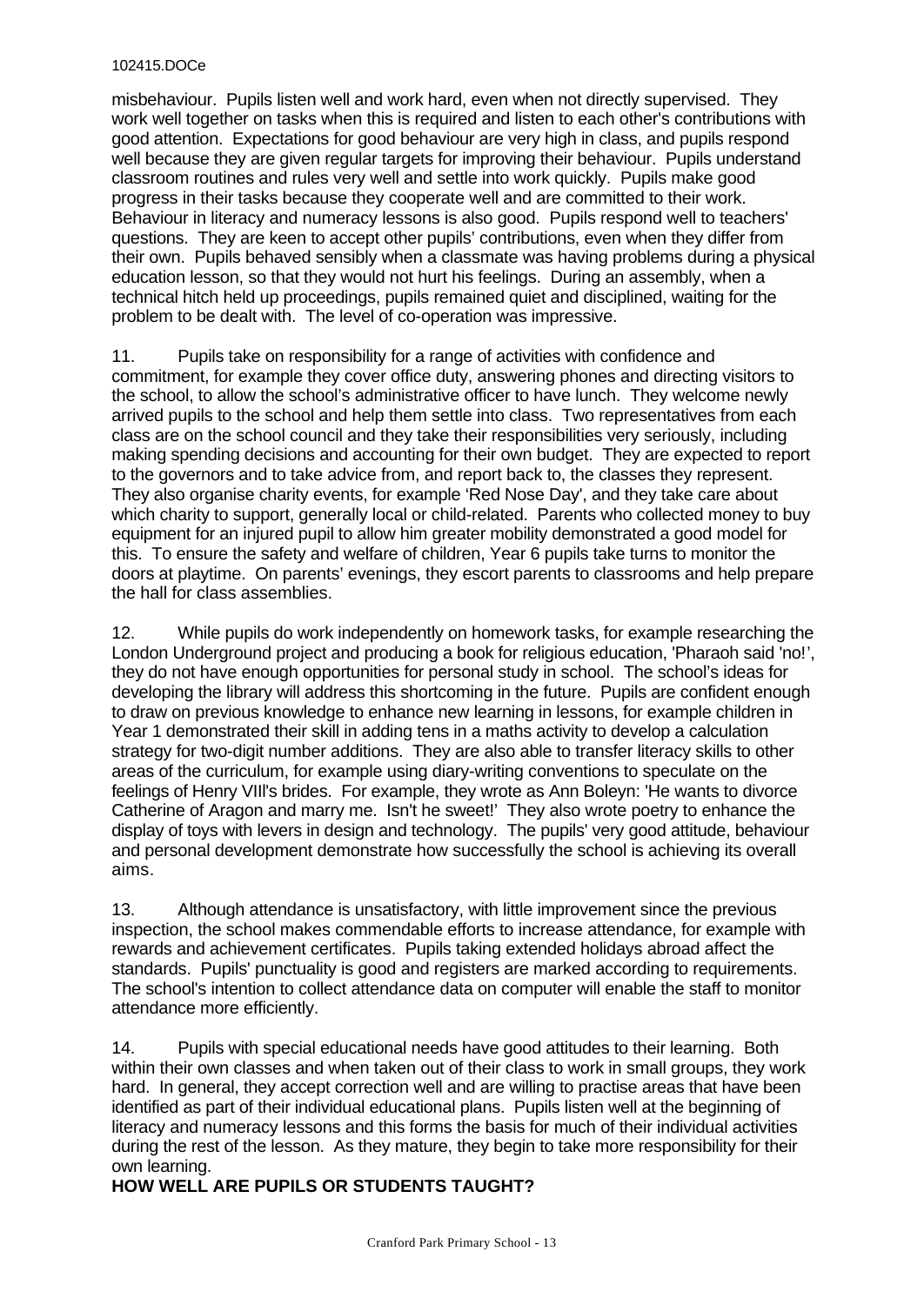misbehaviour. Pupils listen well and work hard, even when not directly supervised. They work well together on tasks when this is required and listen to each other's contributions with good attention. Expectations for good behaviour are very high in class, and pupils respond well because they are given regular targets for improving their behaviour. Pupils understand classroom routines and rules very well and settle into work quickly. Pupils make good progress in their tasks because they cooperate well and are committed to their work. Behaviour in literacy and numeracy lessons is also good. Pupils respond well to teachers' questions. They are keen to accept other pupils' contributions, even when they differ from their own. Pupils behaved sensibly when a classmate was having problems during a physical education lesson, so that they would not hurt his feelings. During an assembly, when a technical hitch held up proceedings, pupils remained quiet and disciplined, waiting for the problem to be dealt with. The level of co-operation was impressive.

11. Pupils take on responsibility for a range of activities with confidence and commitment, for example they cover office duty, answering phones and directing visitors to the school, to allow the school's administrative officer to have lunch. They welcome newly arrived pupils to the school and help them settle into class. Two representatives from each class are on the school council and they take their responsibilities very seriously, including making spending decisions and accounting for their own budget. They are expected to report to the governors and to take advice from, and report back to, the classes they represent. They also organise charity events, for example 'Red Nose Day', and they take care about which charity to support, generally local or child-related. Parents who collected money to buy equipment for an injured pupil to allow him greater mobility demonstrated a good model for this. To ensure the safety and welfare of children, Year 6 pupils take turns to monitor the doors at playtime. On parents' evenings, they escort parents to classrooms and help prepare the hall for class assemblies.

12. While pupils do work independently on homework tasks, for example researching the London Underground project and producing a book for religious education, 'Pharaoh said 'no!', they do not have enough opportunities for personal study in school. The school's ideas for developing the library will address this shortcoming in the future. Pupils are confident enough to draw on previous knowledge to enhance new learning in lessons, for example children in Year 1 demonstrated their skill in adding tens in a maths activity to develop a calculation strategy for two-digit number additions. They are also able to transfer literacy skills to other areas of the curriculum, for example using diary-writing conventions to speculate on the feelings of Henry VIII's brides. For example, they wrote as Ann Boleyn: 'He wants to divorce Catherine of Aragon and marry me. Isn't he sweet!' They also wrote poetry to enhance the display of toys with levers in design and technology. The pupils' very good attitude, behaviour and personal development demonstrate how successfully the school is achieving its overall aims.

13. Although attendance is unsatisfactory, with little improvement since the previous inspection, the school makes commendable efforts to increase attendance, for example with rewards and achievement certificates. Pupils taking extended holidays abroad affect the standards. Pupils' punctuality is good and registers are marked according to requirements. The school's intention to collect attendance data on computer will enable the staff to monitor attendance more efficiently.

14. Pupils with special educational needs have good attitudes to their learning. Both within their own classes and when taken out of their class to work in small groups, they work hard. In general, they accept correction well and are willing to practise areas that have been identified as part of their individual educational plans. Pupils listen well at the beginning of literacy and numeracy lessons and this forms the basis for much of their individual activities during the rest of the lesson. As they mature, they begin to take more responsibility for their own learning.

## HOW WELL ARE PUPILS OR STUDENTS TAUGHT?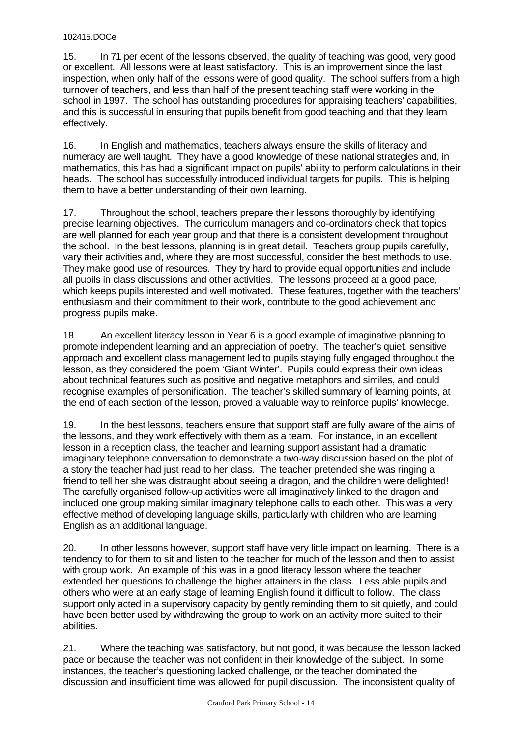15. In 71 per ecent of the lessons observed, the quality of teaching was good, very good or excellent. All lessons were at least satisfactory. This is an improvement since the last inspection, when only half of the lessons were of good quality. The school suffers from a high turnover of teachers, and less than half of the present teaching staff were working in the school in 1997. The school has outstanding procedures for appraising teachers' capabilities, and this is successful in ensuring that pupils benefit from good teaching and that they learn effectively.

16. In English and mathematics, teachers always ensure the skills of literacy and numeracy are well taught. They have a good knowledge of these national strategies and, in mathematics, this has had a significant impact on pupils' ability to perform calculations in their heads. The school has successfully introduced individual targets for pupils. This is helping them to have a better understanding of their own learning.

17. Throughout the school, teachers prepare their lessons thoroughly by identifying precise learning objectives. The curriculum managers and co-ordinators check that topics are well planned for each year group and that there is a consistent development throughout the school. In the best lessons, planning is in great detail. Teachers group pupils carefully, vary their activities and, where they are most successful, consider the best methods to use. They make good use of resources. They try hard to provide equal opportunities and include all pupils in class discussions and other activities. The lessons proceed at a good pace, which keeps pupils interested and well motivated. These features, together with the teachers' enthusiasm and their commitment to their work, contribute to the good achievement and progress pupils make.

18. An excellent literacy lesson in Year 6 is a good example of imaginative planning to promote independent learning and an appreciation of poetry. The teacher's quiet, sensitive approach and excellent class management led to pupils staying fully engaged throughout the lesson, as they considered the poem 'Giant Winter'. Pupils could express their own ideas about technical features such as positive and negative metaphors and similes, and could recognise examples of personification. The teacher's skilled summary of learning points, at the end of each section of the lesson, proved a valuable way to reinforce pupils' knowledge.

19. In the best lessons, teachers ensure that support staff are fully aware of the aims of the lessons, and they work effectively with them as a team. For instance, in an excellent lesson in a reception class, the teacher and learning support assistant had a dramatic imaginary telephone conversation to demonstrate a two-way discussion based on the plot of a story the teacher had just read to her class. The teacher pretended she was ringing a friend to tell her she was distraught about seeing a dragon, and the children were delighted! The carefully organised follow-up activities were all imaginatively linked to the dragon and included one group making similar imaginary telephone calls to each other. This was a very effective method of developing language skills, particularly with children who are learning English as an additional language.

20. In other lessons however, support staff have very little impact on learning. There is a tendency to for them to sit and listen to the teacher for much of the lesson and then to assist with group work. An example of this was in a good literacy lesson where the teacher extended her questions to challenge the higher attainers in the class. Less able pupils and others who were at an early stage of learning English found it difficult to follow. The class support only acted in a supervisory capacity by gently reminding them to sit quietly, and could have been better used by withdrawing the group to work on an activity more suited to their abilities.

21. Where the teaching was satisfactory, but not good, it was because the lesson lacked pace or because the teacher was not confident in their knowledge of the subject. In some instances, the teacher's questioning lacked challenge, or the teacher dominated the discussion and insufficient time was allowed for pupil discussion. The inconsistent quality of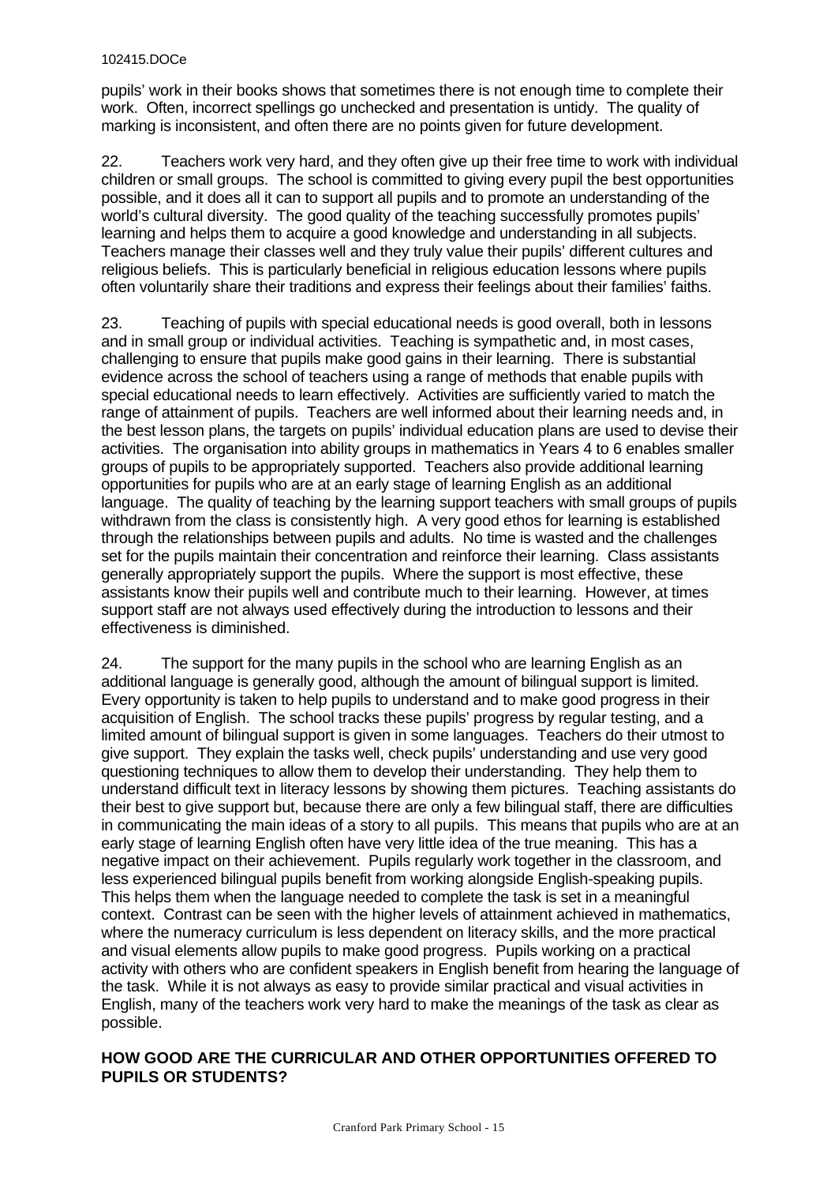pupils' work in their books shows that sometimes there is not enough time to complete their work. Often, incorrect spellings go unchecked and presentation is untidy. The quality of marking is inconsistent, and often there are no points given for future development.

22. Teachers work very hard, and they often give up their free time to work with individual children or small groups. The school is committed to giving every pupil the best opportunities possible, and it does all it can to support all pupils and to promote an understanding of the world's cultural diversity. The good quality of the teaching successfully promotes pupils' learning and helps them to acquire a good knowledge and understanding in all subjects. Teachers manage their classes well and they truly value their pupils' different cultures and religious beliefs. This is particularly beneficial in religious education lessons where pupils often voluntarily share their traditions and express their feelings about their families' faiths.

23. Teaching of pupils with special educational needs is good overall, both in lessons and in small group or individual activities. Teaching is sympathetic and, in most cases, challenging to ensure that pupils make good gains in their learning. There is substantial evidence across the school of teachers using a range of methods that enable pupils with special educational needs to learn effectively. Activities are sufficiently varied to match the range of attainment of pupils. Teachers are well informed about their learning needs and, in the best lesson plans, the targets on pupils' individual education plans are used to devise their activities. The organisation into ability groups in mathematics in Years 4 to 6 enables smaller groups of pupils to be appropriately supported. Teachers also provide additional learning opportunities for pupils who are at an early stage of learning English as an additional language. The quality of teaching by the learning support teachers with small groups of pupils withdrawn from the class is consistently high. A very good ethos for learning is established through the relationships between pupils and adults. No time is wasted and the challenges set for the pupils maintain their concentration and reinforce their learning. Class assistants generally appropriately support the pupils. Where the support is most effective, these assistants know their pupils well and contribute much to their learning. However, at times support staff are not always used effectively during the introduction to lessons and their effectiveness is diminished.

24. The support for the many pupils in the school who are learning English as an additional language is generally good, although the amount of bilingual support is limited. Every opportunity is taken to help pupils to understand and to make good progress in their acquisition of English. The school tracks these pupils' progress by regular testing, and a limited amount of bilingual support is given in some languages. Teachers do their utmost to give support. They explain the tasks well, check pupils' understanding and use very good questioning techniques to allow them to develop their understanding. They help them to understand difficult text in literacy lessons by showing them pictures. Teaching assistants do their best to give support but, because there are only a few bilingual staff, there are difficulties in communicating the main ideas of a story to all pupils. This means that pupils who are at an early stage of learning English often have very little idea of the true meaning. This has a negative impact on their achievement. Pupils regularly work together in the classroom, and less experienced bilingual pupils benefit from working alongside English-speaking pupils. This helps them when the language needed to complete the task is set in a meaningful context. Contrast can be seen with the higher levels of attainment achieved in mathematics, where the numeracy curriculum is less dependent on literacy skills, and the more practical and visual elements allow pupils to make good progress. Pupils working on a practical activity with others who are confident speakers in English benefit from hearing the language of the task. While it is not always as easy to provide similar practical and visual activities in English, many of the teachers work very hard to make the meanings of the task as clear as possible.

## HOW GOOD ARE THE CURRICULAR AND OTHER OPPORTUNITIES OFFERED TO PUPILS OR STUDENTS?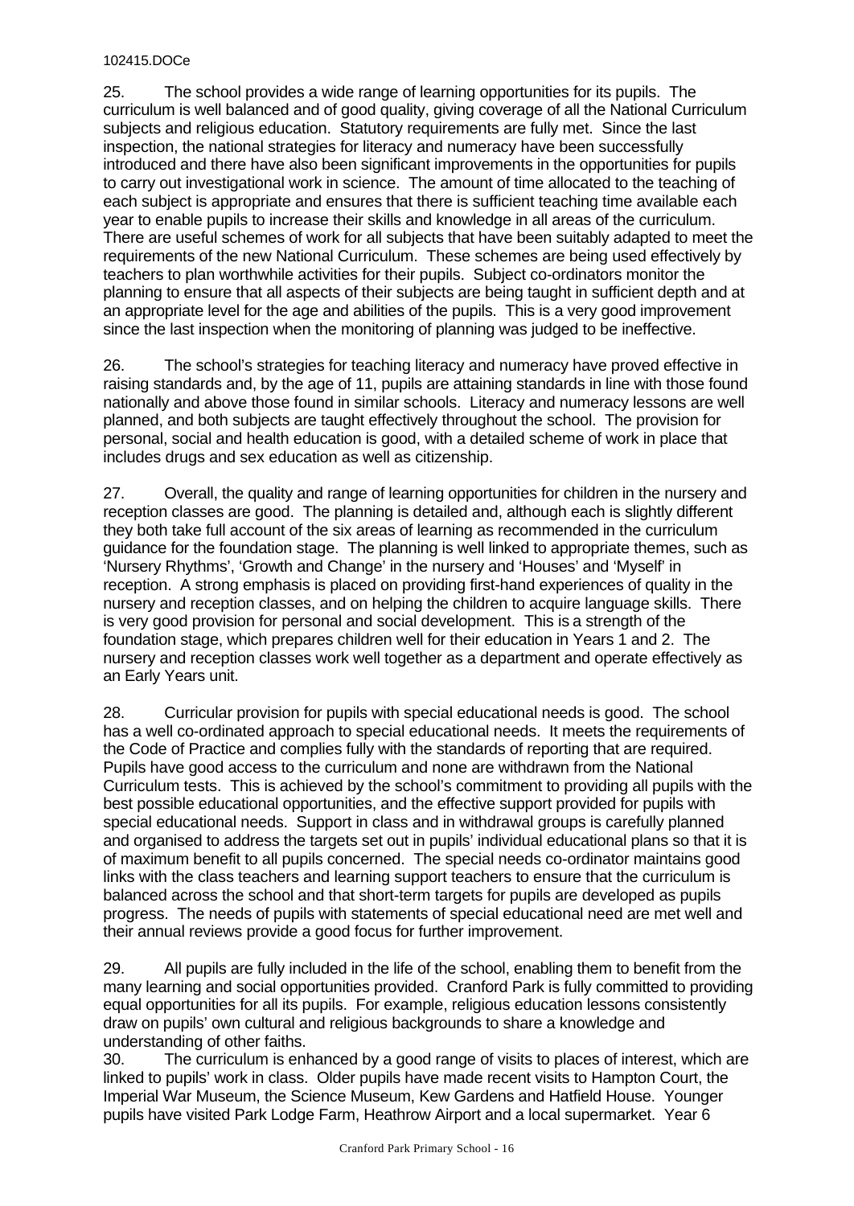25. The school provides a wide range of learning opportunities for its pupils. The curriculum is well balanced and of good quality, giving coverage of all the National Curriculum subjects and religious education. Statutory requirements are fully met. Since the last inspection, the national strategies for literacy and numeracy have been successfully introduced and there have also been significant improvements in the opportunities for pupils to carry out investigational work in science. The amount of time allocated to the teaching of each subject is appropriate and ensures that there is sufficient teaching time available each year to enable pupils to increase their skills and knowledge in all areas of the curriculum. There are useful schemes of work for all subjects that have been suitably adapted to meet the requirements of the new National Curriculum. These schemes are being used effectively by teachers to plan worthwhile activities for their pupils. Subject co-ordinators monitor the planning to ensure that all aspects of their subjects are being taught in sufficient depth and at an appropriate level for the age and abilities of the pupils. This is a very good improvement since the last inspection when the monitoring of planning was judged to be ineffective.

26. The school's strategies for teaching literacy and numeracy have proved effective in raising standards and, by the age of 11, pupils are attaining standards in line with those found nationally and above those found in similar schools. Literacy and numeracy lessons are well planned, and both subjects are taught effectively throughout the school. The provision for personal, social and health education is good, with a detailed scheme of work in place that includes drugs and sex education as well as citizenship.

27. Overall, the quality and range of learning opportunities for children in the nursery and reception classes are good. The planning is detailed and, although each is slightly different they both take full account of the six areas of learning as recommended in the curriculum guidance for the foundation stage. The planning is well linked to appropriate themes, such as 'Nursery Rhythms', 'Growth and Change' in the nursery and 'Houses' and 'Myself' in reception. A strong emphasis is placed on providing first-hand experiences of quality in the nursery and reception classes, and on helping the children to acquire language skills. There is very good provision for personal and social development. This is a strength of the foundation stage, which prepares children well for their education in Years 1 and 2. The nursery and reception classes work well together as a department and operate effectively as an Early Years unit.

28. Curricular provision for pupils with special educational needs is good. The school has a well co-ordinated approach to special educational needs. It meets the requirements of the Code of Practice and complies fully with the standards of reporting that are required. Pupils have good access to the curriculum and none are withdrawn from the National Curriculum tests. This is achieved by the school's commitment to providing all pupils with the best possible educational opportunities, and the effective support provided for pupils with special educational needs. Support in class and in withdrawal groups is carefully planned and organised to address the targets set out in pupils' individual educational plans so that it is of maximum benefit to all pupils concerned. The special needs co-ordinator maintains good links with the class teachers and learning support teachers to ensure that the curriculum is balanced across the school and that short-term targets for pupils are developed as pupils progress. The needs of pupils with statements of special educational need are met well and their annual reviews provide a good focus for further improvement.

29. All pupils are fully included in the life of the school, enabling them to benefit from the many learning and social opportunities provided. Cranford Park is fully committed to providing equal opportunities for all its pupils. For example, religious education lessons consistently draw on pupils' own cultural and religious backgrounds to share a knowledge and understanding of other faiths.

30. The curriculum is enhanced by a good range of visits to places of interest, which are linked to pupils' work in class. Older pupils have made recent visits to Hampton Court, the Imperial War Museum, the Science Museum, Kew Gardens and Hatfield House. Younger pupils have visited Park Lodge Farm, Heathrow Airport and a local supermarket. Year 6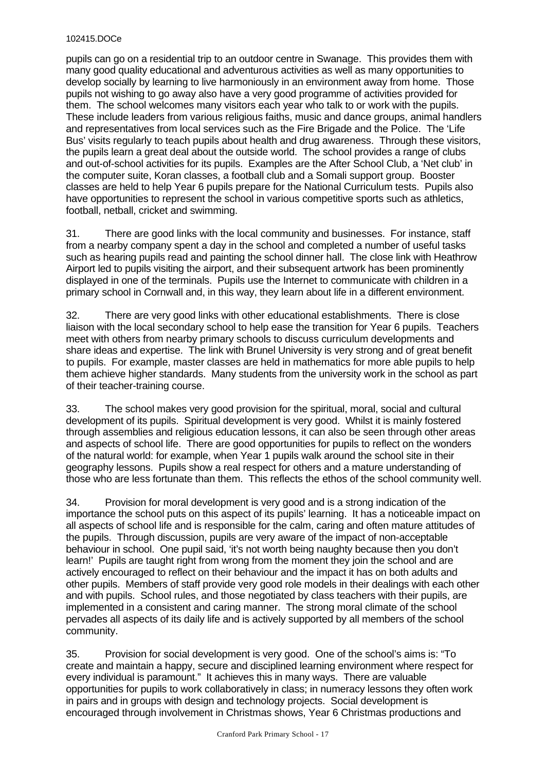pupils can go on a residential trip to an outdoor centre in Swanage. This provides them with many good quality educational and adventurous activities as well as many opportunities to develop socially by learning to live harmoniously in an environment away from home. Those pupils not wishing to go away also have a very good programme of activities provided for them. The school welcomes many visitors each year who talk to or work with the pupils. These include leaders from various religious faiths, music and dance groups, animal handlers and representatives from local services such as the Fire Brigade and the Police. The 'Life Bus' visits regularly to teach pupils about health and drug awareness. Through these visitors, the pupils learn a great deal about the outside world. The school provides a range of clubs and out-of-school activities for its pupils. Examples are the After School Club, a 'Net club' in the computer suite, Koran classes, a football club and a Somali support group. Booster classes are held to help Year 6 pupils prepare for the National Curriculum tests. Pupils also have opportunities to represent the school in various competitive sports such as athletics, football, netball, cricket and swimming.

31. There are good links with the local community and businesses. For instance, staff from a nearby company spent a day in the school and completed a number of useful tasks such as hearing pupils read and painting the school dinner hall. The close link with Heathrow Airport led to pupils visiting the airport, and their subsequent artwork has been prominently displayed in one of the terminals. Pupils use the Internet to communicate with children in a primary school in Cornwall and, in this way, they learn about life in a different environment.

32. There are very good links with other educational establishments. There is close liaison with the local secondary school to help ease the transition for Year 6 pupils. Teachers meet with others from nearby primary schools to discuss curriculum developments and share ideas and expertise. The link with Brunel University is very strong and of great benefit to pupils. For example, master classes are held in mathematics for more able pupils to help them achieve higher standards. Many students from the university work in the school as part of their teacher-training course.

33. The school makes very good provision for the spiritual, moral, social and cultural development of its pupils. Spiritual development is very good. Whilst it is mainly fostered through assemblies and religious education lessons, it can also be seen through other areas and aspects of school life. There are good opportunities for pupils to reflect on the wonders of the natural world: for example, when Year 1 pupils walk around the school site in their geography lessons. Pupils show a real respect for others and a mature understanding of those who are less fortunate than them. This reflects the ethos of the school community well.

34. Provision for moral development is very good and is a strong indication of the importance the school puts on this aspect of its pupils' learning. It has a noticeable impact on all aspects of school life and is responsible for the calm, caring and often mature attitudes of the pupils. Through discussion, pupils are very aware of the impact of non-acceptable behaviour in school. One pupil said, 'it's not worth being naughty because then you don't learn!' Pupils are taught right from wrong from the moment they join the school and are actively encouraged to reflect on their behaviour and the impact it has on both adults and other pupils. Members of staff provide very good role models in their dealings with each other and with pupils. School rules, and those negotiated by class teachers with their pupils, are implemented in a consistent and caring manner. The strong moral climate of the school pervades all aspects of its daily life and is actively supported by all members of the school community.

35. Provision for social development is very good. One of the school's aims is: "To create and maintain a happy, secure and disciplined learning environment where respect for every individual is paramount." It achieves this in many ways. There are valuable opportunities for pupils to work collaboratively in class; in numeracy lessons they often work in pairs and in groups with design and technology projects. Social development is encouraged through involvement in Christmas shows, Year 6 Christmas productions and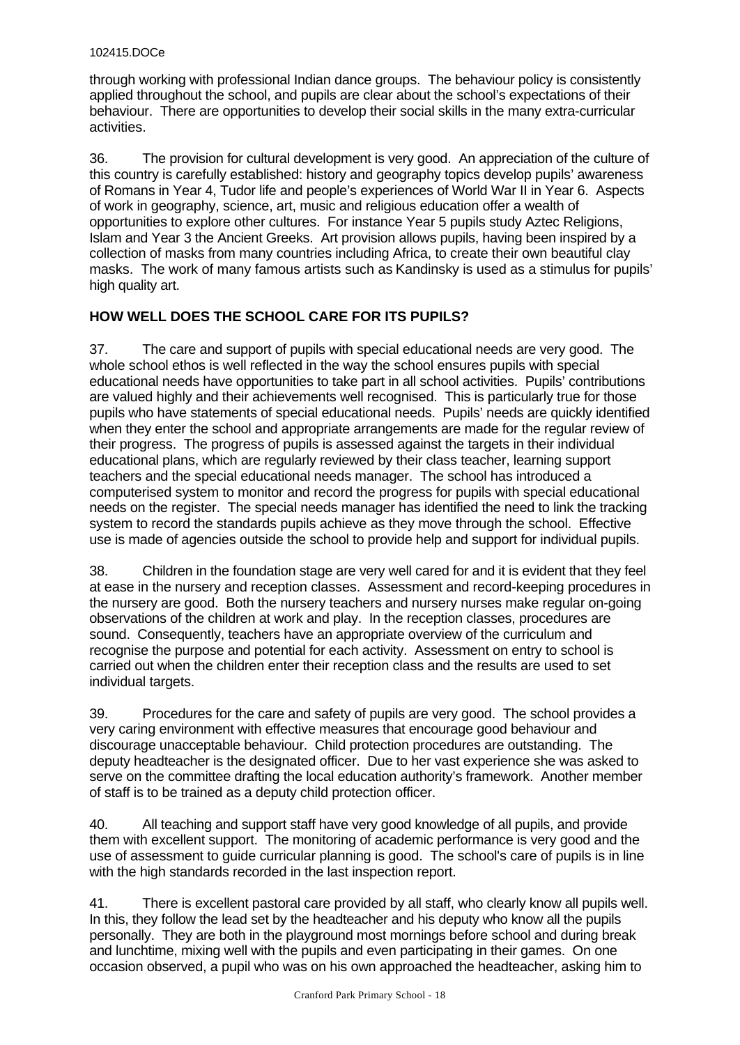through working with professional Indian dance groups. The behaviour policy is consistently applied throughout the school, and pupils are clear about the school's expectations of their behaviour. There are opportunities to develop their social skills in the many extra-curricular activities.

36. The provision for cultural development is very good. An appreciation of the culture of this country is carefully established: history and geography topics develop pupils' awareness of Romans in Year 4, Tudor life and people's experiences of World War II in Year 6. Aspects of work in geography, science, art, music and religious education offer a wealth of opportunities to explore other cultures. For instance Year 5 pupils study Aztec Religions, Islam and Year 3 the Ancient Greeks. Art provision allows pupils, having been inspired by a collection of masks from many countries including Africa, to create their own beautiful clay masks. The work of many famous artists such as Kandinsky is used as a stimulus for pupils' high quality art.

## HOW WELL DOES THE SCHOOL CARE FOR ITS PUPILS?

37. The care and support of pupils with special educational needs are very good. The whole school ethos is well reflected in the way the school ensures pupils with special educational needs have opportunities to take part in all school activities. Pupils' contributions are valued highly and their achievements well recognised. This is particularly true for those pupils who have statements of special educational needs. Pupils' needs are quickly identified when they enter the school and appropriate arrangements are made for the regular review of their progress. The progress of pupils is assessed against the targets in their individual educational plans, which are regularly reviewed by their class teacher, learning support teachers and the special educational needs manager. The school has introduced a computerised system to monitor and record the progress for pupils with special educational needs on the register. The special needs manager has identified the need to link the tracking system to record the standards pupils achieve as they move through the school. Effective use is made of agencies outside the school to provide help and support for individual pupils.

38. Children in the foundation stage are very well cared for and it is evident that they feel at ease in the nursery and reception classes. Assessment and record-keeping procedures in the nursery are good. Both the nursery teachers and nursery nurses make regular on-going observations of the children at work and play. In the reception classes, procedures are sound. Consequently, teachers have an appropriate overview of the curriculum and recognise the purpose and potential for each activity. Assessment on entry to school is carried out when the children enter their reception class and the results are used to set individual targets.

39. Procedures for the care and safety of pupils are very good. The school provides a very caring environment with effective measures that encourage good behaviour and discourage unacceptable behaviour. Child protection procedures are outstanding. The deputy headteacher is the designated officer. Due to her vast experience she was asked to serve on the committee drafting the local education authority's framework. Another member of staff is to be trained as a deputy child protection officer.

40. All teaching and support staff have very good knowledge of all pupils, and provide them with excellent support. The monitoring of academic performance is very good and the use of assessment to guide curricular planning is good. The school's care of pupils is in line with the high standards recorded in the last inspection report.

41. There is excellent pastoral care provided by all staff, who clearly know all pupils well. In this, they follow the lead set by the headteacher and his deputy who know all the pupils personally. They are both in the playground most mornings before school and during break and lunchtime, mixing well with the pupils and even participating in their games. On one occasion observed, a pupil who was on his own approached the headteacher, asking him to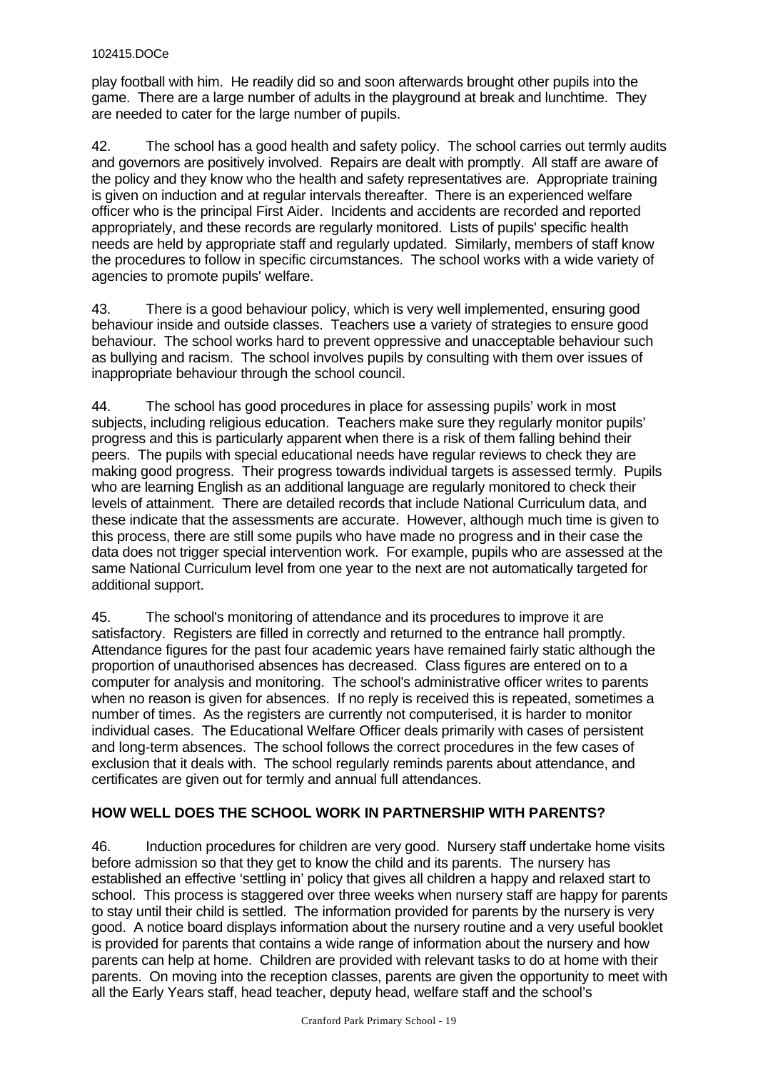play football with him. He readily did so and soon afterwards brought other pupils into the game. There are a large number of adults in the playground at break and lunchtime. They are needed to cater for the large number of pupils.

42. The school has a good health and safety policy. The school carries out termly audits and governors are positively involved. Repairs are dealt with promptly. All staff are aware of the policy and they know who the health and safety representatives are. Appropriate training is given on induction and at regular intervals thereafter. There is an experienced welfare officer who is the principal First Aider. Incidents and accidents are recorded and reported appropriately, and these records are regularly monitored. Lists of pupils' specific health needs are held by appropriate staff and regularly updated. Similarly, members of staff know the procedures to follow in specific circumstances. The school works with a wide variety of agencies to promote pupils' welfare.

43. There is a good behaviour policy, which is very well implemented, ensuring good behaviour inside and outside classes. Teachers use a variety of strategies to ensure good behaviour. The school works hard to prevent oppressive and unacceptable behaviour such as bullying and racism. The school involves pupils by consulting with them over issues of inappropriate behaviour through the school council.

44. The school has good procedures in place for assessing pupils' work in most subjects, including religious education. Teachers make sure they regularly monitor pupils' progress and this is particularly apparent when there is a risk of them falling behind their peers. The pupils with special educational needs have regular reviews to check they are making good progress. Their progress towards individual targets is assessed termly. Pupils who are learning English as an additional language are regularly monitored to check their levels of attainment. There are detailed records that include National Curriculum data, and these indicate that the assessments are accurate. However, although much time is given to this process, there are still some pupils who have made no progress and in their case the data does not trigger special intervention work. For example, pupils who are assessed at the same National Curriculum level from one year to the next are not automatically targeted for additional support.

45. The school's monitoring of attendance and its procedures to improve it are satisfactory. Registers are filled in correctly and returned to the entrance hall promptly. Attendance figures for the past four academic years have remained fairly static although the proportion of unauthorised absences has decreased. Class figures are entered on to a computer for analysis and monitoring. The school's administrative officer writes to parents when no reason is given for absences. If no reply is received this is repeated, sometimes a number of times. As the registers are currently not computerised, it is harder to monitor individual cases. The Educational Welfare Officer deals primarily with cases of persistent and long-term absences. The school follows the correct procedures in the few cases of exclusion that it deals with. The school regularly reminds parents about attendance, and certificates are given out for termly and annual full attendances.

## HOW WELL DOES THE SCHOOL WORK IN PARTNERSHIP WITH PARENTS?

46. Induction procedures for children are very good. Nursery staff undertake home visits before admission so that they get to know the child and its parents. The nursery has established an effective 'settling in' policy that gives all children a happy and relaxed start to school. This process is staggered over three weeks when nursery staff are happy for parents to stay until their child is settled. The information provided for parents by the nursery is very good. A notice board displays information about the nursery routine and a very useful booklet is provided for parents that contains a wide range of information about the nursery and how parents can help at home. Children are provided with relevant tasks to do at home with their parents. On moving into the reception classes, parents are given the opportunity to meet with all the Early Years staff, head teacher, deputy head, welfare staff and the school's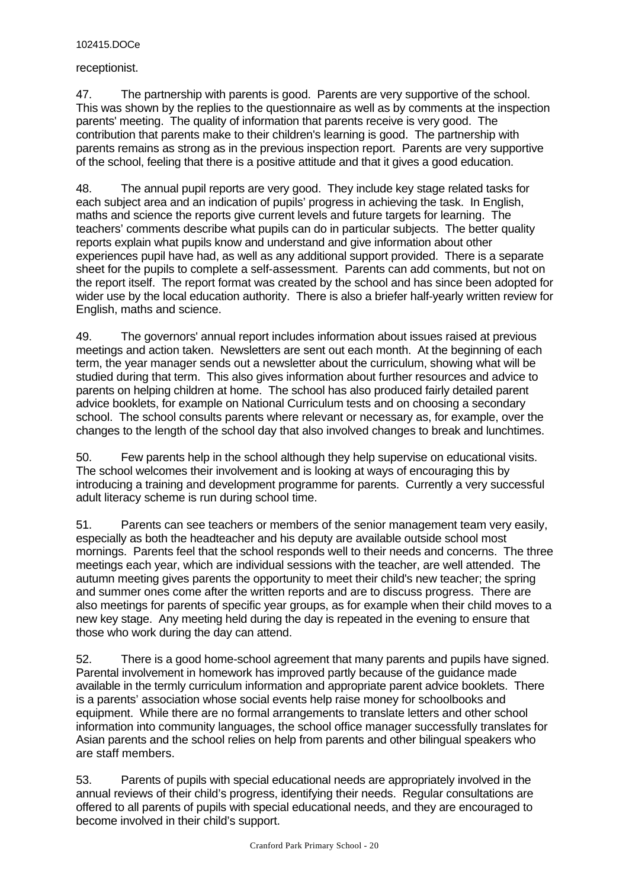receptionist.

47. The partnership with parents is good. Parents are very supportive of the school. This was shown by the replies to the questionnaire as well as by comments at the inspection parents' meeting. The quality of information that parents receive is very good. The contribution that parents make to their children's learning is good. The partnership with parents remains as strong as in the previous inspection report. Parents are very supportive of the school, feeling that there is a positive attitude and that it gives a good education.

48. The annual pupil reports are very good. They include key stage related tasks for each subject area and an indication of pupils' progress in achieving the task. In English, maths and science the reports give current levels and future targets for learning. The teachers' comments describe what pupils can do in particular subjects. The better quality reports explain what pupils know and understand and give information about other experiences pupil have had, as well as any additional support provided. There is a separate sheet for the pupils to complete a self-assessment. Parents can add comments, but not on the report itself. The report format was created by the school and has since been adopted for wider use by the local education authority. There is also a briefer half-yearly written review for English, maths and science.

49. The governors' annual report includes information about issues raised at previous meetings and action taken. Newsletters are sent out each month. At the beginning of each term, the year manager sends out a newsletter about the curriculum, showing what will be studied during that term. This also gives information about further resources and advice to parents on helping children at home. The school has also produced fairly detailed parent advice booklets, for example on National Curriculum tests and on choosing a secondary school. The school consults parents where relevant or necessary as, for example, over the changes to the length of the school day that also involved changes to break and lunchtimes.

50. Few parents help in the school although they help supervise on educational visits. The school welcomes their involvement and is looking at ways of encouraging this by introducing a training and development programme for parents. Currently a very successful adult literacy scheme is run during school time.

51. Parents can see teachers or members of the senior management team very easily, especially as both the headteacher and his deputy are available outside school most mornings. Parents feel that the school responds well to their needs and concerns. The three meetings each year, which are individual sessions with the teacher, are well attended. The autumn meeting gives parents the opportunity to meet their child's new teacher; the spring and summer ones come after the written reports and are to discuss progress. There are also meetings for parents of specific year groups, as for example when their child moves to a new key stage. Any meeting held during the day is repeated in the evening to ensure that those who work during the day can attend.

52. There is a good home-school agreement that many parents and pupils have signed. Parental involvement in homework has improved partly because of the guidance made available in the termly curriculum information and appropriate parent advice booklets. There is a parents' association whose social events help raise money for schoolbooks and equipment. While there are no formal arrangements to translate letters and other school information into community languages, the school office manager successfully translates for Asian parents and the school relies on help from parents and other bilingual speakers who are staff members.

53. Parents of pupils with special educational needs are appropriately involved in the annual reviews of their child's progress, identifying their needs. Regular consultations are offered to all parents of pupils with special educational needs, and they are encouraged to become involved in their child's support.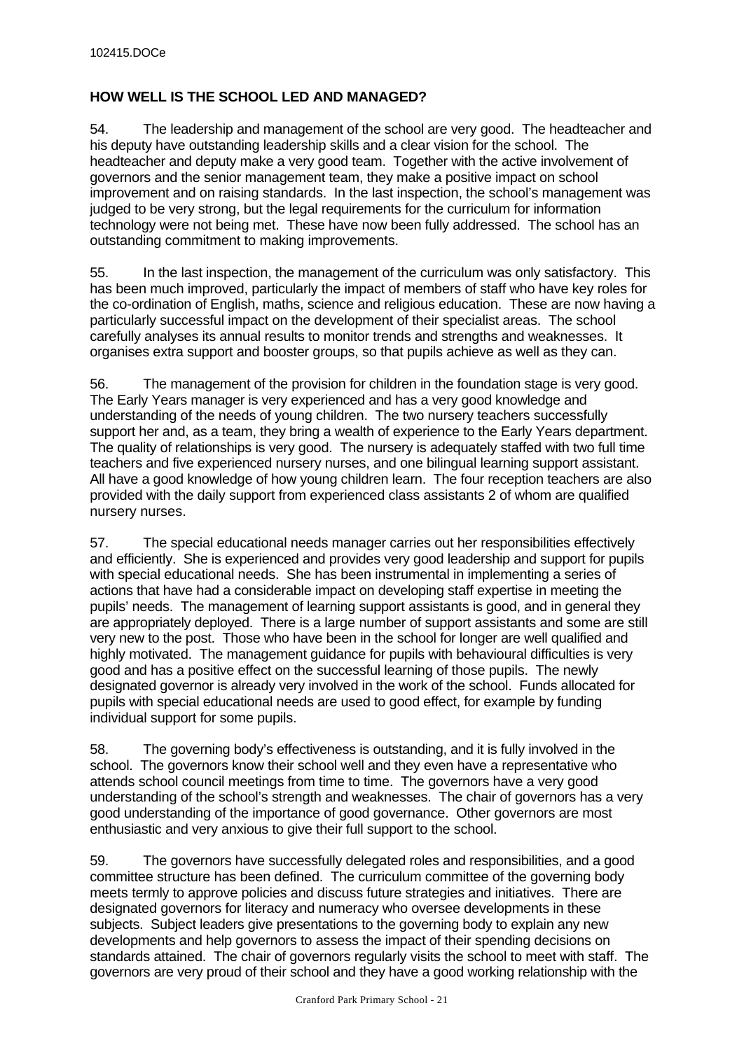## HOW WELL IS THE SCHOOL LED AND MANAGED?

54. The leadership and management of the school are very good. The headteacher and his deputy have outstanding leadership skills and a clear vision for the school. The headteacher and deputy make a very good team. Together with the active involvement of governors and the senior management team, they make a positive impact on school improvement and on raising standards. In the last inspection, the school's management was judged to be very strong, but the legal requirements for the curriculum for information technology were not being met. These have now been fully addressed. The school has an outstanding commitment to making improvements.

55. In the last inspection, the management of the curriculum was only satisfactory. This has been much improved, particularly the impact of members of staff who have key roles for the co-ordination of English, maths, science and religious education. These are now having a particularly successful impact on the development of their specialist areas. The school carefully analyses its annual results to monitor trends and strengths and weaknesses. It organises extra support and booster groups, so that pupils achieve as well as they can.

56. The management of the provision for children in the foundation stage is very good. The Early Years manager is very experienced and has a very good knowledge and understanding of the needs of young children. The two nursery teachers successfully support her and, as a team, they bring a wealth of experience to the Early Years department. The quality of relationships is very good. The nursery is adequately staffed with two full time teachers and five experienced nursery nurses, and one bilingual learning support assistant. All have a good knowledge of how young children learn. The four reception teachers are also provided with the daily support from experienced class assistants 2 of whom are qualified nursery nurses.

57. The special educational needs manager carries out her responsibilities effectively and efficiently. She is experienced and provides very good leadership and support for pupils with special educational needs. She has been instrumental in implementing a series of actions that have had a considerable impact on developing staff expertise in meeting the pupils' needs. The management of learning support assistants is good, and in general they are appropriately deployed. There is a large number of support assistants and some are still very new to the post. Those who have been in the school for longer are well qualified and highly motivated. The management guidance for pupils with behavioural difficulties is very good and has a positive effect on the successful learning of those pupils. The newly designated governor is already very involved in the work of the school. Funds allocated for pupils with special educational needs are used to good effect, for example by funding individual support for some pupils.

58. The governing body's effectiveness is outstanding, and it is fully involved in the school. The governors know their school well and they even have a representative who attends school council meetings from time to time. The governors have a very good understanding of the school's strength and weaknesses. The chair of governors has a very good understanding of the importance of good governance. Other governors are most enthusiastic and very anxious to give their full support to the school.

59. The governors have successfully delegated roles and responsibilities, and a good committee structure has been defined. The curriculum committee of the governing body meets termly to approve policies and discuss future strategies and initiatives. There are designated governors for literacy and numeracy who oversee developments in these subjects. Subject leaders give presentations to the governing body to explain any new developments and help governors to assess the impact of their spending decisions on standards attained. The chair of governors regularly visits the school to meet with staff. The governors are very proud of their school and they have a good working relationship with the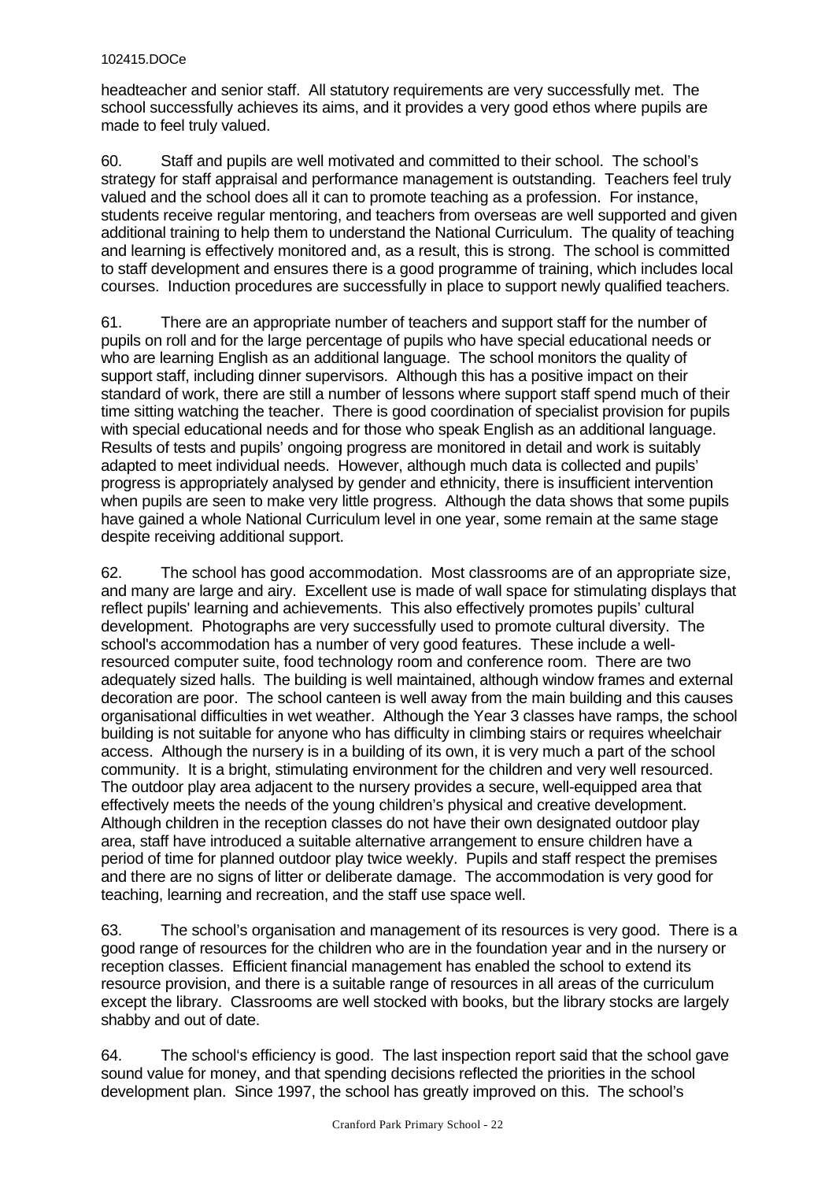headteacher and senior staff. All statutory requirements are very successfully met. The school successfully achieves its aims, and it provides a very good ethos where pupils are made to feel truly valued.

60. Staff and pupils are well motivated and committed to their school. The school's strategy for staff appraisal and performance management is outstanding. Teachers feel truly valued and the school does all it can to promote teaching as a profession. For instance, students receive regular mentoring, and teachers from overseas are well supported and given additional training to help them to understand the National Curriculum. The quality of teaching and learning is effectively monitored and, as a result, this is strong. The school is committed to staff development and ensures there is a good programme of training, which includes local courses. Induction procedures are successfully in place to support newly qualified teachers.

61. There are an appropriate number of teachers and support staff for the number of pupils on roll and for the large percentage of pupils who have special educational needs or who are learning English as an additional language. The school monitors the quality of support staff, including dinner supervisors. Although this has a positive impact on their standard of work, there are still a number of lessons where support staff spend much of their time sitting watching the teacher. There is good coordination of specialist provision for pupils with special educational needs and for those who speak English as an additional language. Results of tests and pupils' ongoing progress are monitored in detail and work is suitably adapted to meet individual needs. However, although much data is collected and pupils' progress is appropriately analysed by gender and ethnicity, there is insufficient intervention when pupils are seen to make very little progress. Although the data shows that some pupils have gained a whole National Curriculum level in one year, some remain at the same stage despite receiving additional support.

62. The school has good accommodation. Most classrooms are of an appropriate size, and many are large and airy. Excellent use is made of wall space for stimulating displays that reflect pupils' learning and achievements. This also effectively promotes pupils' cultural development. Photographs are very successfully used to promote cultural diversity. The school's accommodation has a number of very good features. These include a well-resourced computer suite, food technology room and conference room. There are two adequately sized halls. The building is well maintained, although window frames and external decoration are poor. The school canteen is well away from the main building and this causes organisational difficulties in wet weather. Although the Year 3 classes have ramps, the school building is not suitable for anyone who has difficulty in climbing stairs or requires wheelchair access. Although the nursery is in a building of its own, it is very much a part of the school community. It is a bright, stimulating environment for the children and very well resourced. The outdoor play area adjacent to the nursery provides a secure, well-equipped area that effectively meets the needs of the young children's physical and creative development. Although children in the reception classes do not have their own designated outdoor play area, staff have introduced a suitable alternative arrangement to ensure children have a period of time for planned outdoor play twice weekly. Pupils and staff respect the premises and there are no signs of litter or deliberate damage. The accommodation is very good for teaching, learning and recreation, and the staff use space well.

63. The school's organisation and management of its resources is very good. There is a good range of resources for the children who are in the foundation year and in the nursery or reception classes. Efficient financial management has enabled the school to extend its resource provision, and there is a suitable range of resources in all areas of the curriculum except the library. Classrooms are well stocked with books, but the library stocks are largely shabby and out of date.

64. The school's efficiency is good. The last inspection report said that the school gave sound value for money, and that spending decisions reflected the priorities in the school development plan. Since 1997, the school has greatly improved on this. The school's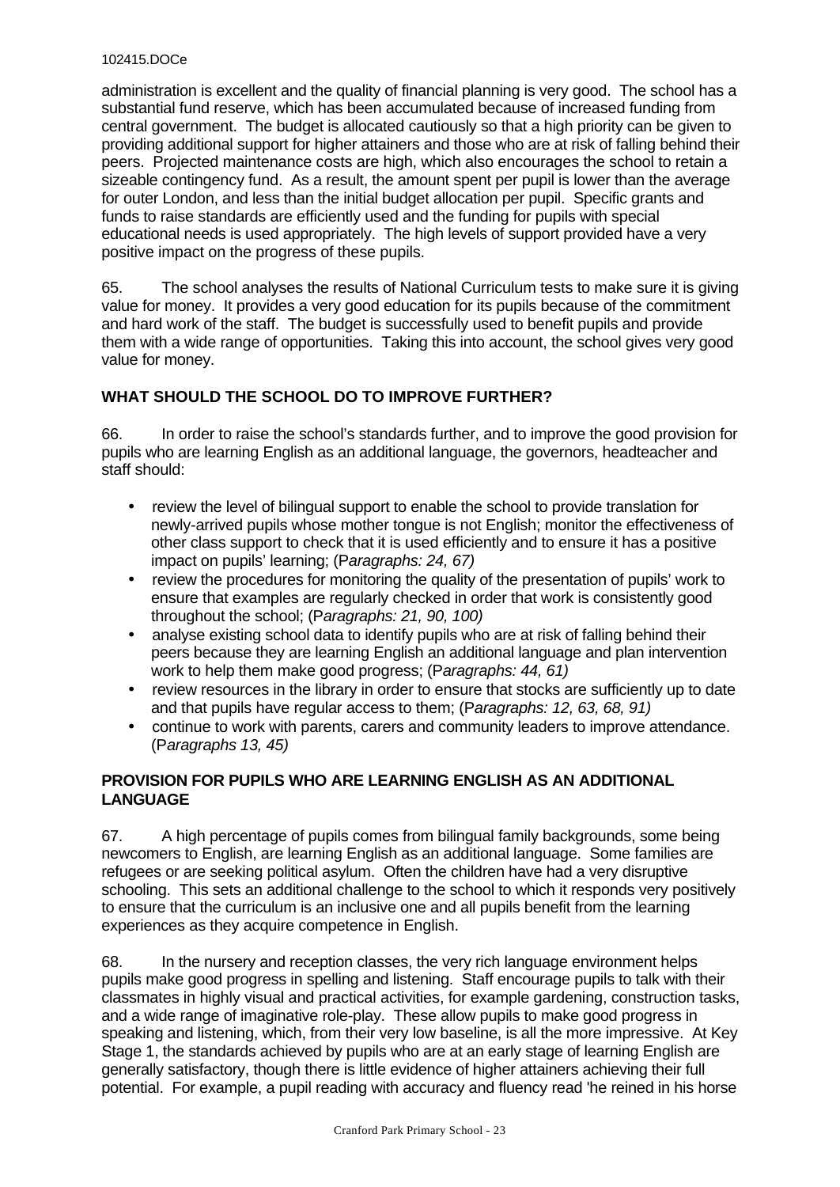administration is excellent and the quality of financial planning is very good. The school has a substantial fund reserve, which has been accumulated because of increased funding from central government. The budget is allocated cautiously so that a high priority can be given to providing additional support for higher attainers and those who are at risk of falling behind their peers. Projected maintenance costs are high, which also encourages the school to retain a sizeable contingency fund. As a result, the amount spent per pupil is lower than the average for outer London, and less than the initial budget allocation per pupil. Specific grants and funds to raise standards are efficiently used and the funding for pupils with special educational needs is used appropriately. The high levels of support provided have a very positive impact on the progress of these pupils.

65. The school analyses the results of National Curriculum tests to make sure it is giving value for money. It provides a very good education for its pupils because of the commitment and hard work of the staff. The budget is successfully used to benefit pupils and provide them with a wide range of opportunities. Taking this into account, the school gives very good value for money.

## WHAT SHOULD THE SCHOOL DO TO IMPROVE FURTHER?

66. In order to raise the school's standards further, and to improve the good provision for pupils who are learning English as an additional language, the governors, headteacher and staff should:

- review the level of bilingual support to enable the school to provide translation for newly-arrived pupils whose mother tongue is not English; monitor the effectiveness of other class support to check that it is used efficiently and to ensure it has a positive impact on pupils' learning; (P*aragraphs: 24, 67)*
- review the procedures for monitoring the quality of the presentation of pupils' work to ensure that examples are regularly checked in order that work is consistently good throughout the school; (P*aragraphs: 21, 90, 100)*
- analyse existing school data to identify pupils who are at risk of falling behind their peers because they are learning English an additional language and plan intervention work to help them make good progress; (P*aragraphs: 44, 61)*
- review resources in the library in order to ensure that stocks are sufficiently up to date and that pupils have regular access to them; (P*aragraphs: 12, 63, 68, 91)*
- continue to work with parents, carers and community leaders to improve attendance. (P*aragraphs 13, 45)*

## PROVISION FOR PUPILS WHO ARE LEARNING ENGLISH AS AN ADDITIONAL LANGUAGE

67. A high percentage of pupils comes from bilingual family backgrounds, some being newcomers to English, are learning English as an additional language. Some families are refugees or are seeking political asylum. Often the children have had a very disruptive schooling. This sets an additional challenge to the school to which it responds very positively to ensure that the curriculum is an inclusive one and all pupils benefit from the learning experiences as they acquire competence in English.

68. In the nursery and reception classes, the very rich language environment helps pupils make good progress in spelling and listening. Staff encourage pupils to talk with their classmates in highly visual and practical activities, for example gardening, construction tasks, and a wide range of imaginative role-play. These allow pupils to make good progress in speaking and listening, which, from their very low baseline, is all the more impressive. At Key Stage 1, the standards achieved by pupils who are at an early stage of learning English are generally satisfactory, though there is little evidence of higher attainers achieving their full potential. For example, a pupil reading with accuracy and fluency read 'he reined in his horse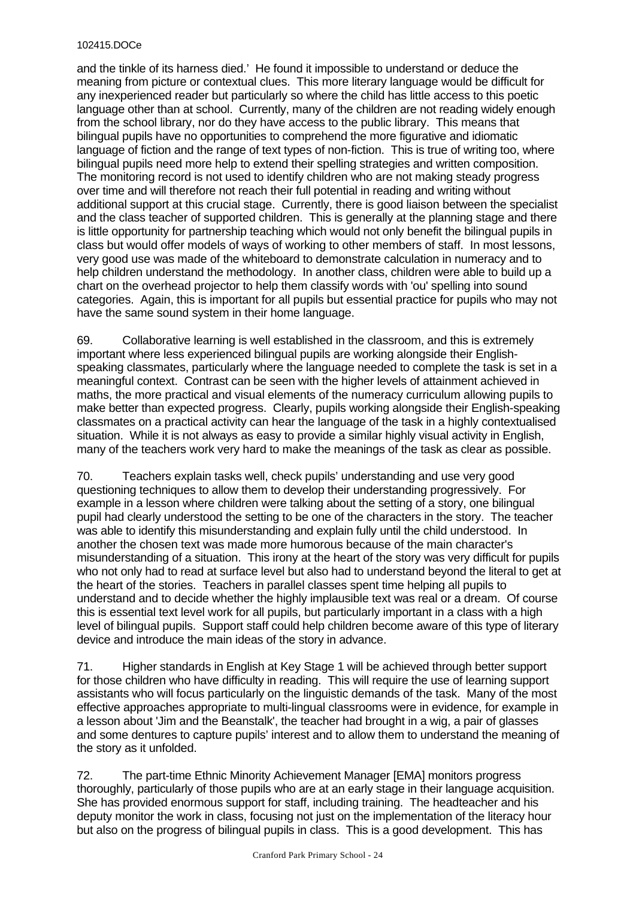and the tinkle of its harness died.' He found it impossible to understand or deduce the meaning from picture or contextual clues. This more literary language would be difficult for any inexperienced reader but particularly so where the child has little access to this poetic language other than at school. Currently, many of the children are not reading widely enough from the school library, nor do they have access to the public library. This means that bilingual pupils have no opportunities to comprehend the more figurative and idiomatic language of fiction and the range of text types of non-fiction. This is true of writing too, where bilingual pupils need more help to extend their spelling strategies and written composition. The monitoring record is not used to identify children who are not making steady progress over time and will therefore not reach their full potential in reading and writing without additional support at this crucial stage. Currently, there is good liaison between the specialist and the class teacher of supported children. This is generally at the planning stage and there is little opportunity for partnership teaching which would not only benefit the bilingual pupils in class but would offer models of ways of working to other members of staff. In most lessons, very good use was made of the whiteboard to demonstrate calculation in numeracy and to help children understand the methodology. In another class, children were able to build up a chart on the overhead projector to help them classify words with 'ou' spelling into sound categories. Again, this is important for all pupils but essential practice for pupils who may not have the same sound system in their home language.

69. Collaborative learning is well established in the classroom, and this is extremely important where less experienced bilingual pupils are working alongside their English-speaking classmates, particularly where the language needed to complete the task is set in a meaningful context. Contrast can be seen with the higher levels of attainment achieved in maths, the more practical and visual elements of the numeracy curriculum allowing pupils to make better than expected progress. Clearly, pupils working alongside their English-speaking classmates on a practical activity can hear the language of the task in a highly contextualised situation. While it is not always as easy to provide a similar highly visual activity in English, many of the teachers work very hard to make the meanings of the task as clear as possible.

70. Teachers explain tasks well, check pupils' understanding and use very good questioning techniques to allow them to develop their understanding progressively. For example in a lesson where children were talking about the setting of a story, one bilingual pupil had clearly understood the setting to be one of the characters in the story. The teacher was able to identify this misunderstanding and explain fully until the child understood. In another the chosen text was made more humorous because of the main character's misunderstanding of a situation. This irony at the heart of the story was very difficult for pupils who not only had to read at surface level but also had to understand beyond the literal to get at the heart of the stories. Teachers in parallel classes spent time helping all pupils to understand and to decide whether the highly implausible text was real or a dream. Of course this is essential text level work for all pupils, but particularly important in a class with a high level of bilingual pupils. Support staff could help children become aware of this type of literary device and introduce the main ideas of the story in advance.

71. Higher standards in English at Key Stage 1 will be achieved through better support for those children who have difficulty in reading. This will require the use of learning support assistants who will focus particularly on the linguistic demands of the task. Many of the most effective approaches appropriate to multi-lingual classrooms were in evidence, for example in a lesson about 'Jim and the Beanstalk', the teacher had brought in a wig, a pair of glasses and some dentures to capture pupils' interest and to allow them to understand the meaning of the story as it unfolded.

72. The part-time Ethnic Minority Achievement Manager [EMA] monitors progress thoroughly, particularly of those pupils who are at an early stage in their language acquisition. She has provided enormous support for staff, including training. The headteacher and his deputy monitor the work in class, focusing not just on the implementation of the literacy hour but also on the progress of bilingual pupils in class. This is a good development. This has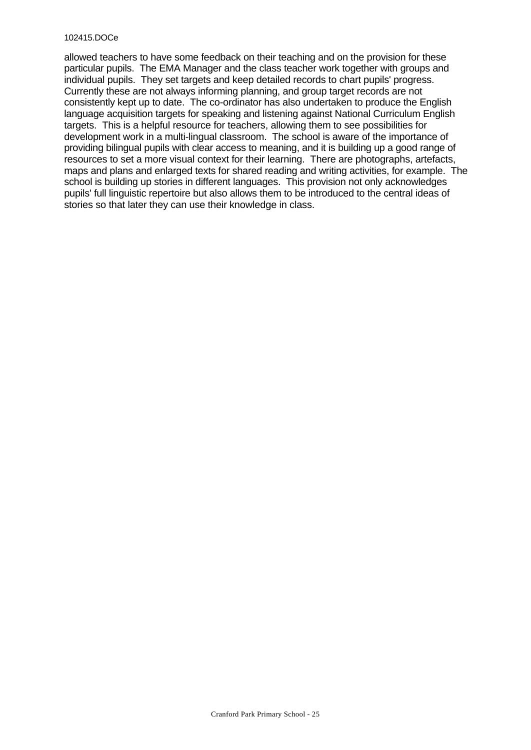allowed teachers to have some feedback on their teaching and on the provision for these particular pupils. The EMA Manager and the class teacher work together with groups and individual pupils. They set targets and keep detailed records to chart pupils' progress. Currently these are not always informing planning, and group target records are not consistently kept up to date. The co-ordinator has also undertaken to produce the English language acquisition targets for speaking and listening against National Curriculum English targets. This is a helpful resource for teachers, allowing them to see possibilities for development work in a multi-lingual classroom. The school is aware of the importance of providing bilingual pupils with clear access to meaning, and it is building up a good range of resources to set a more visual context for their learning. There are photographs, artefacts, maps and plans and enlarged texts for shared reading and writing activities, for example. The school is building up stories in different languages. This provision not only acknowledges pupils' full linguistic repertoire but also allows them to be introduced to the central ideas of stories so that later they can use their knowledge in class.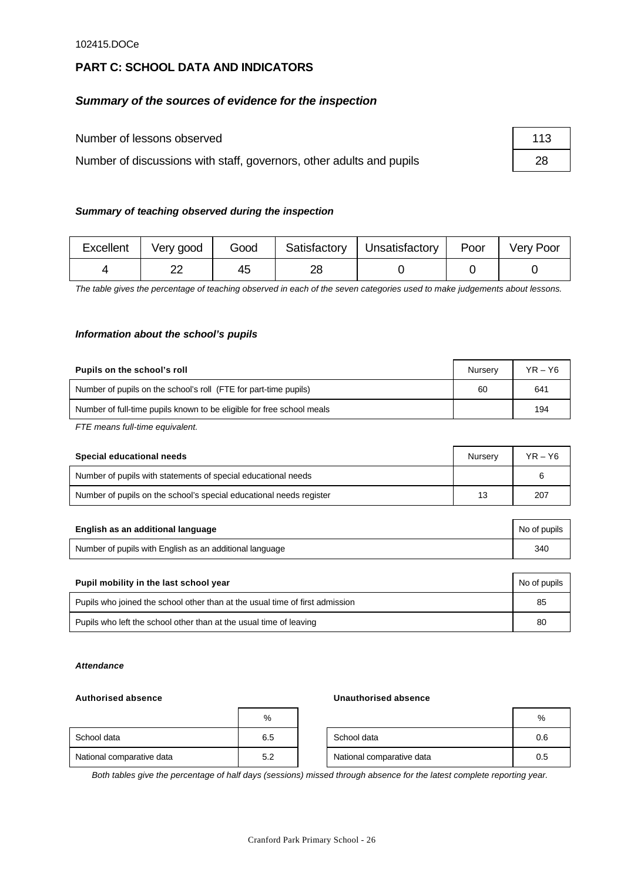## PART C: SCHOOL DATA AND INDICATORS

### *Summary of the sources of evidence for the inspection*

| | |
|---|---|
| Number of lessons observed | 113 |
| Number of discussions with staff, governors, other adults and pupils | 28 |

#### *Summary of teaching observed during the inspection*

| Excellent | Very good | Good | Satisfactory | Unsatisfactory | Poor | Very Poor |
|---|---|---|---|---|---|---|
| 4 | 22 | 45 | 28 | 0 | 0 | 0 |

*The table gives the percentage of teaching observed in each of the seven categories used to make judgements about lessons.*

#### *Information about the school's pupils*

| **Pupils on the school's roll** | Nursery | YR – Y6 |
|---|---|---|
| Number of pupils on the school's roll (FTE for part-time pupils) | 60 | 641 |
| Number of full-time pupils known to be eligible for free school meals | | 194 |

*FTE means full-time equivalent.*

| **Special educational needs** | Nursery | YR – Y6 |
|---|---|---|
| Number of pupils with statements of special educational needs | | 6 |
| Number of pupils on the school's special educational needs register | 13 | 207 |

| **English as an additional language** | No of pupils |
|---|---|
| Number of pupils with English as an additional language | 340 |

| **Pupil mobility in the last school year** | No of pupils |
|---|---|
| Pupils who joined the school other than at the usual time of first admission | 85 |
| Pupils who left the school other than at the usual time of leaving | 80 |

##### *Attendance*

**Authorised absence**

| | % |
|---|---|
| School data | 6.5 |
| National comparative data | 5.2 |

**Unauthorised absence**

| | % |
|---|---|
| School data | 0.6 |
| National comparative data | 0.5 |

*Both tables give the percentage of half days (sessions) missed through absence for the latest complete reporting year.*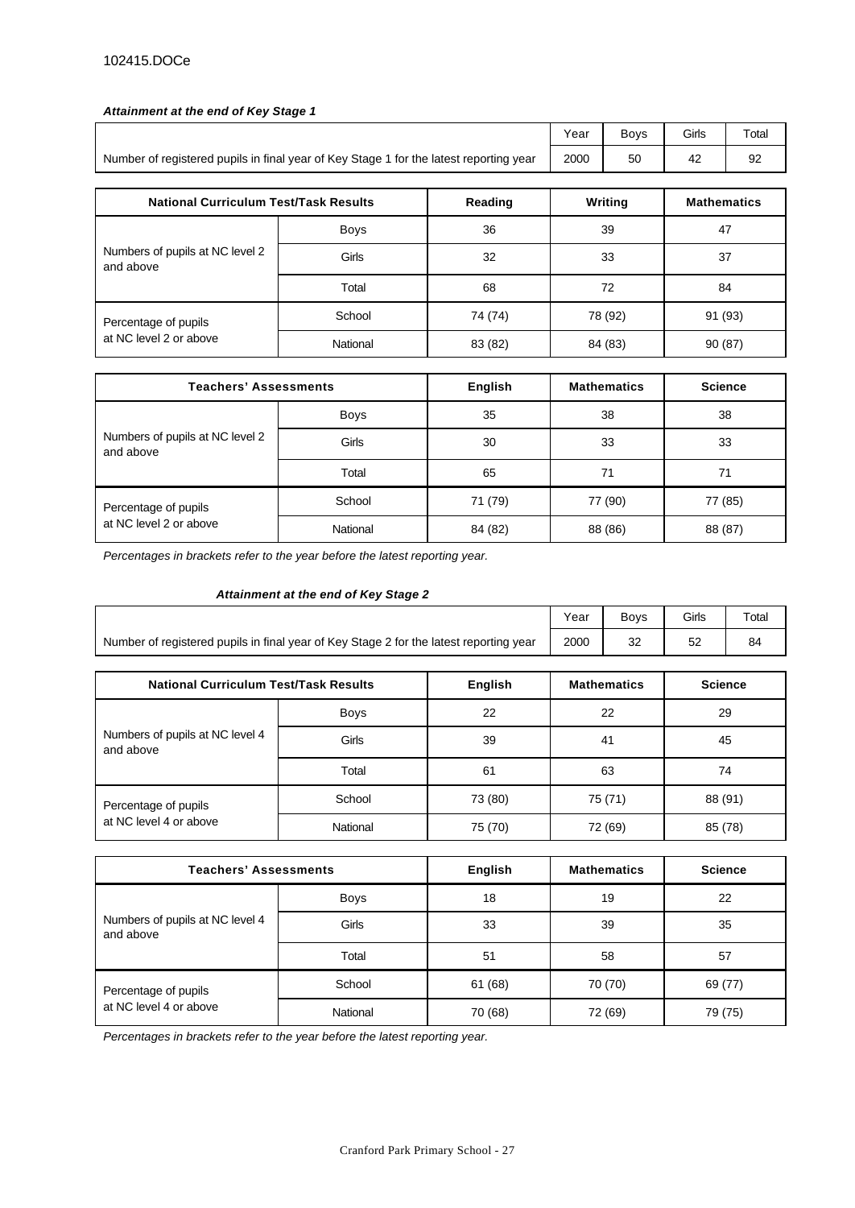### *Attainment at the end of Key Stage 1*

| | Year | Boys | Girls | Total |
|---|---|---|---|---|
| Number of registered pupils in final year of Key Stage 1 for the latest reporting year | 2000 | 50 | 42 | 92 |

| National Curriculum Test/Task Results | | Reading | Writing | Mathematics |
|---|---|---|---|---|
| Numbers of pupils at NC level 2 and above | Boys | 36 | 39 | 47 |
| | Girls | 32 | 33 | 37 |
| | Total | 68 | 72 | 84 |
| Percentage of pupils at NC level 2 or above | School | 74 (74) | 78 (92) | 91 (93) |
| | National | 83 (82) | 84 (83) | 90 (87) |

| Teachers' Assessments | | English | Mathematics | Science |
|---|---|---|---|---|
| Numbers of pupils at NC level 2 and above | Boys | 35 | 38 | 38 |
| | Girls | 30 | 33 | 33 |
| | Total | 65 | 71 | 71 |
| Percentage of pupils at NC level 2 or above | School | 71 (79) | 77 (90) | 77 (85) |
| | National | 84 (82) | 88 (86) | 88 (87) |

*Percentages in brackets refer to the year before the latest reporting year.*

### *Attainment at the end of Key Stage 2*

| | Year | Boys | Girls | Total |
|---|---|---|---|---|
| Number of registered pupils in final year of Key Stage 2 for the latest reporting year | 2000 | 32 | 52 | 84 |

| National Curriculum Test/Task Results | | English | Mathematics | Science |
|---|---|---|---|---|
| Numbers of pupils at NC level 4 and above | Boys | 22 | 22 | 29 |
| | Girls | 39 | 41 | 45 |
| | Total | 61 | 63 | 74 |
| Percentage of pupils at NC level 4 or above | School | 73 (80) | 75 (71) | 88 (91) |
| | National | 75 (70) | 72 (69) | 85 (78) |

| Teachers' Assessments | | English | Mathematics | Science |
|---|---|---|---|---|
| Numbers of pupils at NC level 4 and above | Boys | 18 | 19 | 22 |
| | Girls | 33 | 39 | 35 |
| | Total | 51 | 58 | 57 |
| Percentage of pupils at NC level 4 or above | School | 61 (68) | 70 (70) | 69 (77) |
| | National | 70 (68) | 72 (69) | 79 (75) |

*Percentages in brackets refer to the year before the latest reporting year.*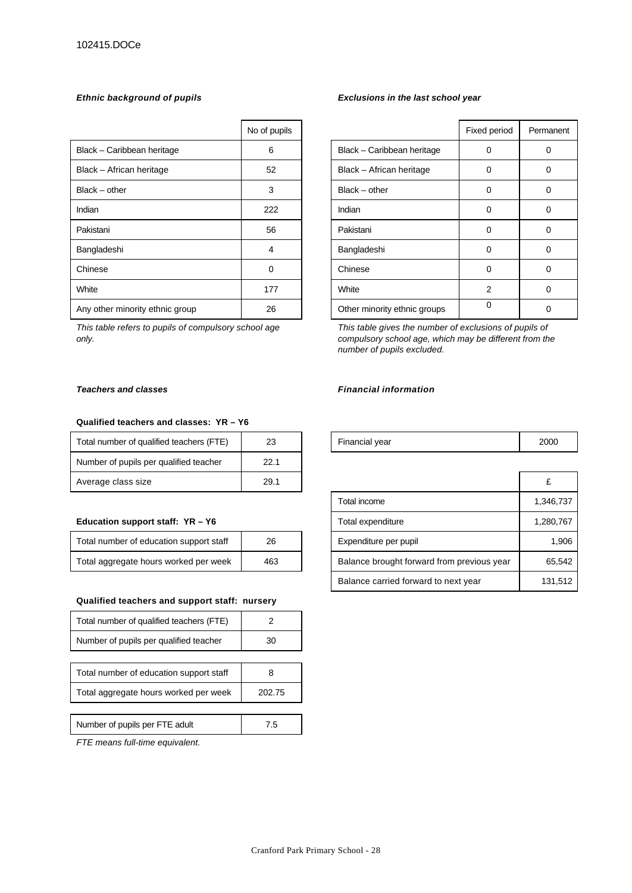### *Ethnic background of pupils*

| | No of pupils |
|---|---|
| Black – Caribbean heritage | 6 |
| Black – African heritage | 52 |
| Black – other | 3 |
| Indian | 222 |
| Pakistani | 56 |
| Bangladeshi | 4 |
| Chinese | 0 |
| White | 177 |
| Any other minority ethnic group | 26 |

*This table refers to pupils of compulsory school age only.*

### *Exclusions in the last school year*

| | Fixed period | Permanent |
|---|---|---|
| Black – Caribbean heritage | 0 | 0 |
| Black – African heritage | 0 | 0 |
| Black – other | 0 | 0 |
| Indian | 0 | 0 |
| Pakistani | 0 | 0 |
| Bangladeshi | 0 | 0 |
| Chinese | 0 | 0 |
| White | 2 | 0 |
| Other minority ethnic groups | 0 | 0 |

*This table gives the number of exclusions of pupils of compulsory school age, which may be different from the number of pupils excluded.*

### *Teachers and classes*

**Qualified teachers and classes: YR – Y6**

| | |
|---|---|
| Total number of qualified teachers (FTE) | 23 |
| Number of pupils per qualified teacher | 22.1 |
| Average class size | 29.1 |

**Education support staff: YR – Y6**

| | |
|---|---|
| Total number of education support staff | 26 |
| Total aggregate hours worked per week | 463 |

**Qualified teachers and support staff: nursery**

| | |
|---|---|
| Total number of qualified teachers (FTE) | 2 |
| Number of pupils per qualified teacher | 30 |
| Total number of education support staff | 8 |
| Total aggregate hours worked per week | 202.75 |
| Number of pupils per FTE adult | 7.5 |

*FTE means full-time equivalent.*

### *Financial information*

| | |
|---|---|
| Financial year | 2000 |

| | £ |
|---|---|
| Total income | 1,346,737 |
| Total expenditure | 1,280,767 |
| Expenditure per pupil | 1,906 |
| Balance brought forward from previous year | 65,542 |
| Balance carried forward to next year | 131,512 |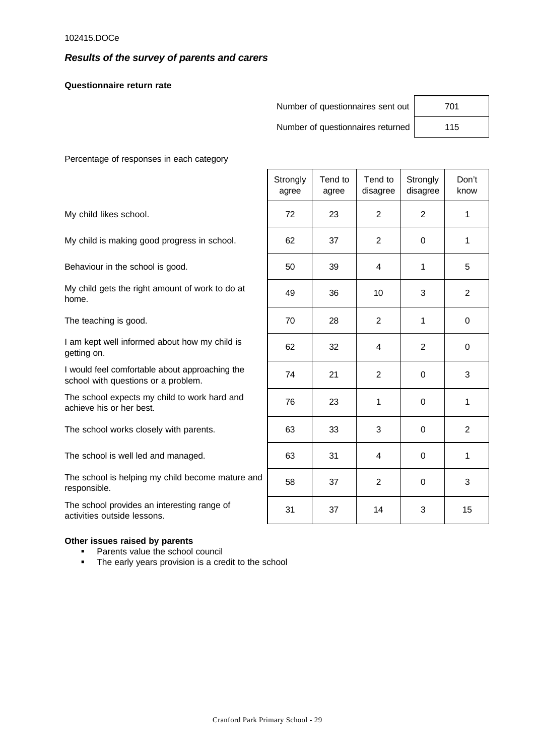## *Results of the survey of parents and carers*

**Questionnaire return rate**

| | |
|---|---|
| Number of questionnaires sent out | 701 |
| Number of questionnaires returned | 115 |

Percentage of responses in each category

| | Strongly agree | Tend to agree | Tend to disagree | Strongly disagree | Don't know |
|---|---|---|---|---|---|
| My child likes school. | 72 | 23 | 2 | 2 | 1 |
| My child is making good progress in school. | 62 | 37 | 2 | 0 | 1 |
| Behaviour in the school is good. | 50 | 39 | 4 | 1 | 5 |
| My child gets the right amount of work to do at home. | 49 | 36 | 10 | 3 | 2 |
| The teaching is good. | 70 | 28 | 2 | 1 | 0 |
| I am kept well informed about how my child is getting on. | 62 | 32 | 4 | 2 | 0 |
| I would feel comfortable about approaching the school with questions or a problem. | 74 | 21 | 2 | 0 | 3 |
| The school expects my child to work hard and achieve his or her best. | 76 | 23 | 1 | 0 | 1 |
| The school works closely with parents. | 63 | 33 | 3 | 0 | 2 |
| The school is well led and managed. | 63 | 31 | 4 | 0 | 1 |
| The school is helping my child become mature and responsible. | 58 | 37 | 2 | 0 | 3 |
| The school provides an interesting range of activities outside lessons. | 31 | 37 | 14 | 3 | 15 |

**Other issues raised by parents**

- Parents value the school council
- The early years provision is a credit to the school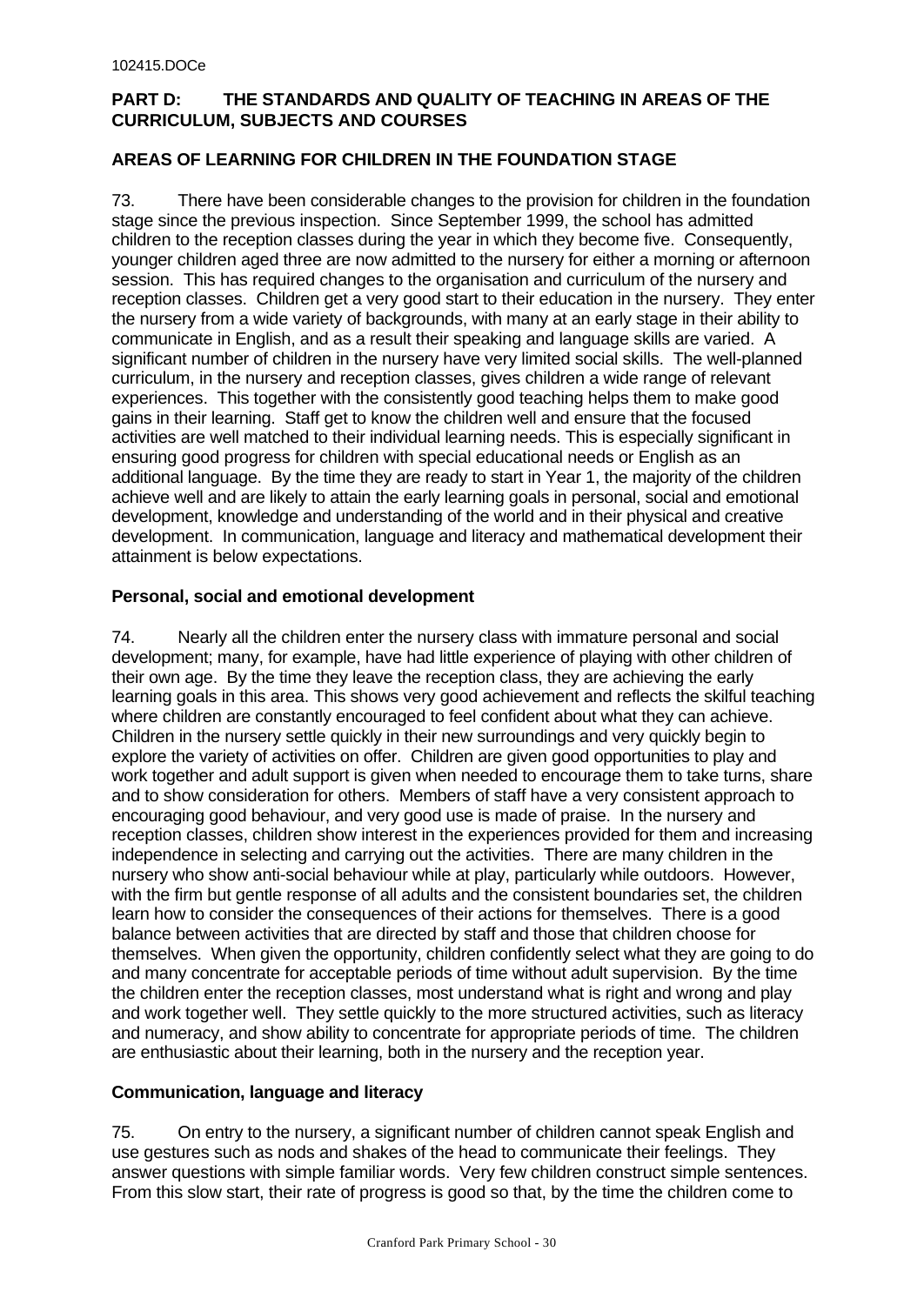## PART D: THE STANDARDS AND QUALITY OF TEACHING IN AREAS OF THE CURRICULUM, SUBJECTS AND COURSES

### AREAS OF LEARNING FOR CHILDREN IN THE FOUNDATION STAGE

73. There have been considerable changes to the provision for children in the foundation stage since the previous inspection. Since September 1999, the school has admitted children to the reception classes during the year in which they become five. Consequently, younger children aged three are now admitted to the nursery for either a morning or afternoon session. This has required changes to the organisation and curriculum of the nursery and reception classes. Children get a very good start to their education in the nursery. They enter the nursery from a wide variety of backgrounds, with many at an early stage in their ability to communicate in English, and as a result their speaking and language skills are varied. A significant number of children in the nursery have very limited social skills. The well-planned curriculum, in the nursery and reception classes, gives children a wide range of relevant experiences. This together with the consistently good teaching helps them to make good gains in their learning. Staff get to know the children well and ensure that the focused activities are well matched to their individual learning needs. This is especially significant in ensuring good progress for children with special educational needs or English as an additional language. By the time they are ready to start in Year 1, the majority of the children achieve well and are likely to attain the early learning goals in personal, social and emotional development, knowledge and understanding of the world and in their physical and creative development. In communication, language and literacy and mathematical development their attainment is below expectations.

### Personal, social and emotional development

74. Nearly all the children enter the nursery class with immature personal and social development; many, for example, have had little experience of playing with other children of their own age. By the time they leave the reception class, they are achieving the early learning goals in this area. This shows very good achievement and reflects the skilful teaching where children are constantly encouraged to feel confident about what they can achieve. Children in the nursery settle quickly in their new surroundings and very quickly begin to explore the variety of activities on offer. Children are given good opportunities to play and work together and adult support is given when needed to encourage them to take turns, share and to show consideration for others. Members of staff have a very consistent approach to encouraging good behaviour, and very good use is made of praise. In the nursery and reception classes, children show interest in the experiences provided for them and increasing independence in selecting and carrying out the activities. There are many children in the nursery who show anti-social behaviour while at play, particularly while outdoors. However, with the firm but gentle response of all adults and the consistent boundaries set, the children learn how to consider the consequences of their actions for themselves. There is a good balance between activities that are directed by staff and those that children choose for themselves. When given the opportunity, children confidently select what they are going to do and many concentrate for acceptable periods of time without adult supervision. By the time the children enter the reception classes, most understand what is right and wrong and play and work together well. They settle quickly to the more structured activities, such as literacy and numeracy, and show ability to concentrate for appropriate periods of time. The children are enthusiastic about their learning, both in the nursery and the reception year.

### Communication, language and literacy

75. On entry to the nursery, a significant number of children cannot speak English and use gestures such as nods and shakes of the head to communicate their feelings. They answer questions with simple familiar words. Very few children construct simple sentences. From this slow start, their rate of progress is good so that, by the time the children come to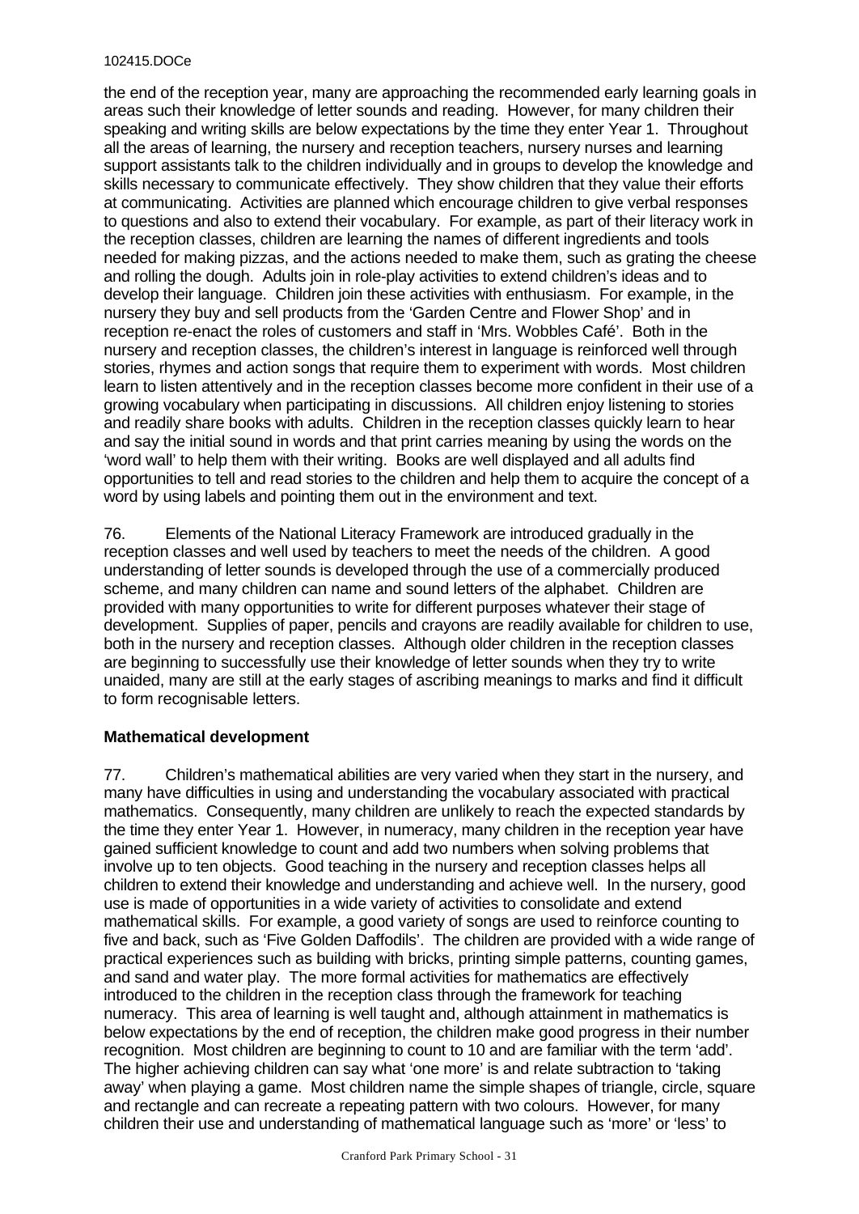the end of the reception year, many are approaching the recommended early learning goals in areas such their knowledge of letter sounds and reading. However, for many children their speaking and writing skills are below expectations by the time they enter Year 1. Throughout all the areas of learning, the nursery and reception teachers, nursery nurses and learning support assistants talk to the children individually and in groups to develop the knowledge and skills necessary to communicate effectively. They show children that they value their efforts at communicating. Activities are planned which encourage children to give verbal responses to questions and also to extend their vocabulary. For example, as part of their literacy work in the reception classes, children are learning the names of different ingredients and tools needed for making pizzas, and the actions needed to make them, such as grating the cheese and rolling the dough. Adults join in role-play activities to extend children's ideas and to develop their language. Children join these activities with enthusiasm. For example, in the nursery they buy and sell products from the 'Garden Centre and Flower Shop' and in reception re-enact the roles of customers and staff in 'Mrs. Wobbles Café'. Both in the nursery and reception classes, the children's interest in language is reinforced well through stories, rhymes and action songs that require them to experiment with words. Most children learn to listen attentively and in the reception classes become more confident in their use of a growing vocabulary when participating in discussions. All children enjoy listening to stories and readily share books with adults. Children in the reception classes quickly learn to hear and say the initial sound in words and that print carries meaning by using the words on the 'word wall' to help them with their writing. Books are well displayed and all adults find opportunities to tell and read stories to the children and help them to acquire the concept of a word by using labels and pointing them out in the environment and text.

76. Elements of the National Literacy Framework are introduced gradually in the reception classes and well used by teachers to meet the needs of the children. A good understanding of letter sounds is developed through the use of a commercially produced scheme, and many children can name and sound letters of the alphabet. Children are provided with many opportunities to write for different purposes whatever their stage of development. Supplies of paper, pencils and crayons are readily available for children to use, both in the nursery and reception classes. Although older children in the reception classes are beginning to successfully use their knowledge of letter sounds when they try to write unaided, many are still at the early stages of ascribing meanings to marks and find it difficult to form recognisable letters.

**Mathematical development**

77. Children's mathematical abilities are very varied when they start in the nursery, and many have difficulties in using and understanding the vocabulary associated with practical mathematics. Consequently, many children are unlikely to reach the expected standards by the time they enter Year 1. However, in numeracy, many children in the reception year have gained sufficient knowledge to count and add two numbers when solving problems that involve up to ten objects. Good teaching in the nursery and reception classes helps all children to extend their knowledge and understanding and achieve well. In the nursery, good use is made of opportunities in a wide variety of activities to consolidate and extend mathematical skills. For example, a good variety of songs are used to reinforce counting to five and back, such as 'Five Golden Daffodils'. The children are provided with a wide range of practical experiences such as building with bricks, printing simple patterns, counting games, and sand and water play. The more formal activities for mathematics are effectively introduced to the children in the reception class through the framework for teaching numeracy. This area of learning is well taught and, although attainment in mathematics is below expectations by the end of reception, the children make good progress in their number recognition. Most children are beginning to count to 10 and are familiar with the term 'add'. The higher achieving children can say what 'one more' is and relate subtraction to 'taking away' when playing a game. Most children name the simple shapes of triangle, circle, square and rectangle and can recreate a repeating pattern with two colours. However, for many children their use and understanding of mathematical language such as 'more' or 'less' to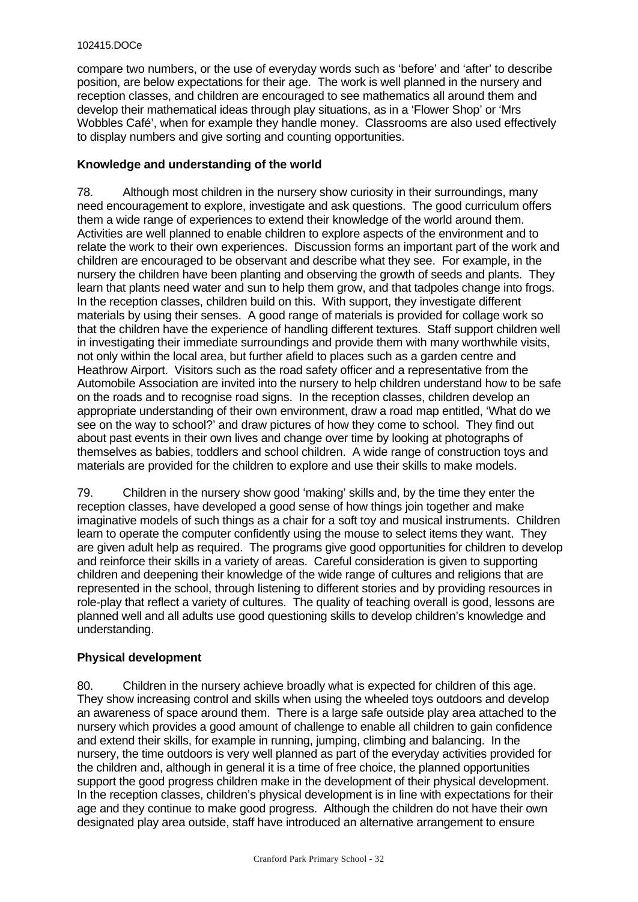compare two numbers, or the use of everyday words such as 'before' and 'after' to describe position, are below expectations for their age. The work is well planned in the nursery and reception classes, and children are encouraged to see mathematics all around them and develop their mathematical ideas through play situations, as in a 'Flower Shop' or 'Mrs Wobbles Café', when for example they handle money. Classrooms are also used effectively to display numbers and give sorting and counting opportunities.

**Knowledge and understanding of the world**

78. Although most children in the nursery show curiosity in their surroundings, many need encouragement to explore, investigate and ask questions. The good curriculum offers them a wide range of experiences to extend their knowledge of the world around them. Activities are well planned to enable children to explore aspects of the environment and to relate the work to their own experiences. Discussion forms an important part of the work and children are encouraged to be observant and describe what they see. For example, in the nursery the children have been planting and observing the growth of seeds and plants. They learn that plants need water and sun to help them grow, and that tadpoles change into frogs. In the reception classes, children build on this. With support, they investigate different materials by using their senses. A good range of materials is provided for collage work so that the children have the experience of handling different textures. Staff support children well in investigating their immediate surroundings and provide them with many worthwhile visits, not only within the local area, but further afield to places such as a garden centre and Heathrow Airport. Visitors such as the road safety officer and a representative from the Automobile Association are invited into the nursery to help children understand how to be safe on the roads and to recognise road signs. In the reception classes, children develop an appropriate understanding of their own environment, draw a road map entitled, 'What do we see on the way to school?' and draw pictures of how they come to school. They find out about past events in their own lives and change over time by looking at photographs of themselves as babies, toddlers and school children. A wide range of construction toys and materials are provided for the children to explore and use their skills to make models.

79. Children in the nursery show good 'making' skills and, by the time they enter the reception classes, have developed a good sense of how things join together and make imaginative models of such things as a chair for a soft toy and musical instruments. Children learn to operate the computer confidently using the mouse to select items they want. They are given adult help as required. The programs give good opportunities for children to develop and reinforce their skills in a variety of areas. Careful consideration is given to supporting children and deepening their knowledge of the wide range of cultures and religions that are represented in the school, through listening to different stories and by providing resources in role-play that reflect a variety of cultures. The quality of teaching overall is good, lessons are planned well and all adults use good questioning skills to develop children's knowledge and understanding.

**Physical development**

80. Children in the nursery achieve broadly what is expected for children of this age. They show increasing control and skills when using the wheeled toys outdoors and develop an awareness of space around them. There is a large safe outside play area attached to the nursery which provides a good amount of challenge to enable all children to gain confidence and extend their skills, for example in running, jumping, climbing and balancing. In the nursery, the time outdoors is very well planned as part of the everyday activities provided for the children and, although in general it is a time of free choice, the planned opportunities support the good progress children make in the development of their physical development. In the reception classes, children's physical development is in line with expectations for their age and they continue to make good progress. Although the children do not have their own designated play area outside, staff have introduced an alternative arrangement to ensure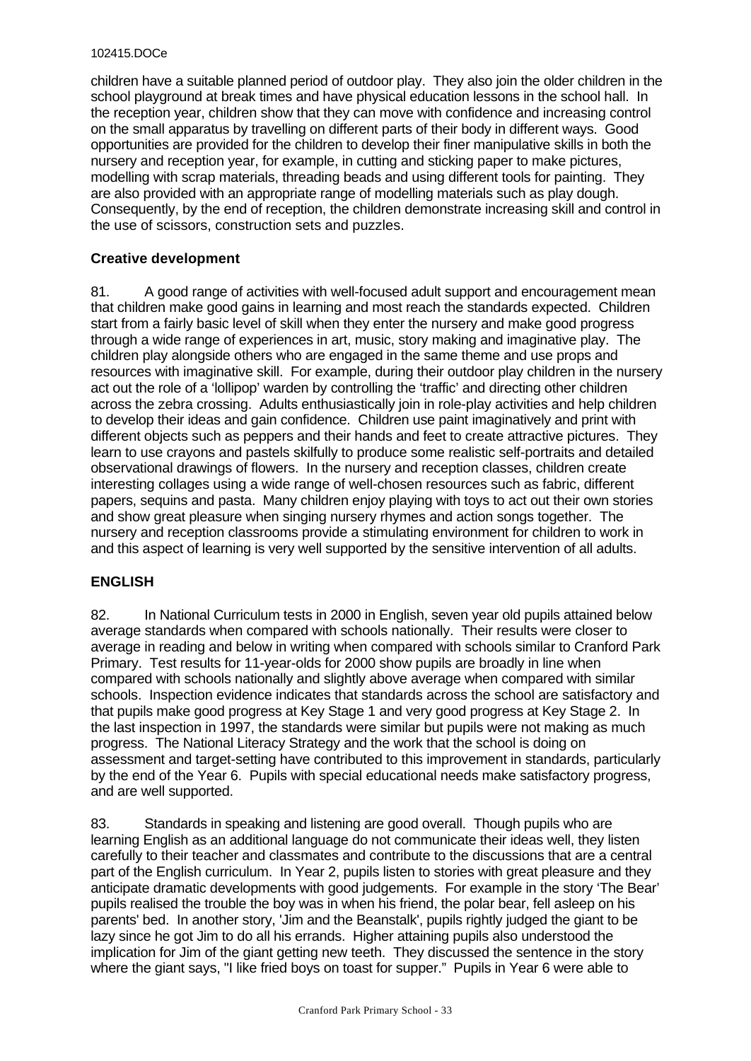children have a suitable planned period of outdoor play. They also join the older children in the school playground at break times and have physical education lessons in the school hall. In the reception year, children show that they can move with confidence and increasing control on the small apparatus by travelling on different parts of their body in different ways. Good opportunities are provided for the children to develop their finer manipulative skills in both the nursery and reception year, for example, in cutting and sticking paper to make pictures, modelling with scrap materials, threading beads and using different tools for painting. They are also provided with an appropriate range of modelling materials such as play dough. Consequently, by the end of reception, the children demonstrate increasing skill and control in the use of scissors, construction sets and puzzles.

### Creative development

81. A good range of activities with well-focused adult support and encouragement mean that children make good gains in learning and most reach the standards expected. Children start from a fairly basic level of skill when they enter the nursery and make good progress through a wide range of experiences in art, music, story making and imaginative play. The children play alongside others who are engaged in the same theme and use props and resources with imaginative skill. For example, during their outdoor play children in the nursery act out the role of a 'lollipop' warden by controlling the 'traffic' and directing other children across the zebra crossing. Adults enthusiastically join in role-play activities and help children to develop their ideas and gain confidence. Children use paint imaginatively and print with different objects such as peppers and their hands and feet to create attractive pictures. They learn to use crayons and pastels skilfully to produce some realistic self-portraits and detailed observational drawings of flowers. In the nursery and reception classes, children create interesting collages using a wide range of well-chosen resources such as fabric, different papers, sequins and pasta. Many children enjoy playing with toys to act out their own stories and show great pleasure when singing nursery rhymes and action songs together. The nursery and reception classrooms provide a stimulating environment for children to work in and this aspect of learning is very well supported by the sensitive intervention of all adults.

## ENGLISH

82. In National Curriculum tests in 2000 in English, seven year old pupils attained below average standards when compared with schools nationally. Their results were closer to average in reading and below in writing when compared with schools similar to Cranford Park Primary. Test results for 11-year-olds for 2000 show pupils are broadly in line when compared with schools nationally and slightly above average when compared with similar schools. Inspection evidence indicates that standards across the school are satisfactory and that pupils make good progress at Key Stage 1 and very good progress at Key Stage 2. In the last inspection in 1997, the standards were similar but pupils were not making as much progress. The National Literacy Strategy and the work that the school is doing on assessment and target-setting have contributed to this improvement in standards, particularly by the end of the Year 6. Pupils with special educational needs make satisfactory progress, and are well supported.

83. Standards in speaking and listening are good overall. Though pupils who are learning English as an additional language do not communicate their ideas well, they listen carefully to their teacher and classmates and contribute to the discussions that are a central part of the English curriculum. In Year 2, pupils listen to stories with great pleasure and they anticipate dramatic developments with good judgements. For example in the story 'The Bear' pupils realised the trouble the boy was in when his friend, the polar bear, fell asleep on his parents' bed. In another story, 'Jim and the Beanstalk', pupils rightly judged the giant to be lazy since he got Jim to do all his errands. Higher attaining pupils also understood the implication for Jim of the giant getting new teeth. They discussed the sentence in the story where the giant says, "I like fried boys on toast for supper." Pupils in Year 6 were able to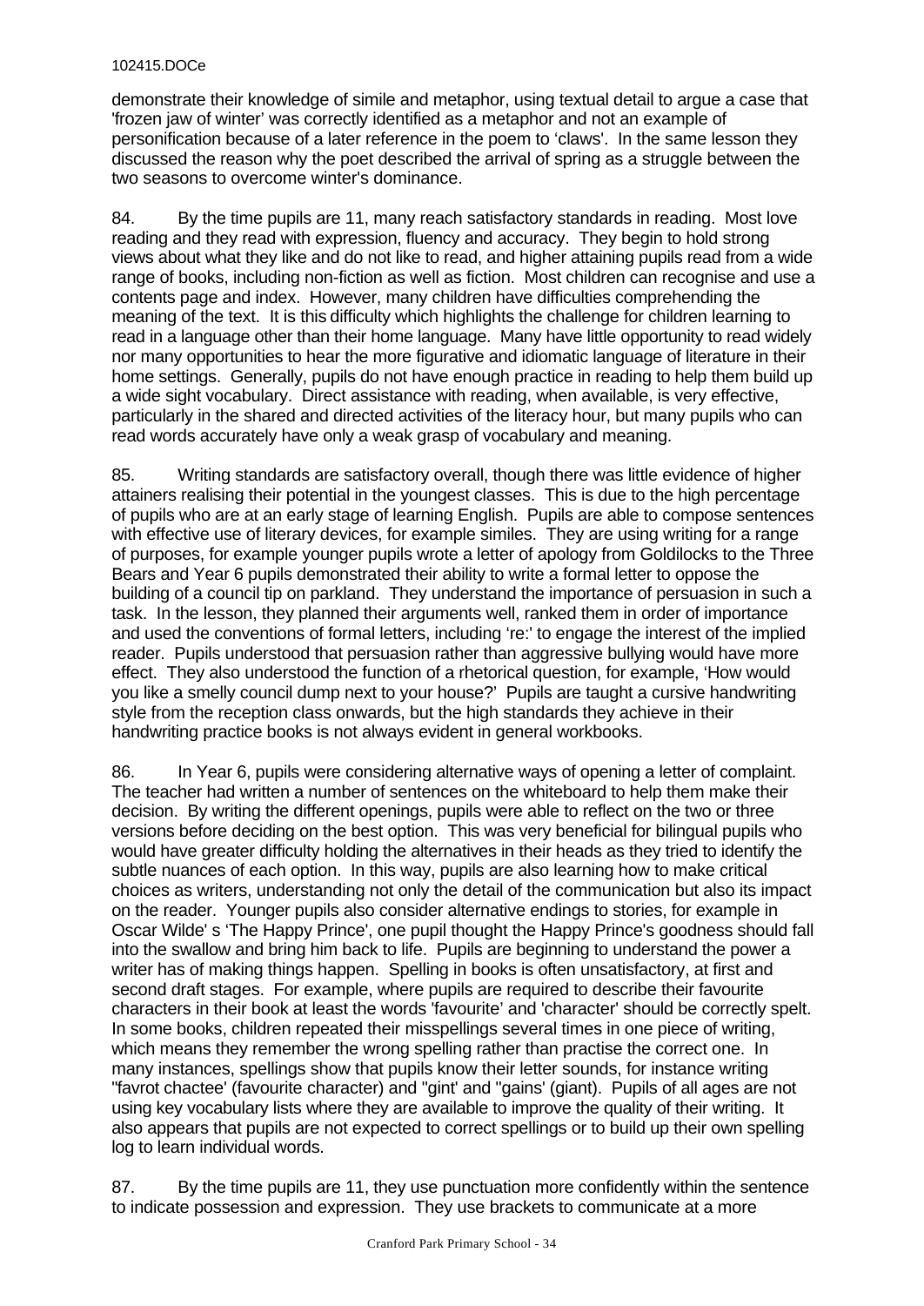demonstrate their knowledge of simile and metaphor, using textual detail to argue a case that 'frozen jaw of winter' was correctly identified as a metaphor and not an example of personification because of a later reference in the poem to 'claws'. In the same lesson they discussed the reason why the poet described the arrival of spring as a struggle between the two seasons to overcome winter's dominance.

84. By the time pupils are 11, many reach satisfactory standards in reading. Most love reading and they read with expression, fluency and accuracy. They begin to hold strong views about what they like and do not like to read, and higher attaining pupils read from a wide range of books, including non-fiction as well as fiction. Most children can recognise and use a contents page and index. However, many children have difficulties comprehending the meaning of the text. It is this difficulty which highlights the challenge for children learning to read in a language other than their home language. Many have little opportunity to read widely nor many opportunities to hear the more figurative and idiomatic language of literature in their home settings. Generally, pupils do not have enough practice in reading to help them build up a wide sight vocabulary. Direct assistance with reading, when available, is very effective, particularly in the shared and directed activities of the literacy hour, but many pupils who can read words accurately have only a weak grasp of vocabulary and meaning.

85. Writing standards are satisfactory overall, though there was little evidence of higher attainers realising their potential in the youngest classes. This is due to the high percentage of pupils who are at an early stage of learning English. Pupils are able to compose sentences with effective use of literary devices, for example similes. They are using writing for a range of purposes, for example younger pupils wrote a letter of apology from Goldilocks to the Three Bears and Year 6 pupils demonstrated their ability to write a formal letter to oppose the building of a council tip on parkland. They understand the importance of persuasion in such a task. In the lesson, they planned their arguments well, ranked them in order of importance and used the conventions of formal letters, including 're:' to engage the interest of the implied reader. Pupils understood that persuasion rather than aggressive bullying would have more effect. They also understood the function of a rhetorical question, for example, 'How would you like a smelly council dump next to your house?' Pupils are taught a cursive handwriting style from the reception class onwards, but the high standards they achieve in their handwriting practice books is not always evident in general workbooks.

86. In Year 6, pupils were considering alternative ways of opening a letter of complaint. The teacher had written a number of sentences on the whiteboard to help them make their decision. By writing the different openings, pupils were able to reflect on the two or three versions before deciding on the best option. This was very beneficial for bilingual pupils who would have greater difficulty holding the alternatives in their heads as they tried to identify the subtle nuances of each option. In this way, pupils are also learning how to make critical choices as writers, understanding not only the detail of the communication but also its impact on the reader. Younger pupils also consider alternative endings to stories, for example in Oscar Wilde' s 'The Happy Prince', one pupil thought the Happy Prince's goodness should fall into the swallow and bring him back to life. Pupils are beginning to understand the power a writer has of making things happen. Spelling in books is often unsatisfactory, at first and second draft stages. For example, where pupils are required to describe their favourite characters in their book at least the words 'favourite' and 'character' should be correctly spelt. In some books, children repeated their misspellings several times in one piece of writing, which means they remember the wrong spelling rather than practise the correct one. In many instances, spellings show that pupils know their letter sounds, for instance writing ''favrot chactee' (favourite character) and ''gint' and ''gains' (giant). Pupils of all ages are not using key vocabulary lists where they are available to improve the quality of their writing. It also appears that pupils are not expected to correct spellings or to build up their own spelling log to learn individual words.

87. By the time pupils are 11, they use punctuation more confidently within the sentence to indicate possession and expression. They use brackets to communicate at a more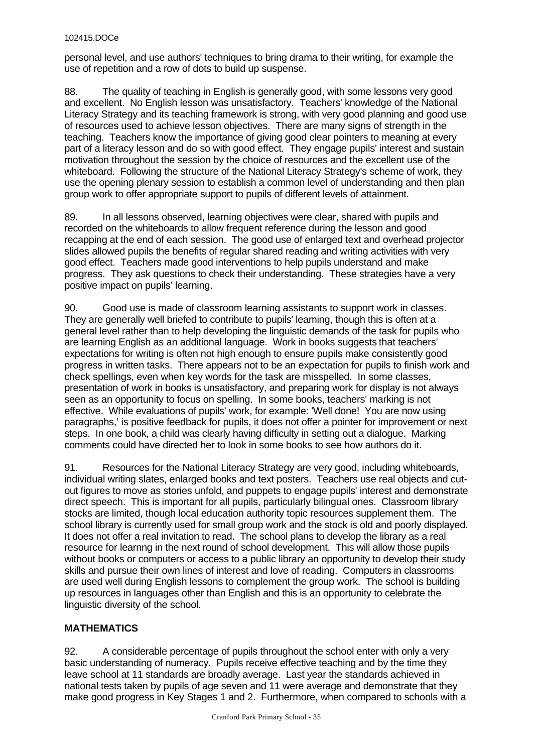personal level, and use authors' techniques to bring drama to their writing, for example the use of repetition and a row of dots to build up suspense.

88. The quality of teaching in English is generally good, with some lessons very good and excellent. No English lesson was unsatisfactory. Teachers' knowledge of the National Literacy Strategy and its teaching framework is strong, with very good planning and good use of resources used to achieve lesson objectives. There are many signs of strength in the teaching. Teachers know the importance of giving good clear pointers to meaning at every part of a literacy lesson and do so with good effect. They engage pupils' interest and sustain motivation throughout the session by the choice of resources and the excellent use of the whiteboard. Following the structure of the National Literacy Strategy's scheme of work, they use the opening plenary session to establish a common level of understanding and then plan group work to offer appropriate support to pupils of different levels of attainment.

89. In all lessons observed, learning objectives were clear, shared with pupils and recorded on the whiteboards to allow frequent reference during the lesson and good recapping at the end of each session. The good use of enlarged text and overhead projector slides allowed pupils the benefits of regular shared reading and writing activities with very good effect. Teachers made good interventions to help pupils understand and make progress. They ask questions to check their understanding. These strategies have a very positive impact on pupils' learning.

90. Good use is made of classroom learning assistants to support work in classes. They are generally well briefed to contribute to pupils' learning, though this is often at a general level rather than to help developing the linguistic demands of the task for pupils who are learning English as an additional language. Work in books suggests that teachers' expectations for writing is often not high enough to ensure pupils make consistently good progress in written tasks. There appears not to be an expectation for pupils to finish work and check spellings, even when key words for the task are misspelled. In some classes, presentation of work in books is unsatisfactory, and preparing work for display is not always seen as an opportunity to focus on spelling. In some books, teachers' marking is not effective. While evaluations of pupils' work, for example: 'Well done! You are now using paragraphs,' is positive feedback for pupils, it does not offer a pointer for improvement or next steps. In one book, a child was clearly having difficulty in setting out a dialogue. Marking comments could have directed her to look in some books to see how authors do it.

91. Resources for the National Literacy Strategy are very good, including whiteboards, individual writing slates, enlarged books and text posters. Teachers use real objects and cut-out figures to move as stories unfold, and puppets to engage pupils' interest and demonstrate direct speech. This is important for all pupils, particularly bilingual ones. Classroom library stocks are limited, though local education authority topic resources supplement them. The school library is currently used for small group work and the stock is old and poorly displayed. It does not offer a real invitation to read. The school plans to develop the library as a real resource for learnng in the next round of school development. This will allow those pupils without books or computers or access to a public library an opportunity to develop their study skills and pursue their own lines of interest and love of reading. Computers in classrooms are used well during English lessons to complement the group work. The school is building up resources in languages other than English and this is an opportunity to celebrate the linguistic diversity of the school.

## MATHEMATICS

92. A considerable percentage of pupils throughout the school enter with only a very basic understanding of numeracy. Pupils receive effective teaching and by the time they leave school at 11 standards are broadly average. Last year the standards achieved in national tests taken by pupils of age seven and 11 were average and demonstrate that they make good progress in Key Stages 1 and 2. Furthermore, when compared to schools with a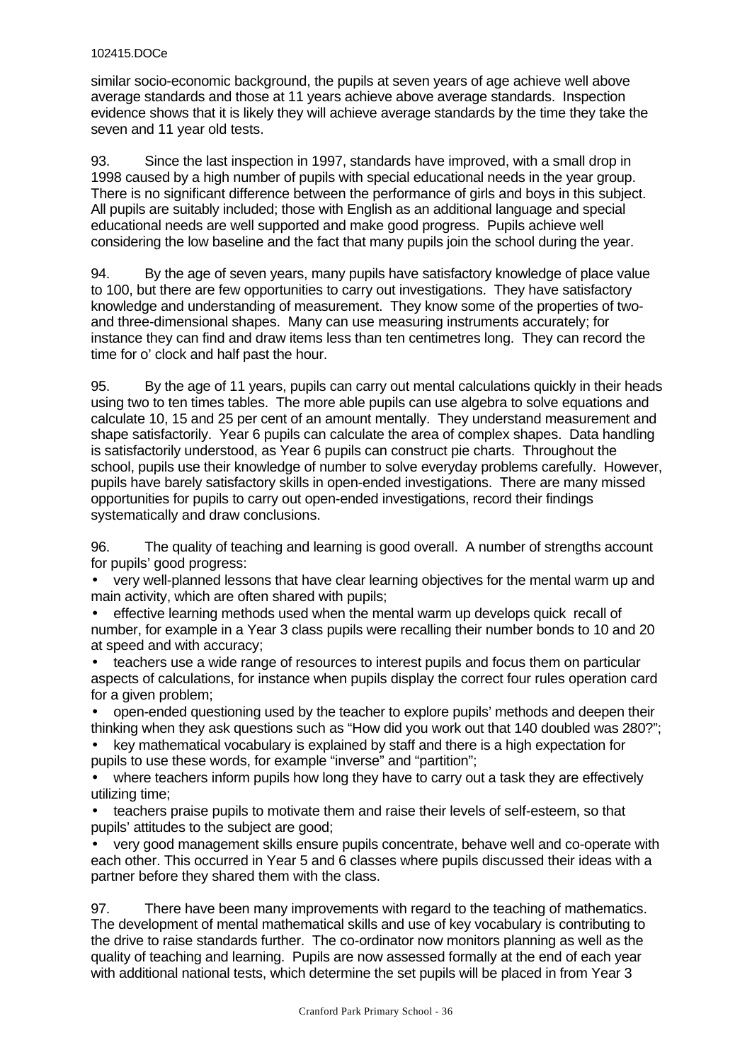similar socio-economic background, the pupils at seven years of age achieve well above average standards and those at 11 years achieve above average standards. Inspection evidence shows that it is likely they will achieve average standards by the time they take the seven and 11 year old tests.

93. Since the last inspection in 1997, standards have improved, with a small drop in 1998 caused by a high number of pupils with special educational needs in the year group. There is no significant difference between the performance of girls and boys in this subject. All pupils are suitably included; those with English as an additional language and special educational needs are well supported and make good progress. Pupils achieve well considering the low baseline and the fact that many pupils join the school during the year.

94. By the age of seven years, many pupils have satisfactory knowledge of place value to 100, but there are few opportunities to carry out investigations. They have satisfactory knowledge and understanding of measurement. They know some of the properties of two- and three-dimensional shapes. Many can use measuring instruments accurately; for instance they can find and draw items less than ten centimetres long. They can record the time for o' clock and half past the hour.

95. By the age of 11 years, pupils can carry out mental calculations quickly in their heads using two to ten times tables. The more able pupils can use algebra to solve equations and calculate 10, 15 and 25 per cent of an amount mentally. They understand measurement and shape satisfactorily. Year 6 pupils can calculate the area of complex shapes. Data handling is satisfactorily understood, as Year 6 pupils can construct pie charts. Throughout the school, pupils use their knowledge of number to solve everyday problems carefully. However, pupils have barely satisfactory skills in open-ended investigations. There are many missed opportunities for pupils to carry out open-ended investigations, record their findings systematically and draw conclusions.

96. The quality of teaching and learning is good overall. A number of strengths account for pupils' good progress:

- very well-planned lessons that have clear learning objectives for the mental warm up and main activity, which are often shared with pupils;
- effective learning methods used when the mental warm up develops quick recall of number, for example in a Year 3 class pupils were recalling their number bonds to 10 and 20 at speed and with accuracy;
- teachers use a wide range of resources to interest pupils and focus them on particular aspects of calculations, for instance when pupils display the correct four rules operation card for a given problem;
- open-ended questioning used by the teacher to explore pupils' methods and deepen their thinking when they ask questions such as "How did you work out that 140 doubled was 280?";
- key mathematical vocabulary is explained by staff and there is a high expectation for pupils to use these words, for example "inverse" and "partition";
- where teachers inform pupils how long they have to carry out a task they are effectively utilizing time;
- teachers praise pupils to motivate them and raise their levels of self-esteem, so that pupils' attitudes to the subject are good;
- very good management skills ensure pupils concentrate, behave well and co-operate with each other. This occurred in Year 5 and 6 classes where pupils discussed their ideas with a partner before they shared them with the class.

97. There have been many improvements with regard to the teaching of mathematics. The development of mental mathematical skills and use of key vocabulary is contributing to the drive to raise standards further. The co-ordinator now monitors planning as well as the quality of teaching and learning. Pupils are now assessed formally at the end of each year with additional national tests, which determine the set pupils will be placed in from Year 3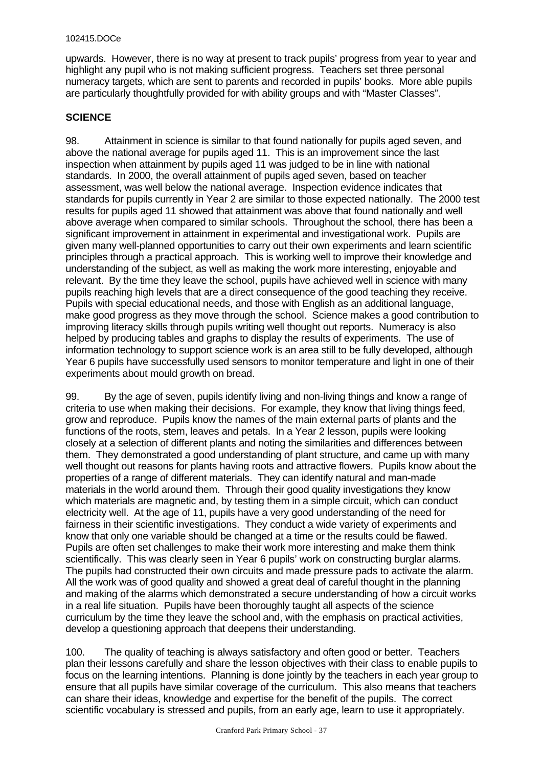upwards. However, there is no way at present to track pupils' progress from year to year and highlight any pupil who is not making sufficient progress. Teachers set three personal numeracy targets, which are sent to parents and recorded in pupils' books. More able pupils are particularly thoughtfully provided for with ability groups and with "Master Classes".

## SCIENCE

98. Attainment in science is similar to that found nationally for pupils aged seven, and above the national average for pupils aged 11. This is an improvement since the last inspection when attainment by pupils aged 11 was judged to be in line with national standards. In 2000, the overall attainment of pupils aged seven, based on teacher assessment, was well below the national average. Inspection evidence indicates that standards for pupils currently in Year 2 are similar to those expected nationally. The 2000 test results for pupils aged 11 showed that attainment was above that found nationally and well above average when compared to similar schools. Throughout the school, there has been a significant improvement in attainment in experimental and investigational work. Pupils are given many well-planned opportunities to carry out their own experiments and learn scientific principles through a practical approach. This is working well to improve their knowledge and understanding of the subject, as well as making the work more interesting, enjoyable and relevant. By the time they leave the school, pupils have achieved well in science with many pupils reaching high levels that are a direct consequence of the good teaching they receive. Pupils with special educational needs, and those with English as an additional language, make good progress as they move through the school. Science makes a good contribution to improving literacy skills through pupils writing well thought out reports. Numeracy is also helped by producing tables and graphs to display the results of experiments. The use of information technology to support science work is an area still to be fully developed, although Year 6 pupils have successfully used sensors to monitor temperature and light in one of their experiments about mould growth on bread.

99. By the age of seven, pupils identify living and non-living things and know a range of criteria to use when making their decisions. For example, they know that living things feed, grow and reproduce. Pupils know the names of the main external parts of plants and the functions of the roots, stem, leaves and petals. In a Year 2 lesson, pupils were looking closely at a selection of different plants and noting the similarities and differences between them. They demonstrated a good understanding of plant structure, and came up with many well thought out reasons for plants having roots and attractive flowers. Pupils know about the properties of a range of different materials. They can identify natural and man-made materials in the world around them. Through their good quality investigations they know which materials are magnetic and, by testing them in a simple circuit, which can conduct electricity well. At the age of 11, pupils have a very good understanding of the need for fairness in their scientific investigations. They conduct a wide variety of experiments and know that only one variable should be changed at a time or the results could be flawed. Pupils are often set challenges to make their work more interesting and make them think scientifically. This was clearly seen in Year 6 pupils' work on constructing burglar alarms. The pupils had constructed their own circuits and made pressure pads to activate the alarm. All the work was of good quality and showed a great deal of careful thought in the planning and making of the alarms which demonstrated a secure understanding of how a circuit works in a real life situation. Pupils have been thoroughly taught all aspects of the science curriculum by the time they leave the school and, with the emphasis on practical activities, develop a questioning approach that deepens their understanding.

100. The quality of teaching is always satisfactory and often good or better. Teachers plan their lessons carefully and share the lesson objectives with their class to enable pupils to focus on the learning intentions. Planning is done jointly by the teachers in each year group to ensure that all pupils have similar coverage of the curriculum. This also means that teachers can share their ideas, knowledge and expertise for the benefit of the pupils. The correct scientific vocabulary is stressed and pupils, from an early age, learn to use it appropriately.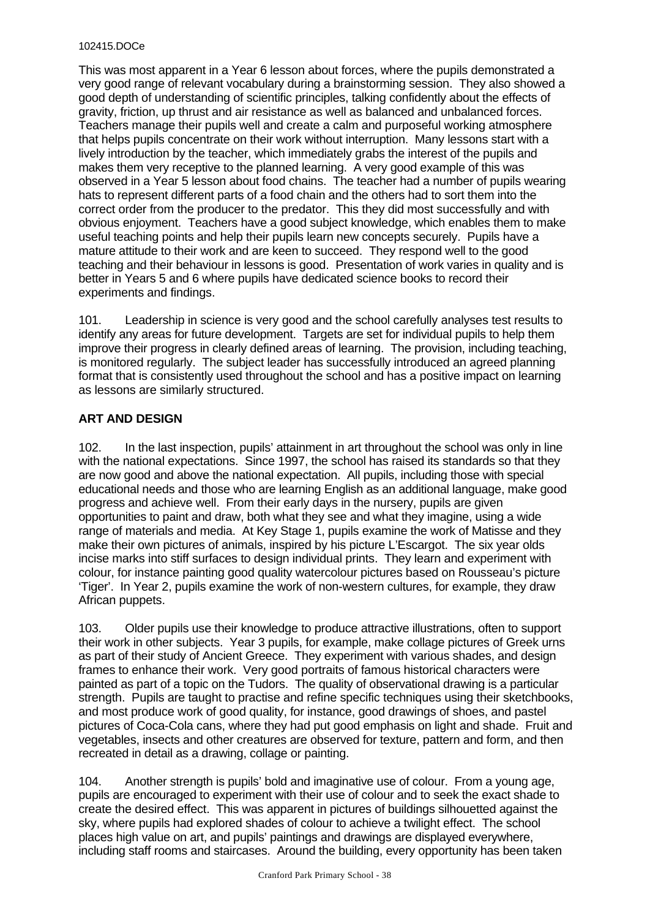This was most apparent in a Year 6 lesson about forces, where the pupils demonstrated a very good range of relevant vocabulary during a brainstorming session. They also showed a good depth of understanding of scientific principles, talking confidently about the effects of gravity, friction, up thrust and air resistance as well as balanced and unbalanced forces. Teachers manage their pupils well and create a calm and purposeful working atmosphere that helps pupils concentrate on their work without interruption. Many lessons start with a lively introduction by the teacher, which immediately grabs the interest of the pupils and makes them very receptive to the planned learning. A very good example of this was observed in a Year 5 lesson about food chains. The teacher had a number of pupils wearing hats to represent different parts of a food chain and the others had to sort them into the correct order from the producer to the predator. This they did most successfully and with obvious enjoyment. Teachers have a good subject knowledge, which enables them to make useful teaching points and help their pupils learn new concepts securely. Pupils have a mature attitude to their work and are keen to succeed. They respond well to the good teaching and their behaviour in lessons is good. Presentation of work varies in quality and is better in Years 5 and 6 where pupils have dedicated science books to record their experiments and findings.

101. Leadership in science is very good and the school carefully analyses test results to identify any areas for future development. Targets are set for individual pupils to help them improve their progress in clearly defined areas of learning. The provision, including teaching, is monitored regularly. The subject leader has successfully introduced an agreed planning format that is consistently used throughout the school and has a positive impact on learning as lessons are similarly structured.

## ART AND DESIGN

102. In the last inspection, pupils' attainment in art throughout the school was only in line with the national expectations. Since 1997, the school has raised its standards so that they are now good and above the national expectation. All pupils, including those with special educational needs and those who are learning English as an additional language, make good progress and achieve well. From their early days in the nursery, pupils are given opportunities to paint and draw, both what they see and what they imagine, using a wide range of materials and media. At Key Stage 1, pupils examine the work of Matisse and they make their own pictures of animals, inspired by his picture L'Escargot. The six year olds incise marks into stiff surfaces to design individual prints. They learn and experiment with colour, for instance painting good quality watercolour pictures based on Rousseau's picture 'Tiger'. In Year 2, pupils examine the work of non-western cultures, for example, they draw African puppets.

103. Older pupils use their knowledge to produce attractive illustrations, often to support their work in other subjects. Year 3 pupils, for example, make collage pictures of Greek urns as part of their study of Ancient Greece. They experiment with various shades, and design frames to enhance their work. Very good portraits of famous historical characters were painted as part of a topic on the Tudors. The quality of observational drawing is a particular strength. Pupils are taught to practise and refine specific techniques using their sketchbooks, and most produce work of good quality, for instance, good drawings of shoes, and pastel pictures of Coca-Cola cans, where they had put good emphasis on light and shade. Fruit and vegetables, insects and other creatures are observed for texture, pattern and form, and then recreated in detail as a drawing, collage or painting.

104. Another strength is pupils' bold and imaginative use of colour. From a young age, pupils are encouraged to experiment with their use of colour and to seek the exact shade to create the desired effect. This was apparent in pictures of buildings silhouetted against the sky, where pupils had explored shades of colour to achieve a twilight effect. The school places high value on art, and pupils' paintings and drawings are displayed everywhere, including staff rooms and staircases. Around the building, every opportunity has been taken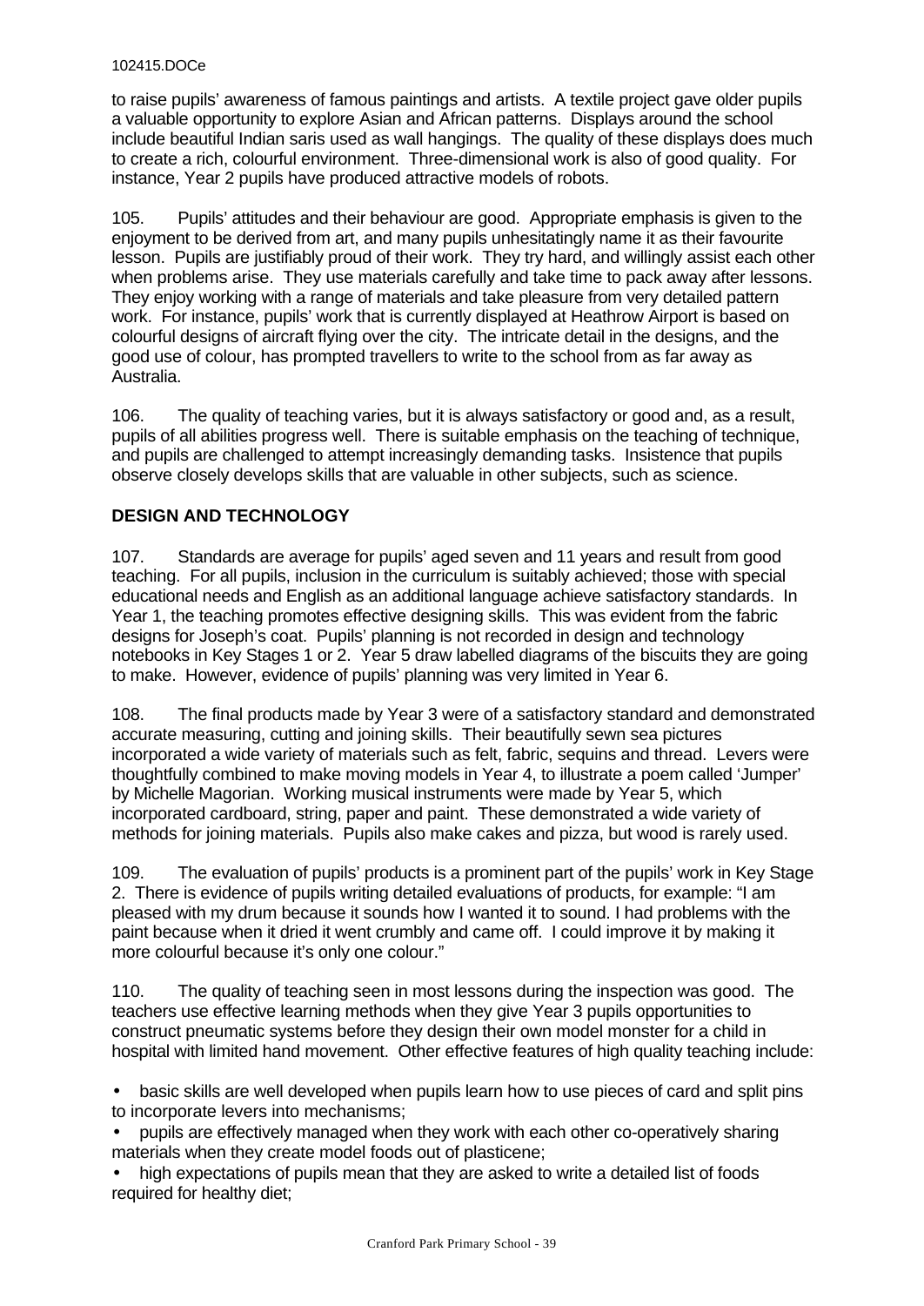to raise pupils' awareness of famous paintings and artists. A textile project gave older pupils a valuable opportunity to explore Asian and African patterns. Displays around the school include beautiful Indian saris used as wall hangings. The quality of these displays does much to create a rich, colourful environment. Three-dimensional work is also of good quality. For instance, Year 2 pupils have produced attractive models of robots.

105. Pupils' attitudes and their behaviour are good. Appropriate emphasis is given to the enjoyment to be derived from art, and many pupils unhesitatingly name it as their favourite lesson. Pupils are justifiably proud of their work. They try hard, and willingly assist each other when problems arise. They use materials carefully and take time to pack away after lessons. They enjoy working with a range of materials and take pleasure from very detailed pattern work. For instance, pupils' work that is currently displayed at Heathrow Airport is based on colourful designs of aircraft flying over the city. The intricate detail in the designs, and the good use of colour, has prompted travellers to write to the school from as far away as Australia.

106. The quality of teaching varies, but it is always satisfactory or good and, as a result, pupils of all abilities progress well. There is suitable emphasis on the teaching of technique, and pupils are challenged to attempt increasingly demanding tasks. Insistence that pupils observe closely develops skills that are valuable in other subjects, such as science.

## DESIGN AND TECHNOLOGY

107. Standards are average for pupils' aged seven and 11 years and result from good teaching. For all pupils, inclusion in the curriculum is suitably achieved; those with special educational needs and English as an additional language achieve satisfactory standards. In Year 1, the teaching promotes effective designing skills. This was evident from the fabric designs for Joseph's coat. Pupils' planning is not recorded in design and technology notebooks in Key Stages 1 or 2. Year 5 draw labelled diagrams of the biscuits they are going to make. However, evidence of pupils' planning was very limited in Year 6.

108. The final products made by Year 3 were of a satisfactory standard and demonstrated accurate measuring, cutting and joining skills. Their beautifully sewn sea pictures incorporated a wide variety of materials such as felt, fabric, sequins and thread. Levers were thoughtfully combined to make moving models in Year 4, to illustrate a poem called 'Jumper' by Michelle Magorian. Working musical instruments were made by Year 5, which incorporated cardboard, string, paper and paint. These demonstrated a wide variety of methods for joining materials. Pupils also make cakes and pizza, but wood is rarely used.

109. The evaluation of pupils' products is a prominent part of the pupils' work in Key Stage 2. There is evidence of pupils writing detailed evaluations of products, for example: "I am pleased with my drum because it sounds how I wanted it to sound. I had problems with the paint because when it dried it went crumbly and came off. I could improve it by making it more colourful because it's only one colour."

110. The quality of teaching seen in most lessons during the inspection was good. The teachers use effective learning methods when they give Year 3 pupils opportunities to construct pneumatic systems before they design their own model monster for a child in hospital with limited hand movement. Other effective features of high quality teaching include:

- basic skills are well developed when pupils learn how to use pieces of card and split pins to incorporate levers into mechanisms;
- pupils are effectively managed when they work with each other co-operatively sharing materials when they create model foods out of plasticene;
- high expectations of pupils mean that they are asked to write a detailed list of foods required for healthy diet;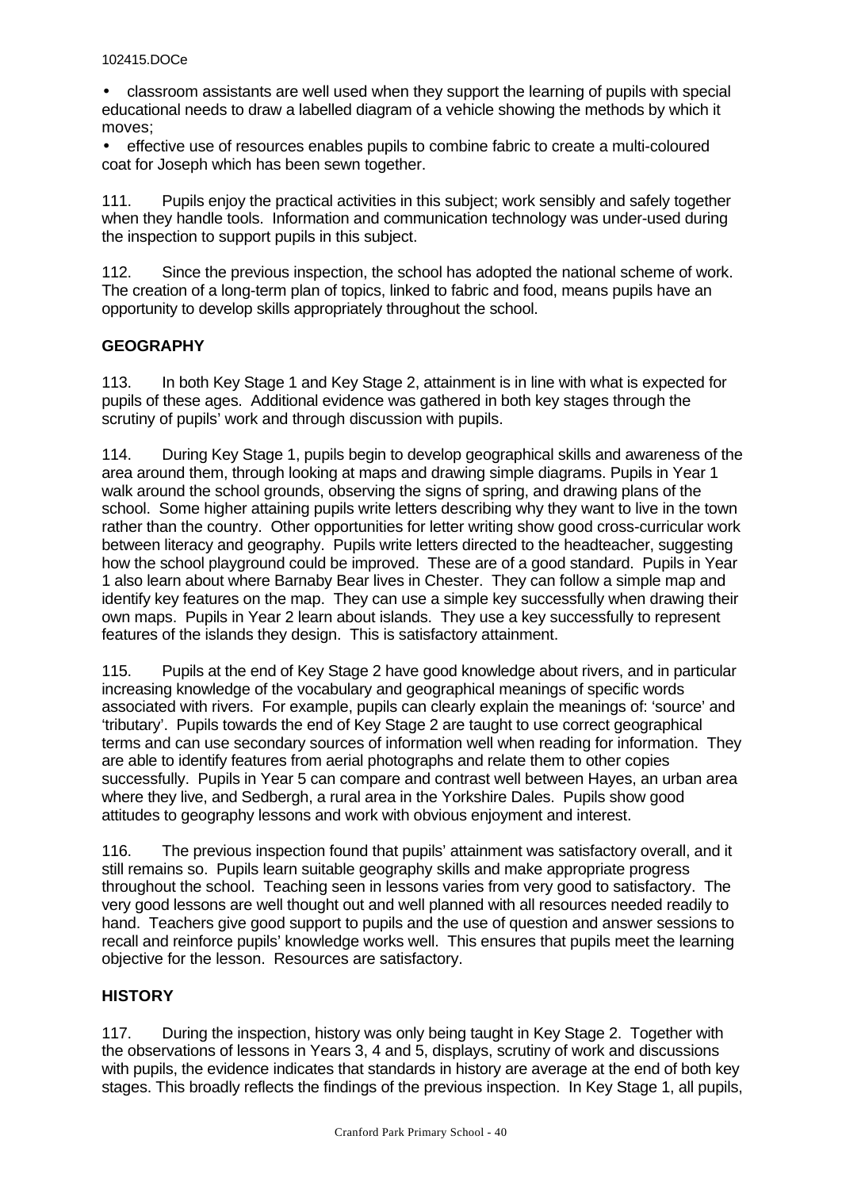- classroom assistants are well used when they support the learning of pupils with special educational needs to draw a labelled diagram of a vehicle showing the methods by which it moves;
- effective use of resources enables pupils to combine fabric to create a multi-coloured coat for Joseph which has been sewn together.

111. Pupils enjoy the practical activities in this subject; work sensibly and safely together when they handle tools. Information and communication technology was under-used during the inspection to support pupils in this subject.

112. Since the previous inspection, the school has adopted the national scheme of work. The creation of a long-term plan of topics, linked to fabric and food, means pupils have an opportunity to develop skills appropriately throughout the school.

## GEOGRAPHY

113. In both Key Stage 1 and Key Stage 2, attainment is in line with what is expected for pupils of these ages. Additional evidence was gathered in both key stages through the scrutiny of pupils' work and through discussion with pupils.

114. During Key Stage 1, pupils begin to develop geographical skills and awareness of the area around them, through looking at maps and drawing simple diagrams. Pupils in Year 1 walk around the school grounds, observing the signs of spring, and drawing plans of the school. Some higher attaining pupils write letters describing why they want to live in the town rather than the country. Other opportunities for letter writing show good cross-curricular work between literacy and geography. Pupils write letters directed to the headteacher, suggesting how the school playground could be improved. These are of a good standard. Pupils in Year 1 also learn about where Barnaby Bear lives in Chester. They can follow a simple map and identify key features on the map. They can use a simple key successfully when drawing their own maps. Pupils in Year 2 learn about islands. They use a key successfully to represent features of the islands they design. This is satisfactory attainment.

115. Pupils at the end of Key Stage 2 have good knowledge about rivers, and in particular increasing knowledge of the vocabulary and geographical meanings of specific words associated with rivers. For example, pupils can clearly explain the meanings of: 'source' and 'tributary'. Pupils towards the end of Key Stage 2 are taught to use correct geographical terms and can use secondary sources of information well when reading for information. They are able to identify features from aerial photographs and relate them to other copies successfully. Pupils in Year 5 can compare and contrast well between Hayes, an urban area where they live, and Sedbergh, a rural area in the Yorkshire Dales. Pupils show good attitudes to geography lessons and work with obvious enjoyment and interest.

116. The previous inspection found that pupils' attainment was satisfactory overall, and it still remains so. Pupils learn suitable geography skills and make appropriate progress throughout the school. Teaching seen in lessons varies from very good to satisfactory. The very good lessons are well thought out and well planned with all resources needed readily to hand. Teachers give good support to pupils and the use of question and answer sessions to recall and reinforce pupils' knowledge works well. This ensures that pupils meet the learning objective for the lesson. Resources are satisfactory.

## HISTORY

117. During the inspection, history was only being taught in Key Stage 2. Together with the observations of lessons in Years 3, 4 and 5, displays, scrutiny of work and discussions with pupils, the evidence indicates that standards in history are average at the end of both key stages. This broadly reflects the findings of the previous inspection. In Key Stage 1, all pupils,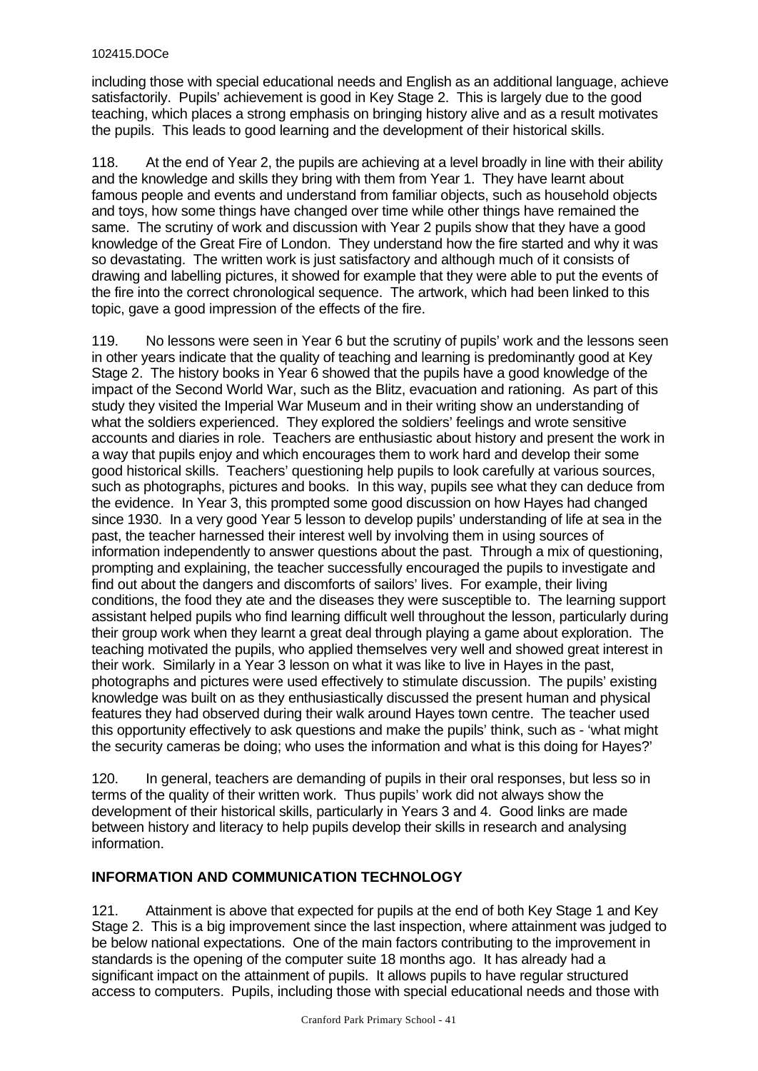including those with special educational needs and English as an additional language, achieve satisfactorily. Pupils' achievement is good in Key Stage 2. This is largely due to the good teaching, which places a strong emphasis on bringing history alive and as a result motivates the pupils. This leads to good learning and the development of their historical skills.

118. At the end of Year 2, the pupils are achieving at a level broadly in line with their ability and the knowledge and skills they bring with them from Year 1. They have learnt about famous people and events and understand from familiar objects, such as household objects and toys, how some things have changed over time while other things have remained the same. The scrutiny of work and discussion with Year 2 pupils show that they have a good knowledge of the Great Fire of London. They understand how the fire started and why it was so devastating. The written work is just satisfactory and although much of it consists of drawing and labelling pictures, it showed for example that they were able to put the events of the fire into the correct chronological sequence. The artwork, which had been linked to this topic, gave a good impression of the effects of the fire.

119. No lessons were seen in Year 6 but the scrutiny of pupils' work and the lessons seen in other years indicate that the quality of teaching and learning is predominantly good at Key Stage 2. The history books in Year 6 showed that the pupils have a good knowledge of the impact of the Second World War, such as the Blitz, evacuation and rationing. As part of this study they visited the Imperial War Museum and in their writing show an understanding of what the soldiers experienced. They explored the soldiers' feelings and wrote sensitive accounts and diaries in role. Teachers are enthusiastic about history and present the work in a way that pupils enjoy and which encourages them to work hard and develop their some good historical skills. Teachers' questioning help pupils to look carefully at various sources, such as photographs, pictures and books. In this way, pupils see what they can deduce from the evidence. In Year 3, this prompted some good discussion on how Hayes had changed since 1930. In a very good Year 5 lesson to develop pupils' understanding of life at sea in the past, the teacher harnessed their interest well by involving them in using sources of information independently to answer questions about the past. Through a mix of questioning, prompting and explaining, the teacher successfully encouraged the pupils to investigate and find out about the dangers and discomforts of sailors' lives. For example, their living conditions, the food they ate and the diseases they were susceptible to. The learning support assistant helped pupils who find learning difficult well throughout the lesson, particularly during their group work when they learnt a great deal through playing a game about exploration. The teaching motivated the pupils, who applied themselves very well and showed great interest in their work. Similarly in a Year 3 lesson on what it was like to live in Hayes in the past, photographs and pictures were used effectively to stimulate discussion. The pupils' existing knowledge was built on as they enthusiastically discussed the present human and physical features they had observed during their walk around Hayes town centre. The teacher used this opportunity effectively to ask questions and make the pupils' think, such as - 'what might the security cameras be doing; who uses the information and what is this doing for Hayes?'

120. In general, teachers are demanding of pupils in their oral responses, but less so in terms of the quality of their written work. Thus pupils' work did not always show the development of their historical skills, particularly in Years 3 and 4. Good links are made between history and literacy to help pupils develop their skills in research and analysing information.

## INFORMATION AND COMMUNICATION TECHNOLOGY

121. Attainment is above that expected for pupils at the end of both Key Stage 1 and Key Stage 2. This is a big improvement since the last inspection, where attainment was judged to be below national expectations. One of the main factors contributing to the improvement in standards is the opening of the computer suite 18 months ago. It has already had a significant impact on the attainment of pupils. It allows pupils to have regular structured access to computers. Pupils, including those with special educational needs and those with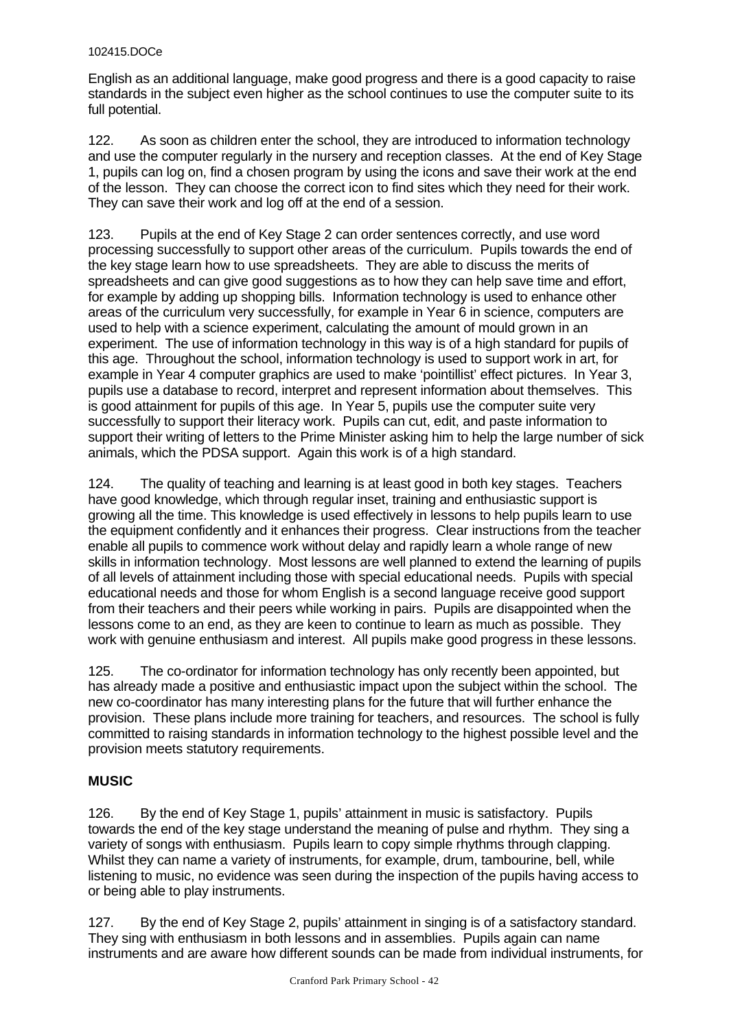English as an additional language, make good progress and there is a good capacity to raise standards in the subject even higher as the school continues to use the computer suite to its full potential.

122. As soon as children enter the school, they are introduced to information technology and use the computer regularly in the nursery and reception classes. At the end of Key Stage 1, pupils can log on, find a chosen program by using the icons and save their work at the end of the lesson. They can choose the correct icon to find sites which they need for their work. They can save their work and log off at the end of a session.

123. Pupils at the end of Key Stage 2 can order sentences correctly, and use word processing successfully to support other areas of the curriculum. Pupils towards the end of the key stage learn how to use spreadsheets. They are able to discuss the merits of spreadsheets and can give good suggestions as to how they can help save time and effort, for example by adding up shopping bills. Information technology is used to enhance other areas of the curriculum very successfully, for example in Year 6 in science, computers are used to help with a science experiment, calculating the amount of mould grown in an experiment. The use of information technology in this way is of a high standard for pupils of this age. Throughout the school, information technology is used to support work in art, for example in Year 4 computer graphics are used to make 'pointillist' effect pictures. In Year 3, pupils use a database to record, interpret and represent information about themselves. This is good attainment for pupils of this age. In Year 5, pupils use the computer suite very successfully to support their literacy work. Pupils can cut, edit, and paste information to support their writing of letters to the Prime Minister asking him to help the large number of sick animals, which the PDSA support. Again this work is of a high standard.

124. The quality of teaching and learning is at least good in both key stages. Teachers have good knowledge, which through regular inset, training and enthusiastic support is growing all the time. This knowledge is used effectively in lessons to help pupils learn to use the equipment confidently and it enhances their progress. Clear instructions from the teacher enable all pupils to commence work without delay and rapidly learn a whole range of new skills in information technology. Most lessons are well planned to extend the learning of pupils of all levels of attainment including those with special educational needs. Pupils with special educational needs and those for whom English is a second language receive good support from their teachers and their peers while working in pairs. Pupils are disappointed when the lessons come to an end, as they are keen to continue to learn as much as possible. They work with genuine enthusiasm and interest. All pupils make good progress in these lessons.

125. The co-ordinator for information technology has only recently been appointed, but has already made a positive and enthusiastic impact upon the subject within the school. The new co-coordinator has many interesting plans for the future that will further enhance the provision. These plans include more training for teachers, and resources. The school is fully committed to raising standards in information technology to the highest possible level and the provision meets statutory requirements.

## MUSIC

126. By the end of Key Stage 1, pupils' attainment in music is satisfactory. Pupils towards the end of the key stage understand the meaning of pulse and rhythm. They sing a variety of songs with enthusiasm. Pupils learn to copy simple rhythms through clapping. Whilst they can name a variety of instruments, for example, drum, tambourine, bell, while listening to music, no evidence was seen during the inspection of the pupils having access to or being able to play instruments.

127. By the end of Key Stage 2, pupils' attainment in singing is of a satisfactory standard. They sing with enthusiasm in both lessons and in assemblies. Pupils again can name instruments and are aware how different sounds can be made from individual instruments, for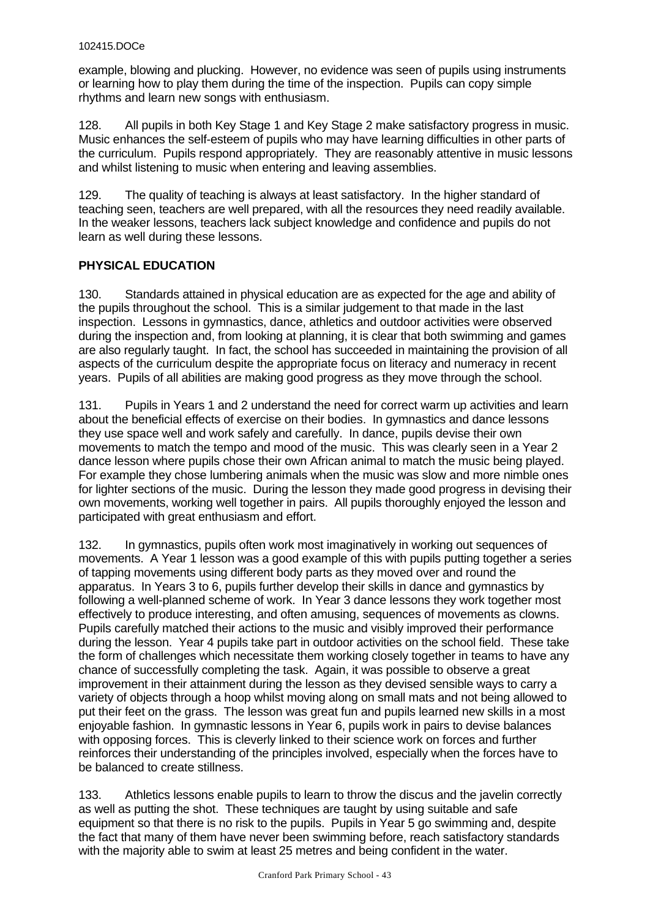example, blowing and plucking. However, no evidence was seen of pupils using instruments or learning how to play them during the time of the inspection. Pupils can copy simple rhythms and learn new songs with enthusiasm.

128. All pupils in both Key Stage 1 and Key Stage 2 make satisfactory progress in music. Music enhances the self-esteem of pupils who may have learning difficulties in other parts of the curriculum. Pupils respond appropriately. They are reasonably attentive in music lessons and whilst listening to music when entering and leaving assemblies.

129. The quality of teaching is always at least satisfactory. In the higher standard of teaching seen, teachers are well prepared, with all the resources they need readily available. In the weaker lessons, teachers lack subject knowledge and confidence and pupils do not learn as well during these lessons.

## PHYSICAL EDUCATION

130. Standards attained in physical education are as expected for the age and ability of the pupils throughout the school. This is a similar judgement to that made in the last inspection. Lessons in gymnastics, dance, athletics and outdoor activities were observed during the inspection and, from looking at planning, it is clear that both swimming and games are also regularly taught. In fact, the school has succeeded in maintaining the provision of all aspects of the curriculum despite the appropriate focus on literacy and numeracy in recent years. Pupils of all abilities are making good progress as they move through the school.

131. Pupils in Years 1 and 2 understand the need for correct warm up activities and learn about the beneficial effects of exercise on their bodies. In gymnastics and dance lessons they use space well and work safely and carefully. In dance, pupils devise their own movements to match the tempo and mood of the music. This was clearly seen in a Year 2 dance lesson where pupils chose their own African animal to match the music being played. For example they chose lumbering animals when the music was slow and more nimble ones for lighter sections of the music. During the lesson they made good progress in devising their own movements, working well together in pairs. All pupils thoroughly enjoyed the lesson and participated with great enthusiasm and effort.

132. In gymnastics, pupils often work most imaginatively in working out sequences of movements. A Year 1 lesson was a good example of this with pupils putting together a series of tapping movements using different body parts as they moved over and round the apparatus. In Years 3 to 6, pupils further develop their skills in dance and gymnastics by following a well-planned scheme of work. In Year 3 dance lessons they work together most effectively to produce interesting, and often amusing, sequences of movements as clowns. Pupils carefully matched their actions to the music and visibly improved their performance during the lesson. Year 4 pupils take part in outdoor activities on the school field. These take the form of challenges which necessitate them working closely together in teams to have any chance of successfully completing the task. Again, it was possible to observe a great improvement in their attainment during the lesson as they devised sensible ways to carry a variety of objects through a hoop whilst moving along on small mats and not being allowed to put their feet on the grass. The lesson was great fun and pupils learned new skills in a most enjoyable fashion. In gymnastic lessons in Year 6, pupils work in pairs to devise balances with opposing forces. This is cleverly linked to their science work on forces and further reinforces their understanding of the principles involved, especially when the forces have to be balanced to create stillness.

133. Athletics lessons enable pupils to learn to throw the discus and the javelin correctly as well as putting the shot. These techniques are taught by using suitable and safe equipment so that there is no risk to the pupils. Pupils in Year 5 go swimming and, despite the fact that many of them have never been swimming before, reach satisfactory standards with the majority able to swim at least 25 metres and being confident in the water.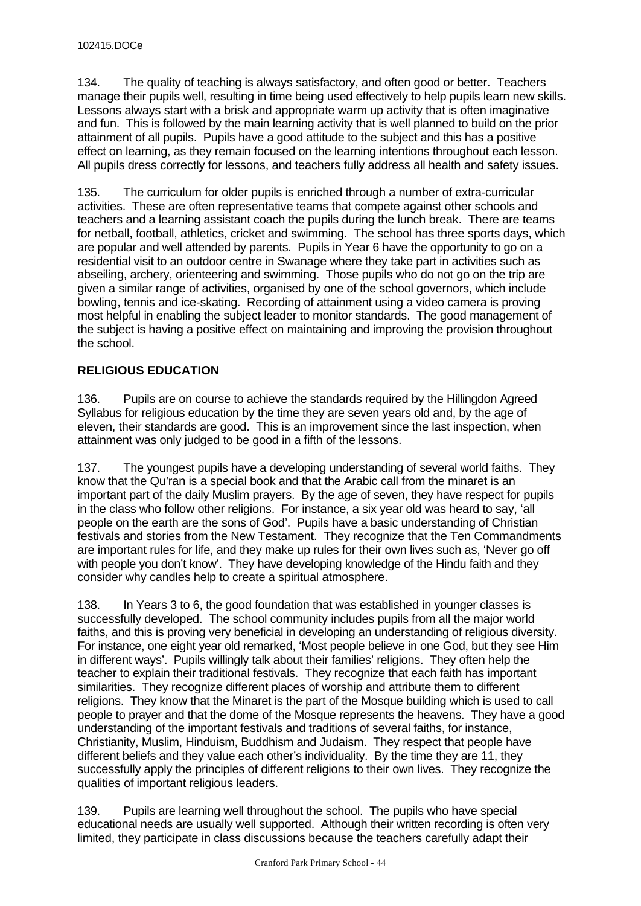134. The quality of teaching is always satisfactory, and often good or better. Teachers manage their pupils well, resulting in time being used effectively to help pupils learn new skills. Lessons always start with a brisk and appropriate warm up activity that is often imaginative and fun. This is followed by the main learning activity that is well planned to build on the prior attainment of all pupils. Pupils have a good attitude to the subject and this has a positive effect on learning, as they remain focused on the learning intentions throughout each lesson. All pupils dress correctly for lessons, and teachers fully address all health and safety issues.

135. The curriculum for older pupils is enriched through a number of extra-curricular activities. These are often representative teams that compete against other schools and teachers and a learning assistant coach the pupils during the lunch break. There are teams for netball, football, athletics, cricket and swimming. The school has three sports days, which are popular and well attended by parents. Pupils in Year 6 have the opportunity to go on a residential visit to an outdoor centre in Swanage where they take part in activities such as abseiling, archery, orienteering and swimming. Those pupils who do not go on the trip are given a similar range of activities, organised by one of the school governors, which include bowling, tennis and ice-skating. Recording of attainment using a video camera is proving most helpful in enabling the subject leader to monitor standards. The good management of the subject is having a positive effect on maintaining and improving the provision throughout the school.

## RELIGIOUS EDUCATION

136. Pupils are on course to achieve the standards required by the Hillingdon Agreed Syllabus for religious education by the time they are seven years old and, by the age of eleven, their standards are good. This is an improvement since the last inspection, when attainment was only judged to be good in a fifth of the lessons.

137. The youngest pupils have a developing understanding of several world faiths. They know that the Qu'ran is a special book and that the Arabic call from the minaret is an important part of the daily Muslim prayers. By the age of seven, they have respect for pupils in the class who follow other religions. For instance, a six year old was heard to say, 'all people on the earth are the sons of God'. Pupils have a basic understanding of Christian festivals and stories from the New Testament. They recognize that the Ten Commandments are important rules for life, and they make up rules for their own lives such as, 'Never go off with people you don't know'. They have developing knowledge of the Hindu faith and they consider why candles help to create a spiritual atmosphere.

138. In Years 3 to 6, the good foundation that was established in younger classes is successfully developed. The school community includes pupils from all the major world faiths, and this is proving very beneficial in developing an understanding of religious diversity. For instance, one eight year old remarked, 'Most people believe in one God, but they see Him in different ways'. Pupils willingly talk about their families' religions. They often help the teacher to explain their traditional festivals. They recognize that each faith has important similarities. They recognize different places of worship and attribute them to different religions. They know that the Minaret is the part of the Mosque building which is used to call people to prayer and that the dome of the Mosque represents the heavens. They have a good understanding of the important festivals and traditions of several faiths, for instance, Christianity, Muslim, Hinduism, Buddhism and Judaism. They respect that people have different beliefs and they value each other's individuality. By the time they are 11, they successfully apply the principles of different religions to their own lives. They recognize the qualities of important religious leaders.

139. Pupils are learning well throughout the school. The pupils who have special educational needs are usually well supported. Although their written recording is often very limited, they participate in class discussions because the teachers carefully adapt their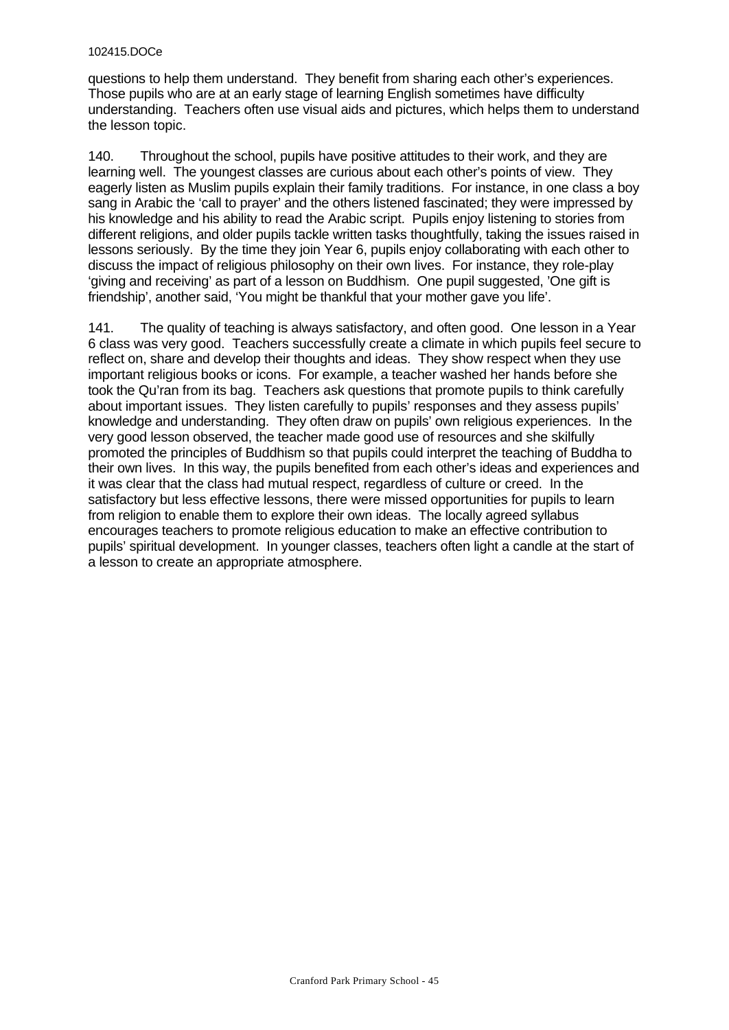questions to help them understand. They benefit from sharing each other's experiences. Those pupils who are at an early stage of learning English sometimes have difficulty understanding. Teachers often use visual aids and pictures, which helps them to understand the lesson topic.

140. Throughout the school, pupils have positive attitudes to their work, and they are learning well. The youngest classes are curious about each other's points of view. They eagerly listen as Muslim pupils explain their family traditions. For instance, in one class a boy sang in Arabic the 'call to prayer' and the others listened fascinated; they were impressed by his knowledge and his ability to read the Arabic script. Pupils enjoy listening to stories from different religions, and older pupils tackle written tasks thoughtfully, taking the issues raised in lessons seriously. By the time they join Year 6, pupils enjoy collaborating with each other to discuss the impact of religious philosophy on their own lives. For instance, they role-play 'giving and receiving' as part of a lesson on Buddhism. One pupil suggested, 'One gift is friendship', another said, 'You might be thankful that your mother gave you life'.

141. The quality of teaching is always satisfactory, and often good. One lesson in a Year 6 class was very good. Teachers successfully create a climate in which pupils feel secure to reflect on, share and develop their thoughts and ideas. They show respect when they use important religious books or icons. For example, a teacher washed her hands before she took the Qu'ran from its bag. Teachers ask questions that promote pupils to think carefully about important issues. They listen carefully to pupils' responses and they assess pupils' knowledge and understanding. They often draw on pupils' own religious experiences. In the very good lesson observed, the teacher made good use of resources and she skilfully promoted the principles of Buddhism so that pupils could interpret the teaching of Buddha to their own lives. In this way, the pupils benefited from each other's ideas and experiences and it was clear that the class had mutual respect, regardless of culture or creed. In the satisfactory but less effective lessons, there were missed opportunities for pupils to learn from religion to enable them to explore their own ideas. The locally agreed syllabus encourages teachers to promote religious education to make an effective contribution to pupils' spiritual development. In younger classes, teachers often light a candle at the start of a lesson to create an appropriate atmosphere.